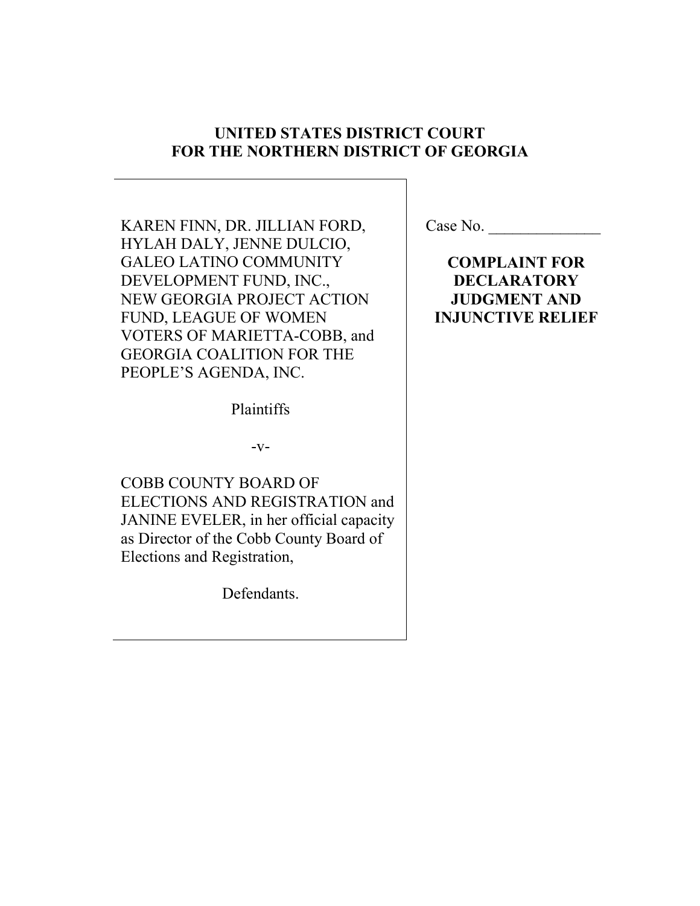**UNITED STATES DISTRICT COURT**
**FOR THE NORTHERN DISTRICT OF GEORGIA**

| | |
|---|---|
| KAREN FINN, DR. JILLIAN FORD, HYLAH DALY, JENNE DULCIO, GALEO LATINO COMMUNITY DEVELOPMENT FUND, INC., NEW GEORGIA PROJECT ACTION FUND, LEAGUE OF WOMEN VOTERS OF MARIETTA-COBB, and GEORGIA COALITION FOR THE PEOPLE'S AGENDA, INC.<br><br>Plaintiffs<br><br>-v-<br><br>COBB COUNTY BOARD OF ELECTIONS AND REGISTRATION and JANINE EVELER, in her official capacity as Director of the Cobb County Board of Elections and Registration,<br><br>Defendants. | Case No. ______________<br><br>**COMPLAINT FOR DECLARATORY JUDGMENT AND INJUNCTIVE RELIEF** |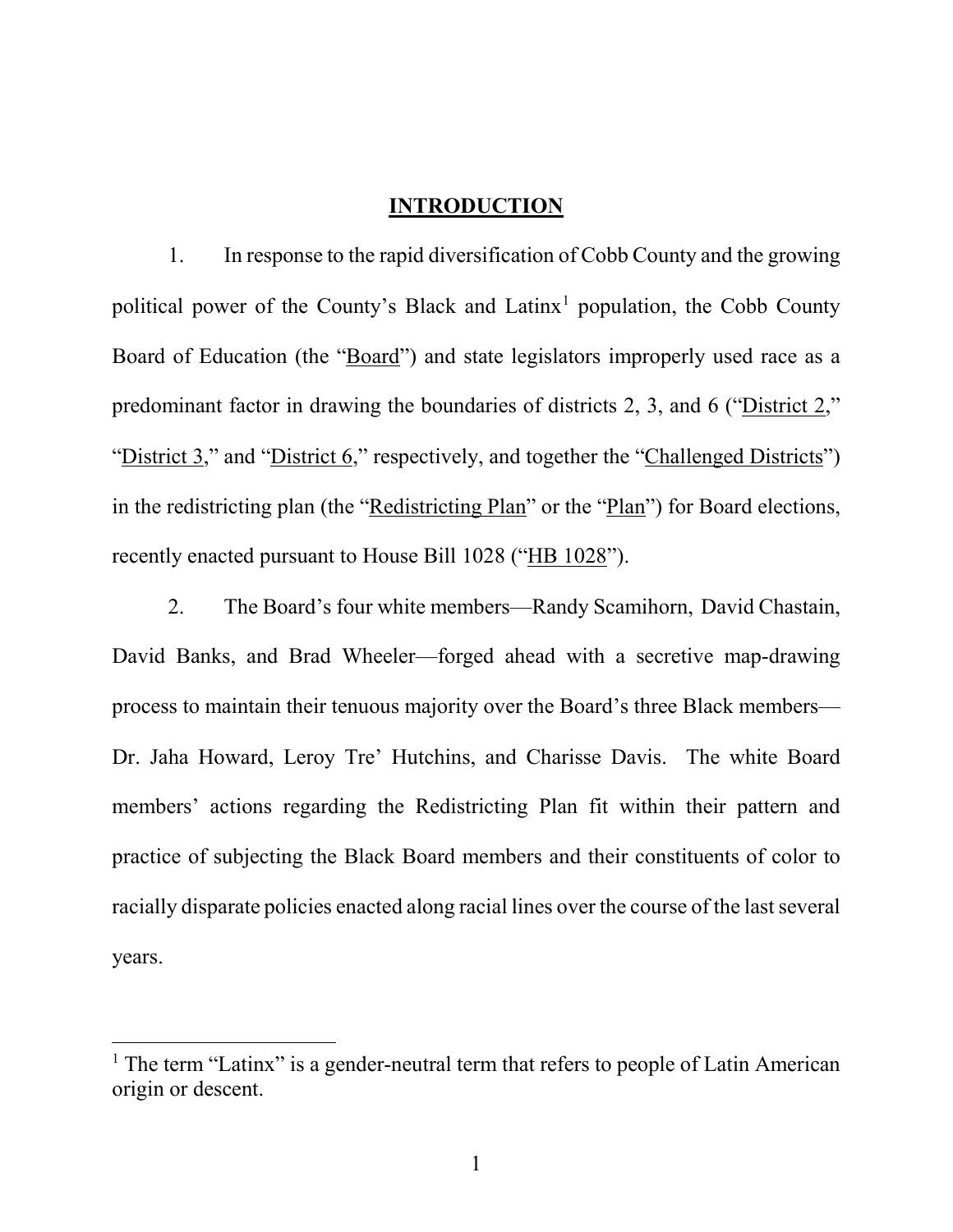# INTRODUCTION

1. In response to the rapid diversification of Cobb County and the growing political power of the County's Black and Latinx[1] population, the Cobb County Board of Education (the "Board") and state legislators improperly used race as a predominant factor in drawing the boundaries of districts 2, 3, and 6 ("District 2," "District 3," and "District 6," respectively, and together the "Challenged Districts") in the redistricting plan (the "Redistricting Plan" or the "Plan") for Board elections, recently enacted pursuant to House Bill 1028 ("HB 1028").

2. The Board's four white members—Randy Scamihorn, David Chastain, David Banks, and Brad Wheeler—forged ahead with a secretive map-drawing process to maintain their tenuous majority over the Board's three Black members—Dr. Jaha Howard, Leroy Tre' Hutchins, and Charisse Davis. The white Board members' actions regarding the Redistricting Plan fit within their pattern and practice of subjecting the Black Board members and their constituents of color to racially disparate policies enacted along racial lines over the course of the last several years.

[1] The term "Latinx" is a gender-neutral term that refers to people of Latin American origin or descent.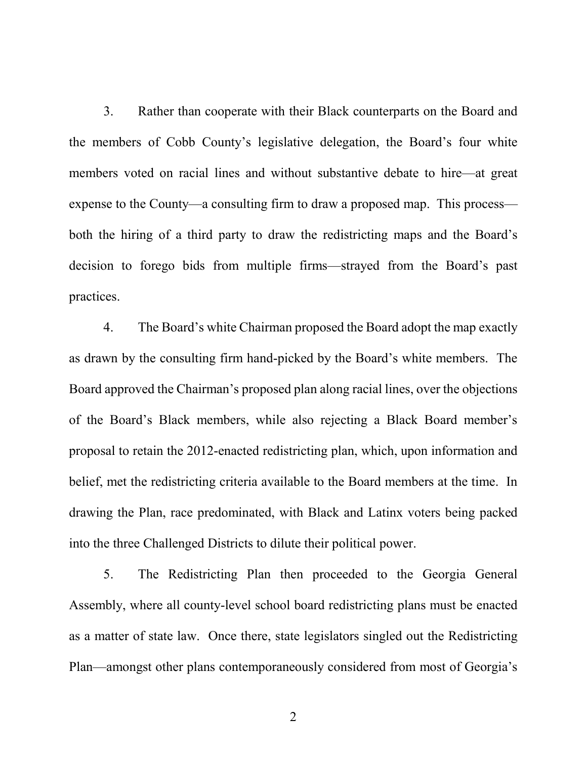3. Rather than cooperate with their Black counterparts on the Board and the members of Cobb County's legislative delegation, the Board's four white members voted on racial lines and without substantive debate to hire—at great expense to the County—a consulting firm to draw a proposed map. This process—both the hiring of a third party to draw the redistricting maps and the Board's decision to forego bids from multiple firms—strayed from the Board's past practices.

4. The Board's white Chairman proposed the Board adopt the map exactly as drawn by the consulting firm hand-picked by the Board's white members. The Board approved the Chairman's proposed plan along racial lines, over the objections of the Board's Black members, while also rejecting a Black Board member's proposal to retain the 2012-enacted redistricting plan, which, upon information and belief, met the redistricting criteria available to the Board members at the time. In drawing the Plan, race predominated, with Black and Latinx voters being packed into the three Challenged Districts to dilute their political power.

5. The Redistricting Plan then proceeded to the Georgia General Assembly, where all county-level school board redistricting plans must be enacted as a matter of state law. Once there, state legislators singled out the Redistricting Plan—amongst other plans contemporaneously considered from most of Georgia's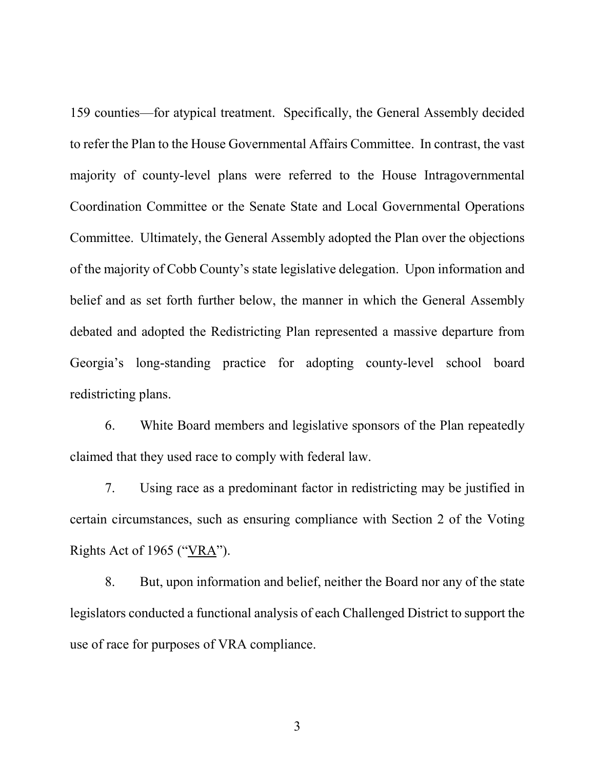159 counties—for atypical treatment. Specifically, the General Assembly decided to refer the Plan to the House Governmental Affairs Committee. In contrast, the vast majority of county-level plans were referred to the House Intragovernmental Coordination Committee or the Senate State and Local Governmental Operations Committee. Ultimately, the General Assembly adopted the Plan over the objections of the majority of Cobb County's state legislative delegation. Upon information and belief and as set forth further below, the manner in which the General Assembly debated and adopted the Redistricting Plan represented a massive departure from Georgia's long-standing practice for adopting county-level school board redistricting plans.

6. White Board members and legislative sponsors of the Plan repeatedly claimed that they used race to comply with federal law.

7. Using race as a predominant factor in redistricting may be justified in certain circumstances, such as ensuring compliance with Section 2 of the Voting Rights Act of 1965 ("VRA").

8. But, upon information and belief, neither the Board nor any of the state legislators conducted a functional analysis of each Challenged District to support the use of race for purposes of VRA compliance.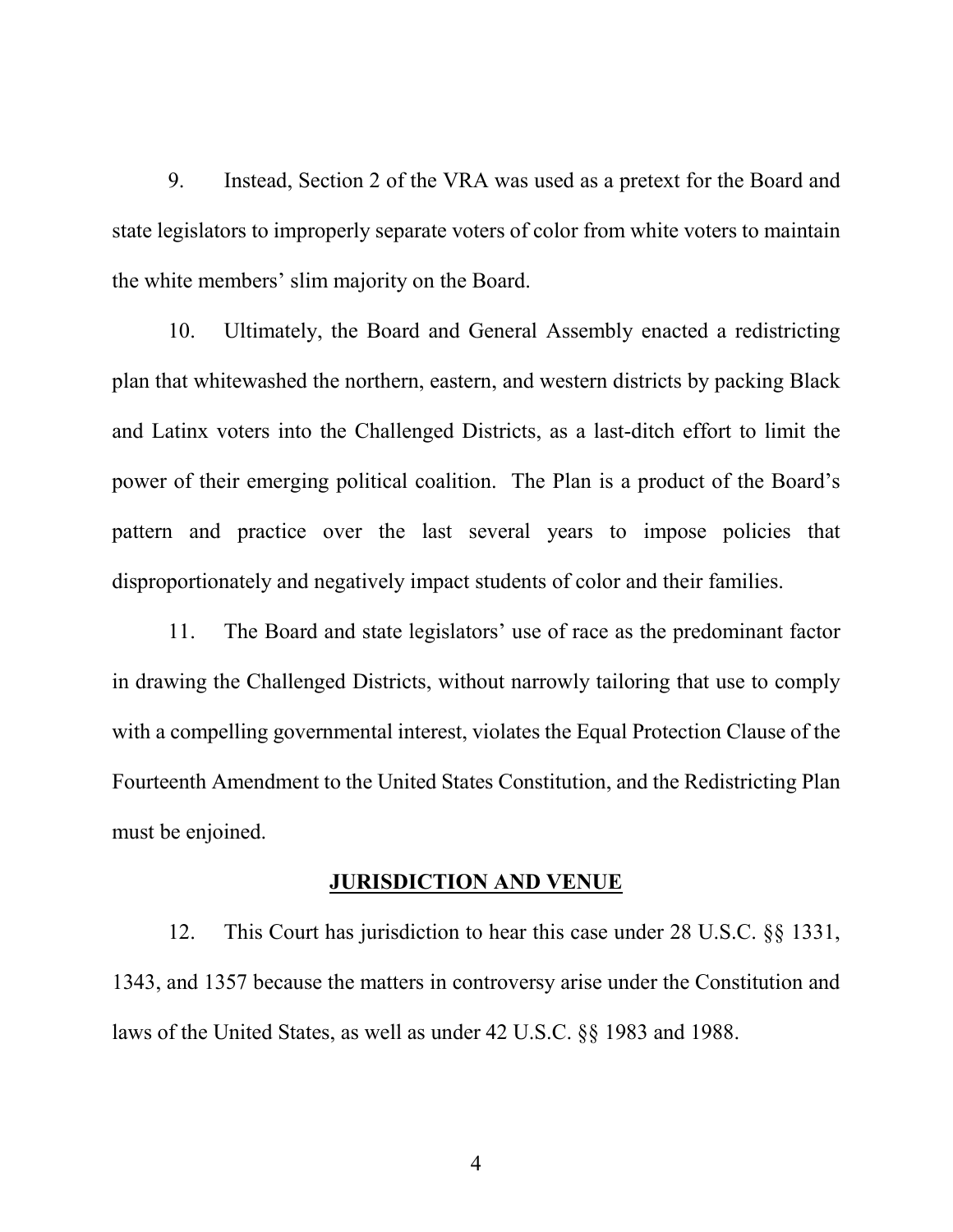9. Instead, Section 2 of the VRA was used as a pretext for the Board and state legislators to improperly separate voters of color from white voters to maintain the white members' slim majority on the Board.

10. Ultimately, the Board and General Assembly enacted a redistricting plan that whitewashed the northern, eastern, and western districts by packing Black and Latinx voters into the Challenged Districts, as a last-ditch effort to limit the power of their emerging political coalition. The Plan is a product of the Board's pattern and practice over the last several years to impose policies that disproportionately and negatively impact students of color and their families.

11. The Board and state legislators' use of race as the predominant factor in drawing the Challenged Districts, without narrowly tailoring that use to comply with a compelling governmental interest, violates the Equal Protection Clause of the Fourteenth Amendment to the United States Constitution, and the Redistricting Plan must be enjoined.

## JURISDICTION AND VENUE

12. This Court has jurisdiction to hear this case under 28 U.S.C. §§ 1331, 1343, and 1357 because the matters in controversy arise under the Constitution and laws of the United States, as well as under 42 U.S.C. §§ 1983 and 1988.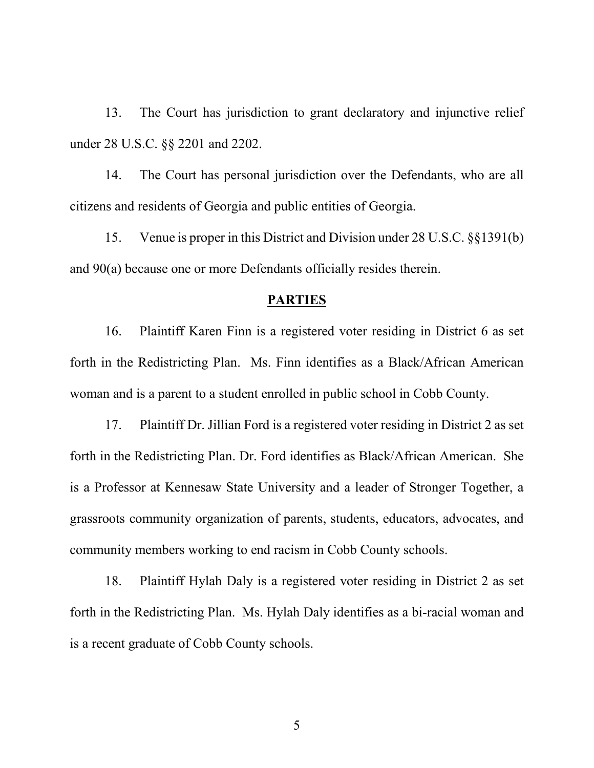13. The Court has jurisdiction to grant declaratory and injunctive relief under 28 U.S.C. §§ 2201 and 2202.

14. The Court has personal jurisdiction over the Defendants, who are all citizens and residents of Georgia and public entities of Georgia.

15. Venue is proper in this District and Division under 28 U.S.C. §§1391(b) and 90(a) because one or more Defendants officially resides therein.

## PARTIES

16. Plaintiff Karen Finn is a registered voter residing in District 6 as set forth in the Redistricting Plan. Ms. Finn identifies as a Black/African American woman and is a parent to a student enrolled in public school in Cobb County.

17. Plaintiff Dr. Jillian Ford is a registered voter residing in District 2 as set forth in the Redistricting Plan. Dr. Ford identifies as Black/African American. She is a Professor at Kennesaw State University and a leader of Stronger Together, a grassroots community organization of parents, students, educators, advocates, and community members working to end racism in Cobb County schools.

18. Plaintiff Hylah Daly is a registered voter residing in District 2 as set forth in the Redistricting Plan. Ms. Hylah Daly identifies as a bi-racial woman and is a recent graduate of Cobb County schools.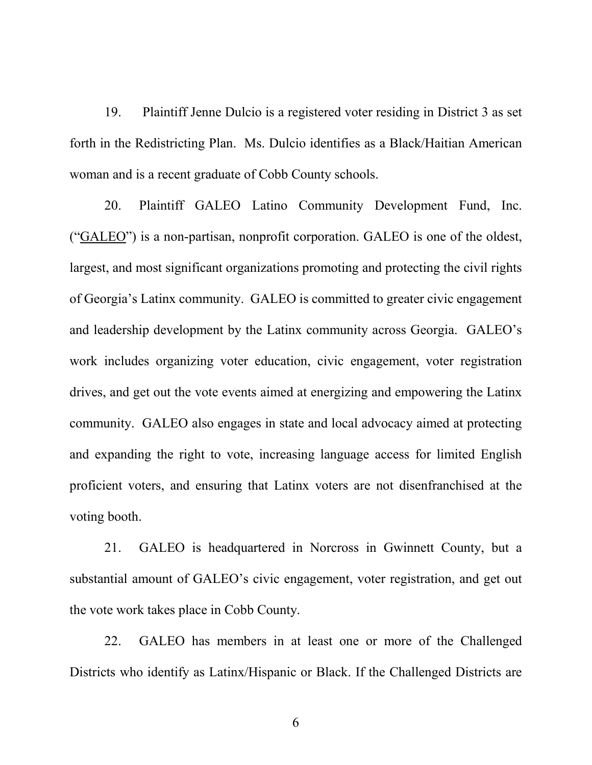19. Plaintiff Jenne Dulcio is a registered voter residing in District 3 as set forth in the Redistricting Plan. Ms. Dulcio identifies as a Black/Haitian American woman and is a recent graduate of Cobb County schools.

20. Plaintiff GALEO Latino Community Development Fund, Inc. ("GALEO") is a non-partisan, nonprofit corporation. GALEO is one of the oldest, largest, and most significant organizations promoting and protecting the civil rights of Georgia's Latinx community. GALEO is committed to greater civic engagement and leadership development by the Latinx community across Georgia. GALEO's work includes organizing voter education, civic engagement, voter registration drives, and get out the vote events aimed at energizing and empowering the Latinx community. GALEO also engages in state and local advocacy aimed at protecting and expanding the right to vote, increasing language access for limited English proficient voters, and ensuring that Latinx voters are not disenfranchised at the voting booth.

21. GALEO is headquartered in Norcross in Gwinnett County, but a substantial amount of GALEO's civic engagement, voter registration, and get out the vote work takes place in Cobb County.

22. GALEO has members in at least one or more of the Challenged Districts who identify as Latinx/Hispanic or Black. If the Challenged Districts are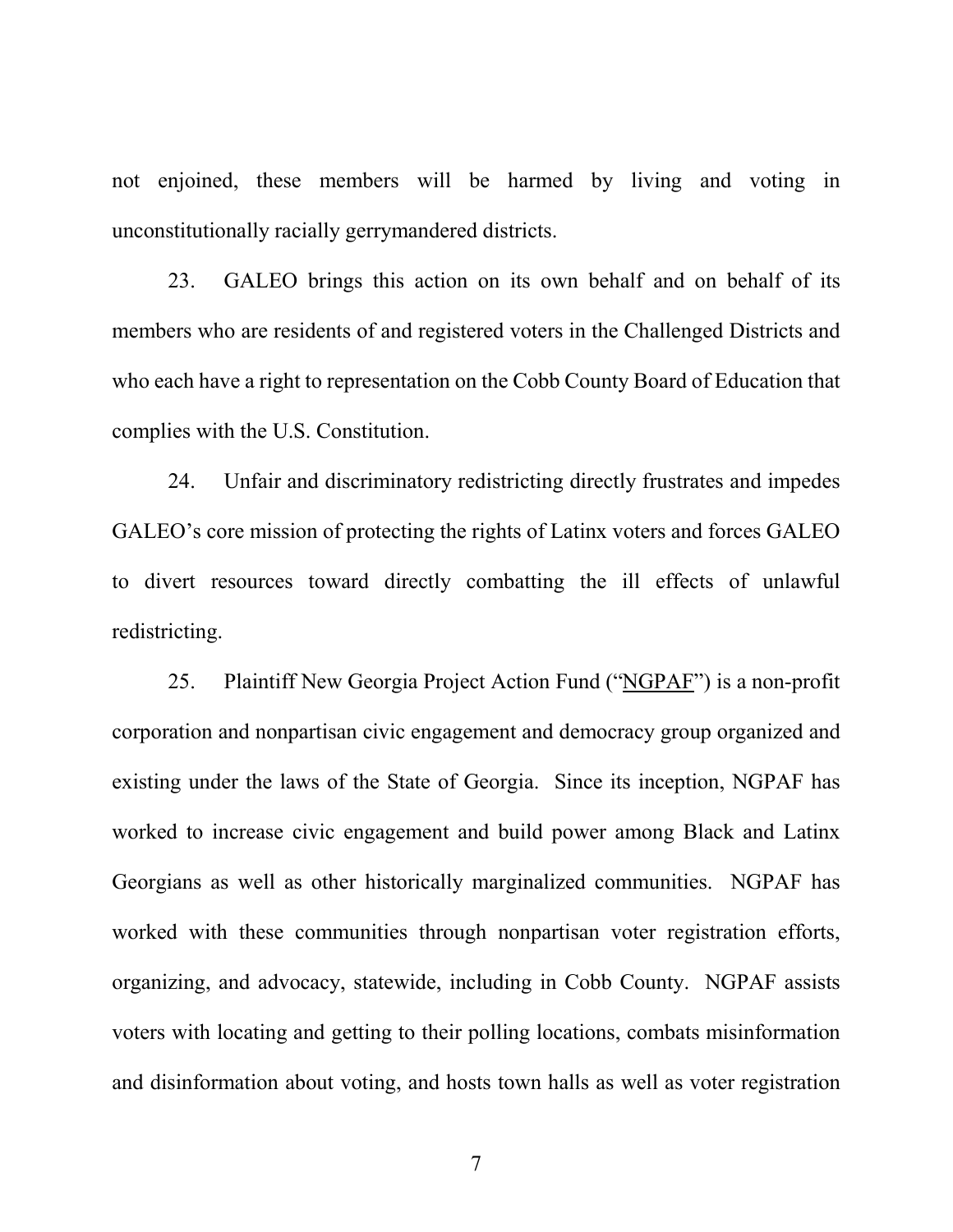not enjoined, these members will be harmed by living and voting in unconstitutionally racially gerrymandered districts.

23. GALEO brings this action on its own behalf and on behalf of its members who are residents of and registered voters in the Challenged Districts and who each have a right to representation on the Cobb County Board of Education that complies with the U.S. Constitution.

24. Unfair and discriminatory redistricting directly frustrates and impedes GALEO's core mission of protecting the rights of Latinx voters and forces GALEO to divert resources toward directly combatting the ill effects of unlawful redistricting.

25. Plaintiff New Georgia Project Action Fund ("NGPAF") is a non-profit corporation and nonpartisan civic engagement and democracy group organized and existing under the laws of the State of Georgia. Since its inception, NGPAF has worked to increase civic engagement and build power among Black and Latinx Georgians as well as other historically marginalized communities. NGPAF has worked with these communities through nonpartisan voter registration efforts, organizing, and advocacy, statewide, including in Cobb County. NGPAF assists voters with locating and getting to their polling locations, combats misinformation and disinformation about voting, and hosts town halls as well as voter registration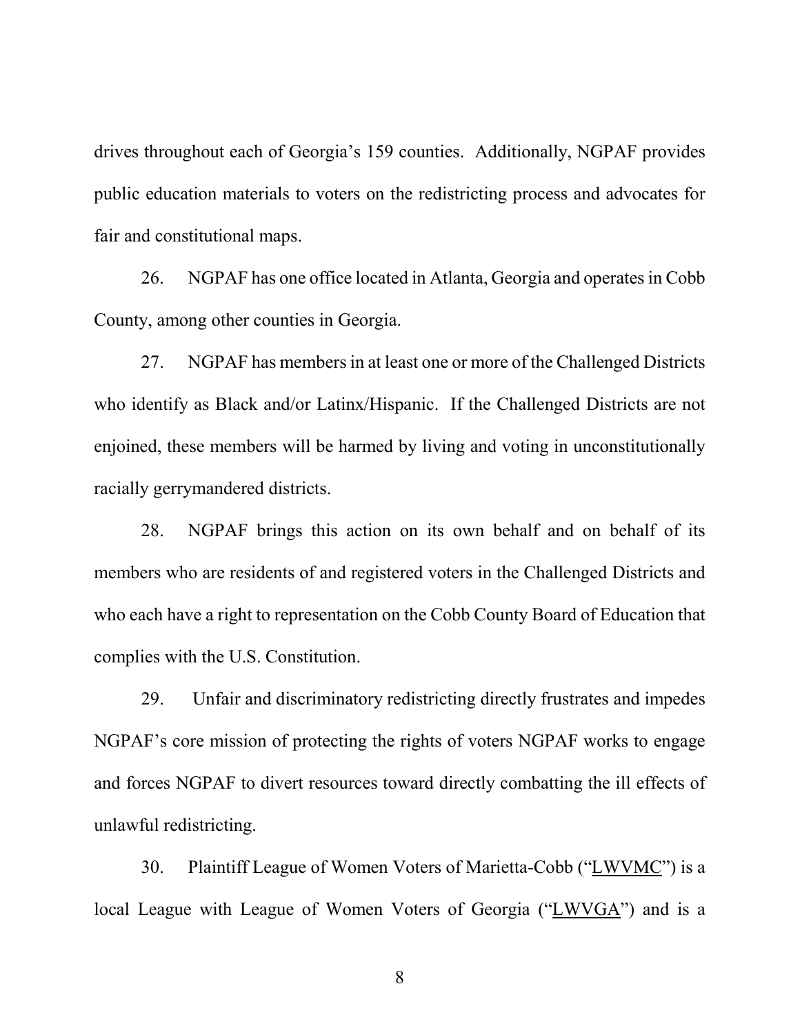drives throughout each of Georgia's 159 counties. Additionally, NGPAF provides public education materials to voters on the redistricting process and advocates for fair and constitutional maps.

26. NGPAF has one office located in Atlanta, Georgia and operates in Cobb County, among other counties in Georgia.

27. NGPAF has members in at least one or more of the Challenged Districts who identify as Black and/or Latinx/Hispanic. If the Challenged Districts are not enjoined, these members will be harmed by living and voting in unconstitutionally racially gerrymandered districts.

28. NGPAF brings this action on its own behalf and on behalf of its members who are residents of and registered voters in the Challenged Districts and who each have a right to representation on the Cobb County Board of Education that complies with the U.S. Constitution.

29. Unfair and discriminatory redistricting directly frustrates and impedes NGPAF's core mission of protecting the rights of voters NGPAF works to engage and forces NGPAF to divert resources toward directly combatting the ill effects of unlawful redistricting.

30. Plaintiff League of Women Voters of Marietta-Cobb ("LWVMC") is a local League with League of Women Voters of Georgia ("LWVGA") and is a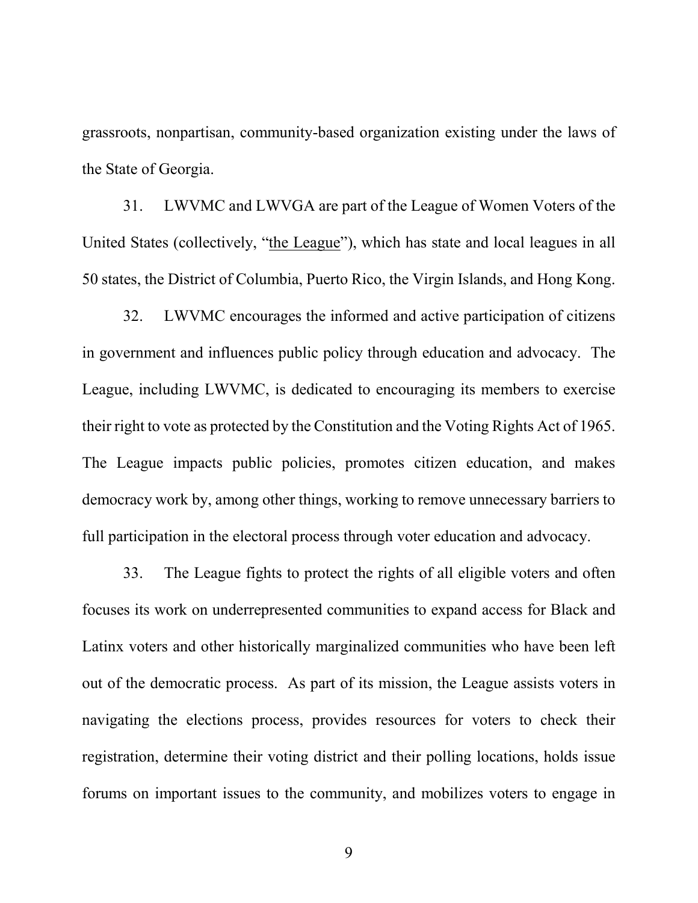grassroots, nonpartisan, community-based organization existing under the laws of the State of Georgia.

31. LWVMC and LWVGA are part of the League of Women Voters of the United States (collectively, "the League"), which has state and local leagues in all 50 states, the District of Columbia, Puerto Rico, the Virgin Islands, and Hong Kong.

32. LWVMC encourages the informed and active participation of citizens in government and influences public policy through education and advocacy. The League, including LWVMC, is dedicated to encouraging its members to exercise their right to vote as protected by the Constitution and the Voting Rights Act of 1965. The League impacts public policies, promotes citizen education, and makes democracy work by, among other things, working to remove unnecessary barriers to full participation in the electoral process through voter education and advocacy.

33. The League fights to protect the rights of all eligible voters and often focuses its work on underrepresented communities to expand access for Black and Latinx voters and other historically marginalized communities who have been left out of the democratic process. As part of its mission, the League assists voters in navigating the elections process, provides resources for voters to check their registration, determine their voting district and their polling locations, holds issue forums on important issues to the community, and mobilizes voters to engage in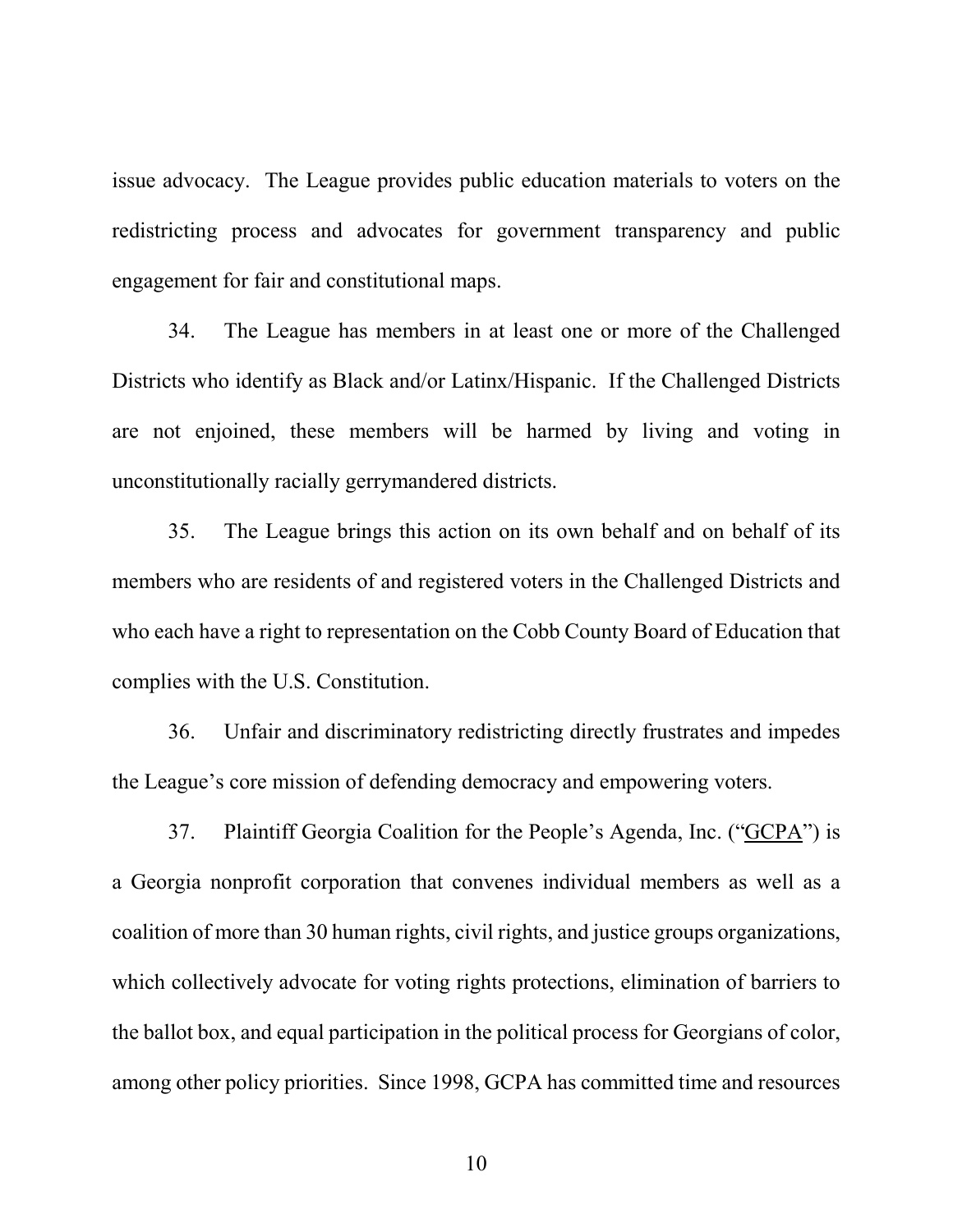issue advocacy. The League provides public education materials to voters on the redistricting process and advocates for government transparency and public engagement for fair and constitutional maps.

34. The League has members in at least one or more of the Challenged Districts who identify as Black and/or Latinx/Hispanic. If the Challenged Districts are not enjoined, these members will be harmed by living and voting in unconstitutionally racially gerrymandered districts.

35. The League brings this action on its own behalf and on behalf of its members who are residents of and registered voters in the Challenged Districts and who each have a right to representation on the Cobb County Board of Education that complies with the U.S. Constitution.

36. Unfair and discriminatory redistricting directly frustrates and impedes the League's core mission of defending democracy and empowering voters.

37. Plaintiff Georgia Coalition for the People's Agenda, Inc. ("GCPA") is a Georgia nonprofit corporation that convenes individual members as well as a coalition of more than 30 human rights, civil rights, and justice groups organizations, which collectively advocate for voting rights protections, elimination of barriers to the ballot box, and equal participation in the political process for Georgians of color, among other policy priorities. Since 1998, GCPA has committed time and resources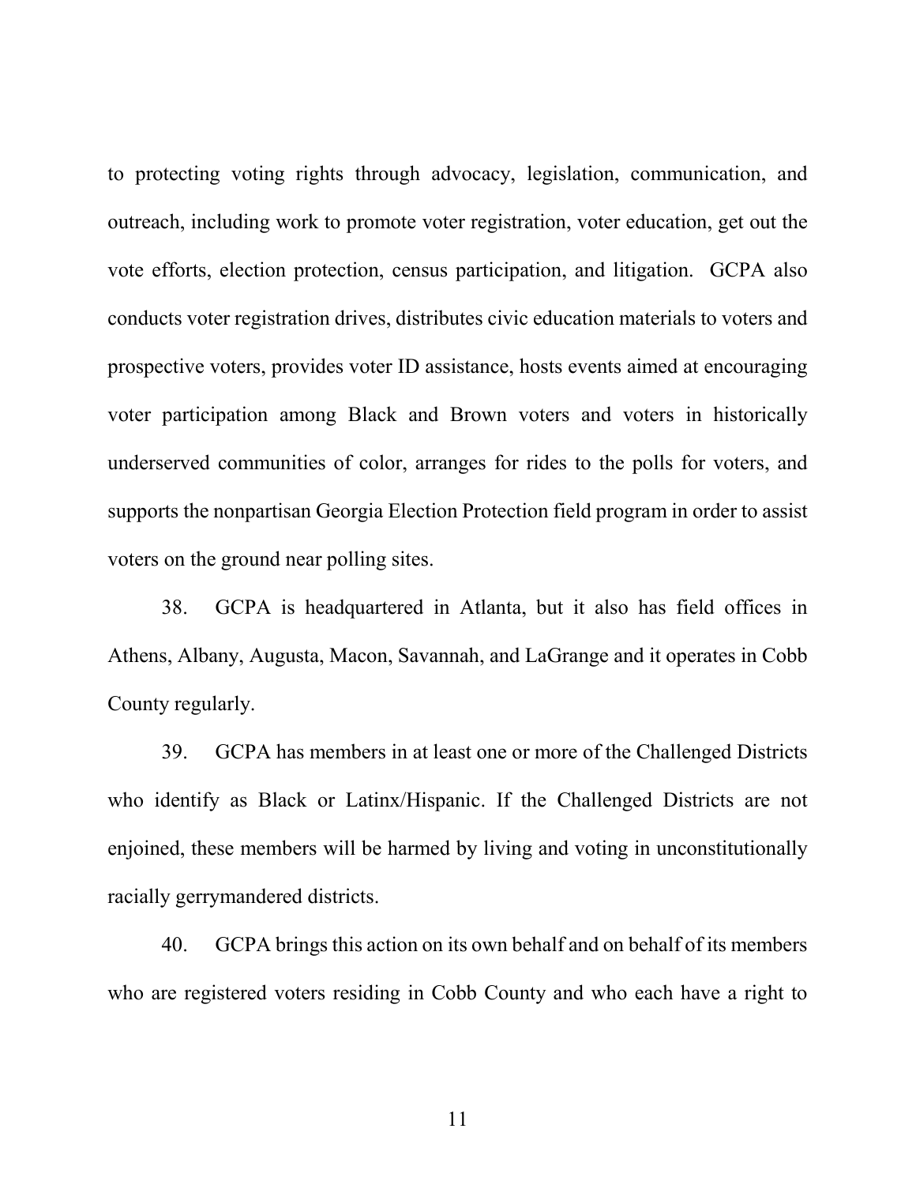to protecting voting rights through advocacy, legislation, communication, and outreach, including work to promote voter registration, voter education, get out the vote efforts, election protection, census participation, and litigation. GCPA also conducts voter registration drives, distributes civic education materials to voters and prospective voters, provides voter ID assistance, hosts events aimed at encouraging voter participation among Black and Brown voters and voters in historically underserved communities of color, arranges for rides to the polls for voters, and supports the nonpartisan Georgia Election Protection field program in order to assist voters on the ground near polling sites.

38. GCPA is headquartered in Atlanta, but it also has field offices in Athens, Albany, Augusta, Macon, Savannah, and LaGrange and it operates in Cobb County regularly.

39. GCPA has members in at least one or more of the Challenged Districts who identify as Black or Latinx/Hispanic. If the Challenged Districts are not enjoined, these members will be harmed by living and voting in unconstitutionally racially gerrymandered districts.

40. GCPA brings this action on its own behalf and on behalf of its members who are registered voters residing in Cobb County and who each have a right to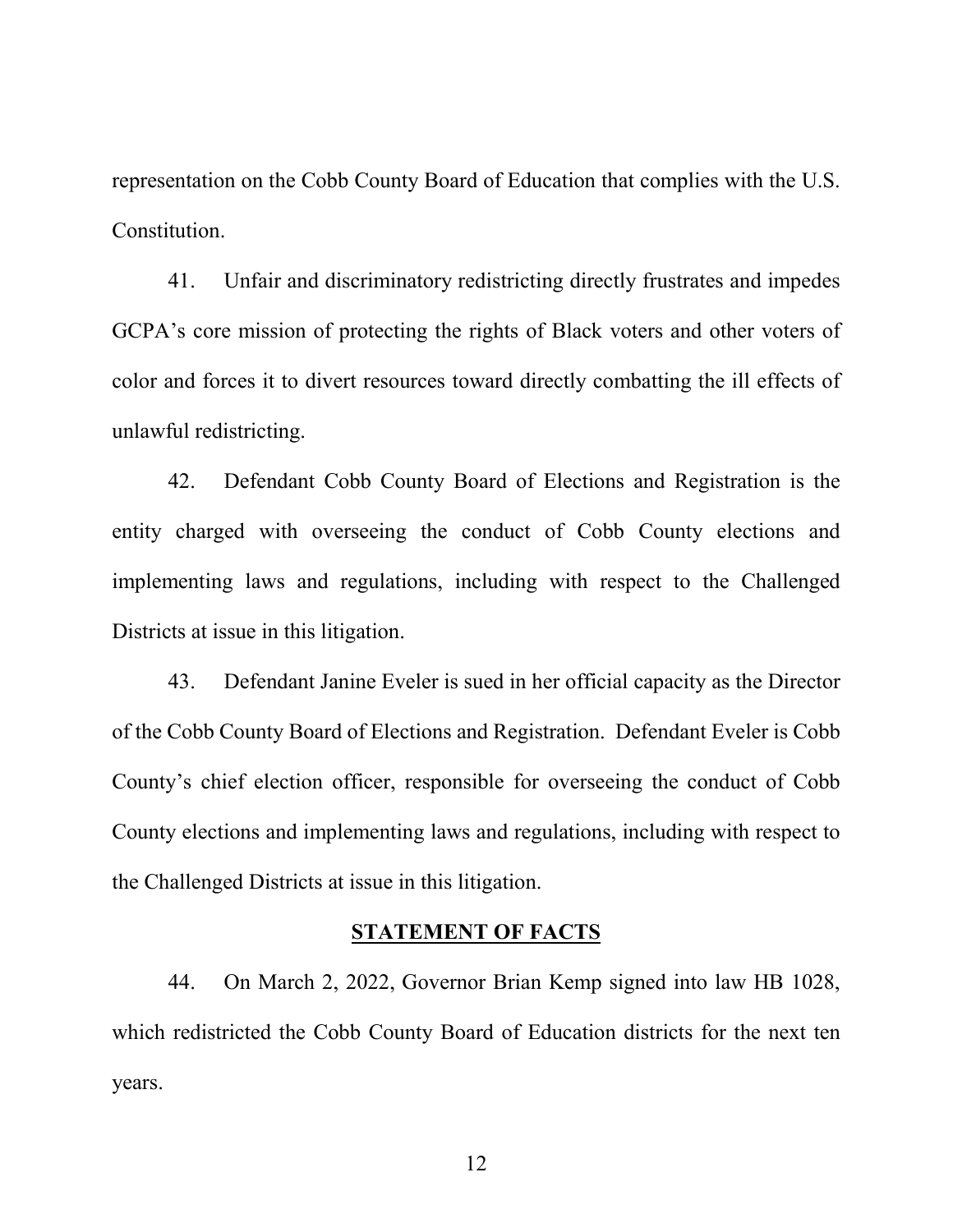representation on the Cobb County Board of Education that complies with the U.S. Constitution.

41. Unfair and discriminatory redistricting directly frustrates and impedes GCPA's core mission of protecting the rights of Black voters and other voters of color and forces it to divert resources toward directly combatting the ill effects of unlawful redistricting.

42. Defendant Cobb County Board of Elections and Registration is the entity charged with overseeing the conduct of Cobb County elections and implementing laws and regulations, including with respect to the Challenged Districts at issue in this litigation.

43. Defendant Janine Eveler is sued in her official capacity as the Director of the Cobb County Board of Elections and Registration. Defendant Eveler is Cobb County's chief election officer, responsible for overseeing the conduct of Cobb County elections and implementing laws and regulations, including with respect to the Challenged Districts at issue in this litigation.

## STATEMENT OF FACTS

44. On March 2, 2022, Governor Brian Kemp signed into law HB 1028, which redistricted the Cobb County Board of Education districts for the next ten years.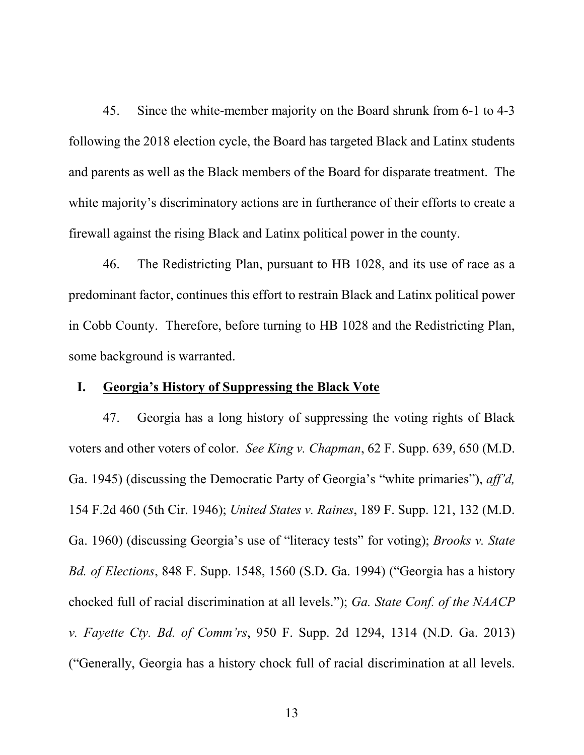45. Since the white-member majority on the Board shrunk from 6-1 to 4-3 following the 2018 election cycle, the Board has targeted Black and Latinx students and parents as well as the Black members of the Board for disparate treatment. The white majority's discriminatory actions are in furtherance of their efforts to create a firewall against the rising Black and Latinx political power in the county.

46. The Redistricting Plan, pursuant to HB 1028, and its use of race as a predominant factor, continues this effort to restrain Black and Latinx political power in Cobb County. Therefore, before turning to HB 1028 and the Redistricting Plan, some background is warranted.

## I. <u>Georgia's History of Suppressing the Black Vote</u>

47. Georgia has a long history of suppressing the voting rights of Black voters and other voters of color. *See King v. Chapman*, 62 F. Supp. 639, 650 (M.D. Ga. 1945) (discussing the Democratic Party of Georgia's "white primaries"), *aff'd,* 154 F.2d 460 (5th Cir. 1946); *United States v. Raines*, 189 F. Supp. 121, 132 (M.D. Ga. 1960) (discussing Georgia's use of "literacy tests" for voting); *Brooks v. State Bd. of Elections*, 848 F. Supp. 1548, 1560 (S.D. Ga. 1994) ("Georgia has a history chocked full of racial discrimination at all levels."); *Ga. State Conf. of the NAACP v. Fayette Cty. Bd. of Comm'rs*, 950 F. Supp. 2d 1294, 1314 (N.D. Ga. 2013) ("Generally, Georgia has a history chock full of racial discrimination at all levels.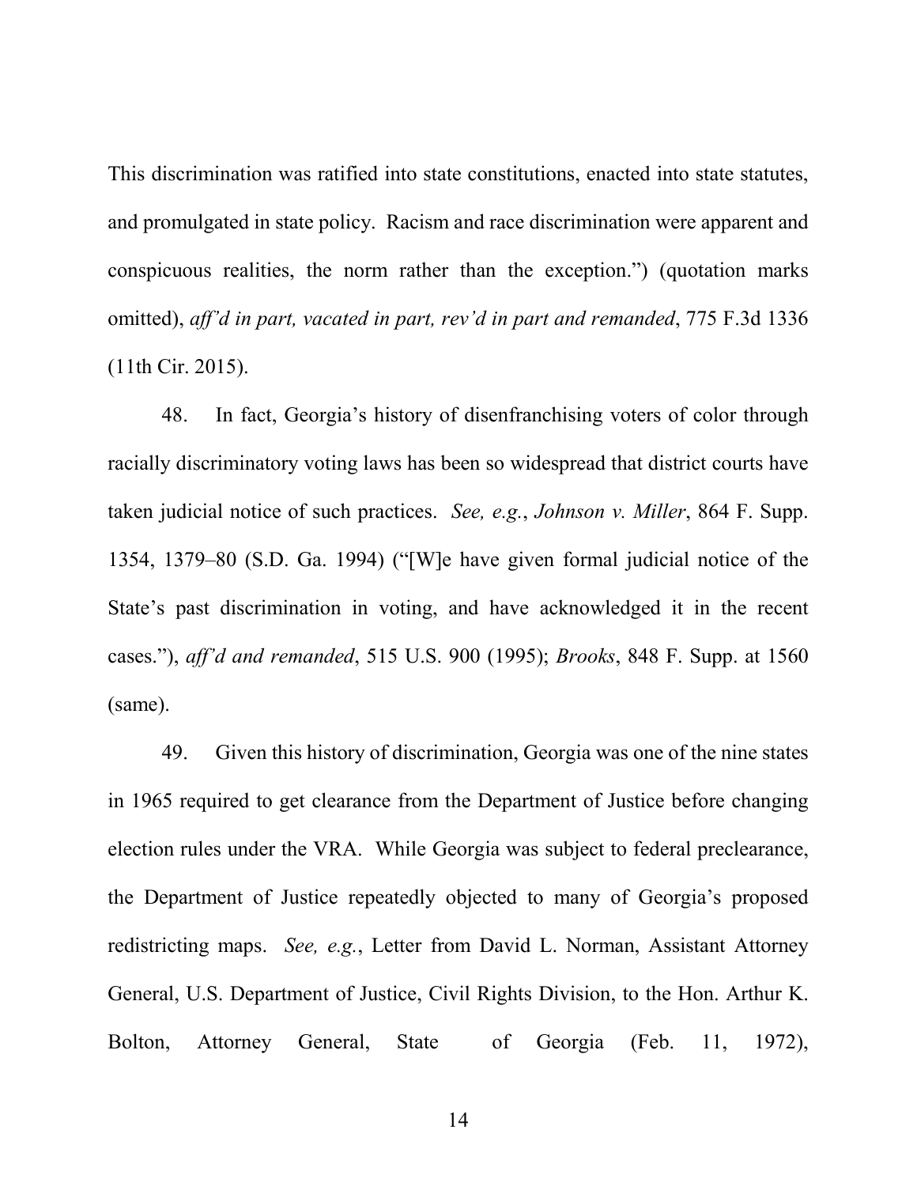This discrimination was ratified into state constitutions, enacted into state statutes, and promulgated in state policy. Racism and race discrimination were apparent and conspicuous realities, the norm rather than the exception.") (quotation marks omitted), *aff'd in part, vacated in part, rev'd in part and remanded*, 775 F.3d 1336 (11th Cir. 2015).

48. In fact, Georgia's history of disenfranchising voters of color through racially discriminatory voting laws has been so widespread that district courts have taken judicial notice of such practices. *See, e.g.*, *Johnson v. Miller*, 864 F. Supp. 1354, 1379–80 (S.D. Ga. 1994) ("[W]e have given formal judicial notice of the State's past discrimination in voting, and have acknowledged it in the recent cases."), *aff'd and remanded*, 515 U.S. 900 (1995); *Brooks*, 848 F. Supp. at 1560 (same).

49. Given this history of discrimination, Georgia was one of the nine states in 1965 required to get clearance from the Department of Justice before changing election rules under the VRA. While Georgia was subject to federal preclearance, the Department of Justice repeatedly objected to many of Georgia's proposed redistricting maps. *See, e.g.*, Letter from David L. Norman, Assistant Attorney General, U.S. Department of Justice, Civil Rights Division, to the Hon. Arthur K. Bolton, Attorney General, State of Georgia (Feb. 11, 1972),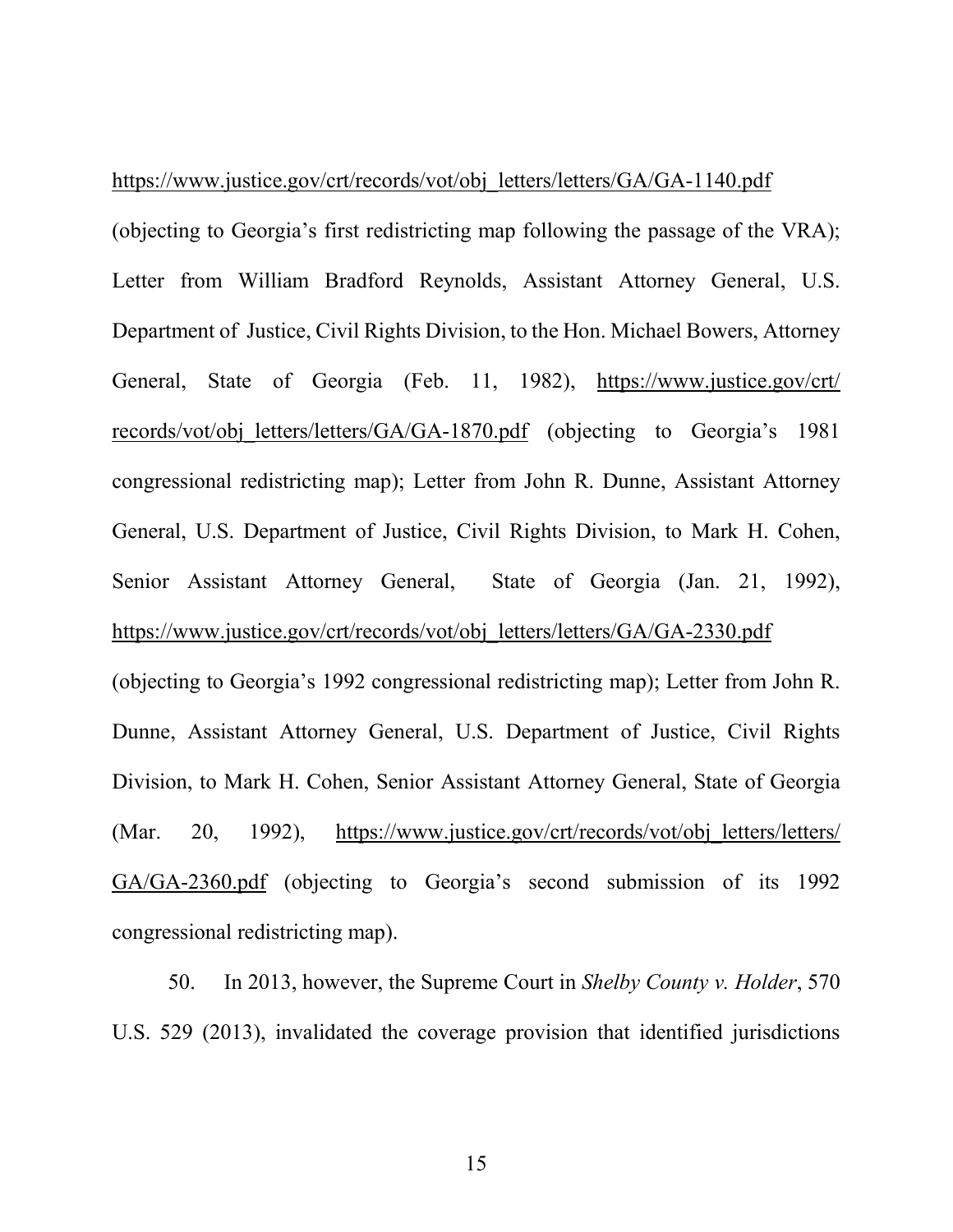https://www.justice.gov/crt/records/vot/obj_letters/letters/GA/GA-1140.pdf (objecting to Georgia's first redistricting map following the passage of the VRA); Letter from William Bradford Reynolds, Assistant Attorney General, U.S. Department of Justice, Civil Rights Division, to the Hon. Michael Bowers, Attorney General, State of Georgia (Feb. 11, 1982), https://www.justice.gov/crt/records/vot/obj_letters/letters/GA/GA-1870.pdf (objecting to Georgia's 1981 congressional redistricting map); Letter from John R. Dunne, Assistant Attorney General, U.S. Department of Justice, Civil Rights Division, to Mark H. Cohen, Senior Assistant Attorney General, State of Georgia (Jan. 21, 1992), https://www.justice.gov/crt/records/vot/obj_letters/letters/GA/GA-2330.pdf (objecting to Georgia's 1992 congressional redistricting map); Letter from John R. Dunne, Assistant Attorney General, U.S. Department of Justice, Civil Rights Division, to Mark H. Cohen, Senior Assistant Attorney General, State of Georgia (Mar. 20, 1992), https://www.justice.gov/crt/records/vot/obj_letters/letters/GA/GA-2360.pdf (objecting to Georgia's second submission of its 1992 congressional redistricting map).

50. In 2013, however, the Supreme Court in *Shelby County v. Holder*, 570 U.S. 529 (2013), invalidated the coverage provision that identified jurisdictions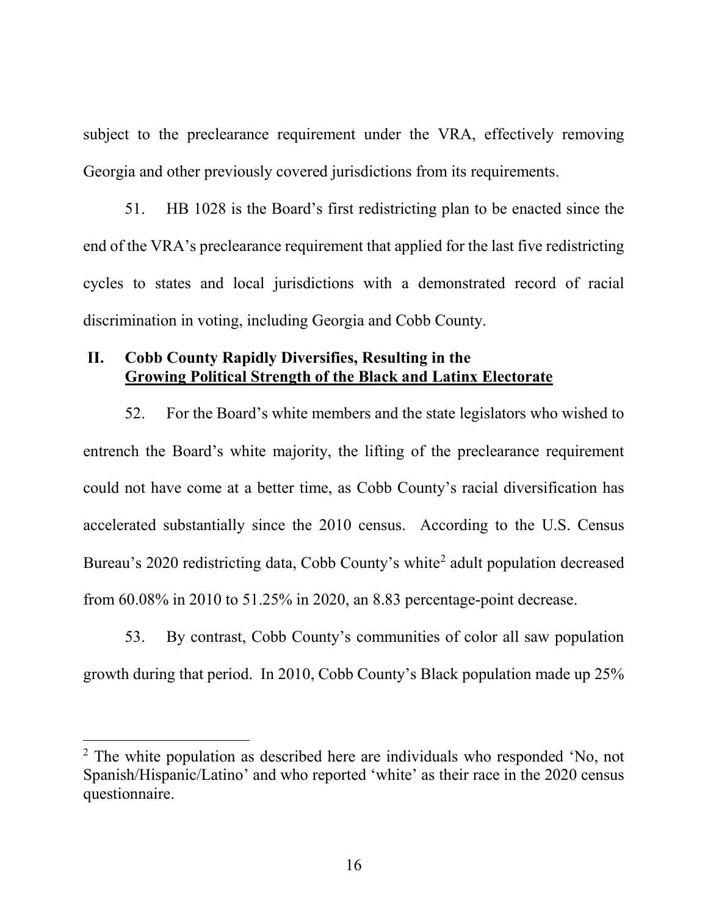subject to the preclearance requirement under the VRA, effectively removing Georgia and other previously covered jurisdictions from its requirements.

51. HB 1028 is the Board's first redistricting plan to be enacted since the end of the VRA's preclearance requirement that applied for the last five redistricting cycles to states and local jurisdictions with a demonstrated record of racial discrimination in voting, including Georgia and Cobb County.

## II. Cobb County Rapidly Diversifies, Resulting in the Growing Political Strength of the Black and Latinx Electorate

52. For the Board's white members and the state legislators who wished to entrench the Board's white majority, the lifting of the preclearance requirement could not have come at a better time, as Cobb County's racial diversification has accelerated substantially since the 2010 census. According to the U.S. Census Bureau's 2020 redistricting data, Cobb County's white[2] adult population decreased from 60.08% in 2010 to 51.25% in 2020, an 8.83 percentage-point decrease.

53. By contrast, Cobb County's communities of color all saw population growth during that period. In 2010, Cobb County's Black population made up 25%

---

[2] The white population as described here are individuals who responded 'No, not Spanish/Hispanic/Latino' and who reported 'white' as their race in the 2020 census questionnaire.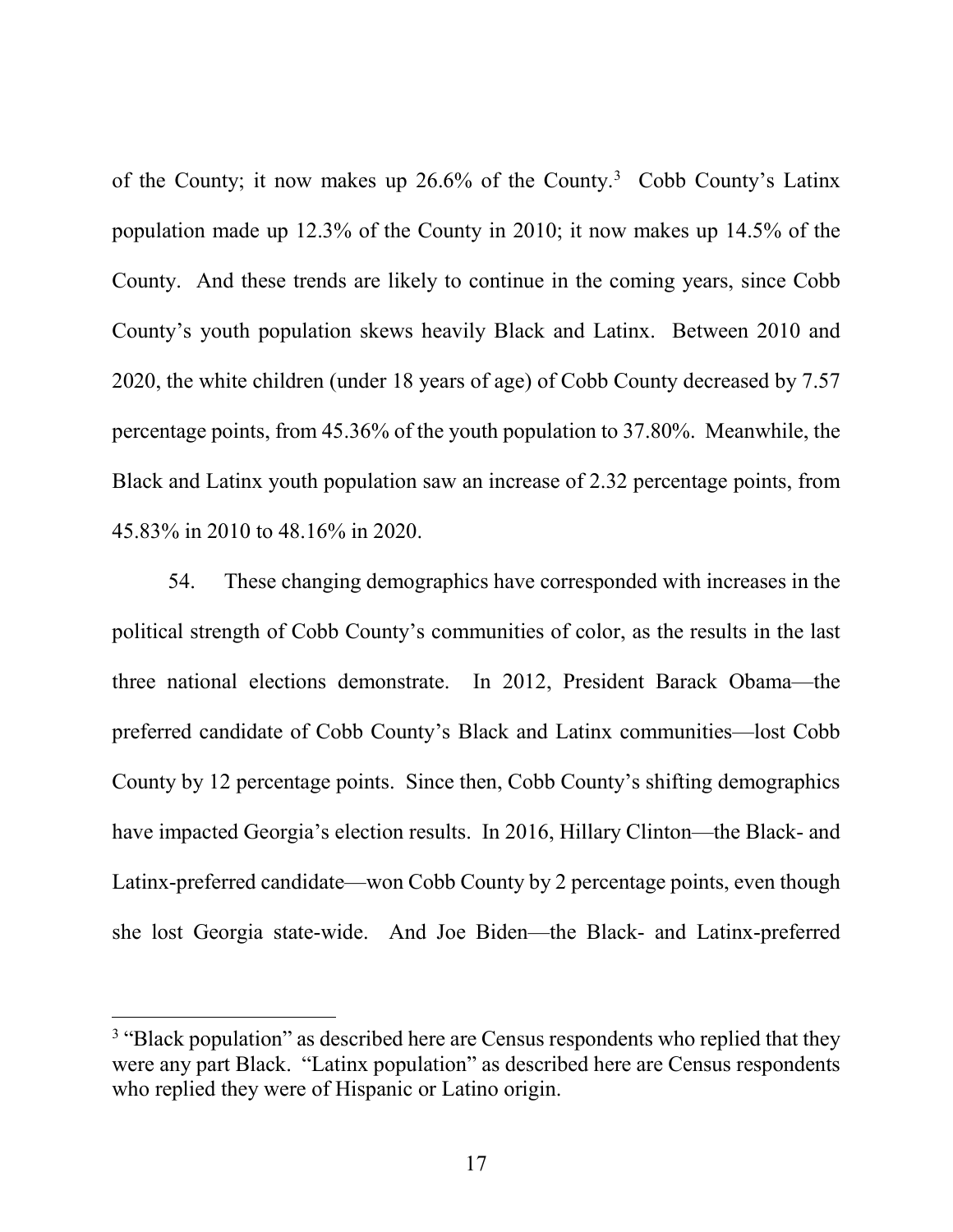of the County; it now makes up 26.6% of the County.[3] Cobb County's Latinx population made up 12.3% of the County in 2010; it now makes up 14.5% of the County. And these trends are likely to continue in the coming years, since Cobb County's youth population skews heavily Black and Latinx. Between 2010 and 2020, the white children (under 18 years of age) of Cobb County decreased by 7.57 percentage points, from 45.36% of the youth population to 37.80%. Meanwhile, the Black and Latinx youth population saw an increase of 2.32 percentage points, from 45.83% in 2010 to 48.16% in 2020.

54. These changing demographics have corresponded with increases in the political strength of Cobb County's communities of color, as the results in the last three national elections demonstrate. In 2012, President Barack Obama—the preferred candidate of Cobb County's Black and Latinx communities—lost Cobb County by 12 percentage points. Since then, Cobb County's shifting demographics have impacted Georgia's election results. In 2016, Hillary Clinton—the Black- and Latinx-preferred candidate—won Cobb County by 2 percentage points, even though she lost Georgia state-wide. And Joe Biden—the Black- and Latinx-preferred

[3] "Black population" as described here are Census respondents who replied that they were any part Black. "Latinx population" as described here are Census respondents who replied they were of Hispanic or Latino origin.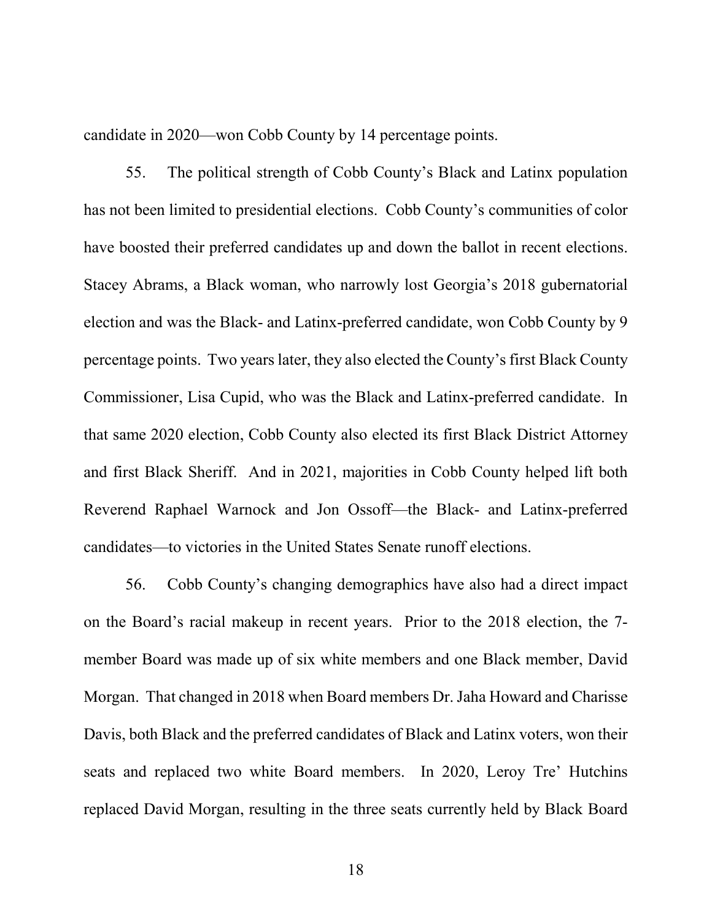candidate in 2020—won Cobb County by 14 percentage points.

55. The political strength of Cobb County's Black and Latinx population has not been limited to presidential elections. Cobb County's communities of color have boosted their preferred candidates up and down the ballot in recent elections. Stacey Abrams, a Black woman, who narrowly lost Georgia's 2018 gubernatorial election and was the Black- and Latinx-preferred candidate, won Cobb County by 9 percentage points. Two years later, they also elected the County's first Black County Commissioner, Lisa Cupid, who was the Black and Latinx-preferred candidate. In that same 2020 election, Cobb County also elected its first Black District Attorney and first Black Sheriff. And in 2021, majorities in Cobb County helped lift both Reverend Raphael Warnock and Jon Ossoff—the Black- and Latinx-preferred candidates—to victories in the United States Senate runoff elections.

56. Cobb County's changing demographics have also had a direct impact on the Board's racial makeup in recent years. Prior to the 2018 election, the 7-member Board was made up of six white members and one Black member, David Morgan. That changed in 2018 when Board members Dr. Jaha Howard and Charisse Davis, both Black and the preferred candidates of Black and Latinx voters, won their seats and replaced two white Board members. In 2020, Leroy Tre' Hutchins replaced David Morgan, resulting in the three seats currently held by Black Board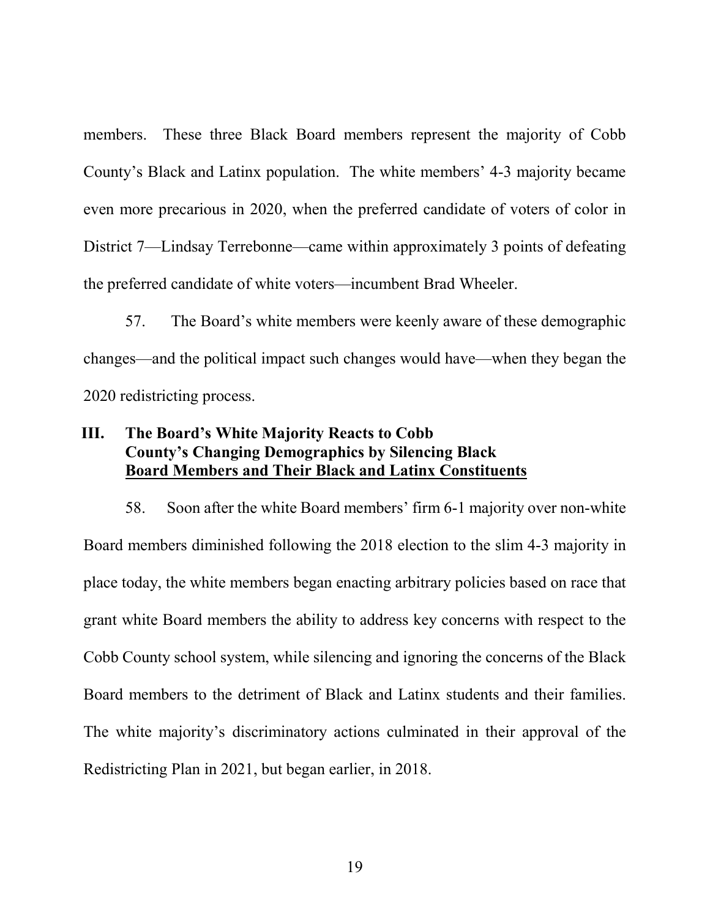members. These three Black Board members represent the majority of Cobb County's Black and Latinx population. The white members' 4-3 majority became even more precarious in 2020, when the preferred candidate of voters of color in District 7—Lindsay Terrebonne—came within approximately 3 points of defeating the preferred candidate of white voters—incumbent Brad Wheeler.

57. The Board's white members were keenly aware of these demographic changes—and the political impact such changes would have—when they began the 2020 redistricting process.

## III. The Board's White Majority Reacts to Cobb County's Changing Demographics by Silencing Black Board Members and Their Black and Latinx Constituents

58. Soon after the white Board members' firm 6-1 majority over non-white Board members diminished following the 2018 election to the slim 4-3 majority in place today, the white members began enacting arbitrary policies based on race that grant white Board members the ability to address key concerns with respect to the Cobb County school system, while silencing and ignoring the concerns of the Black Board members to the detriment of Black and Latinx students and their families. The white majority's discriminatory actions culminated in their approval of the Redistricting Plan in 2021, but began earlier, in 2018.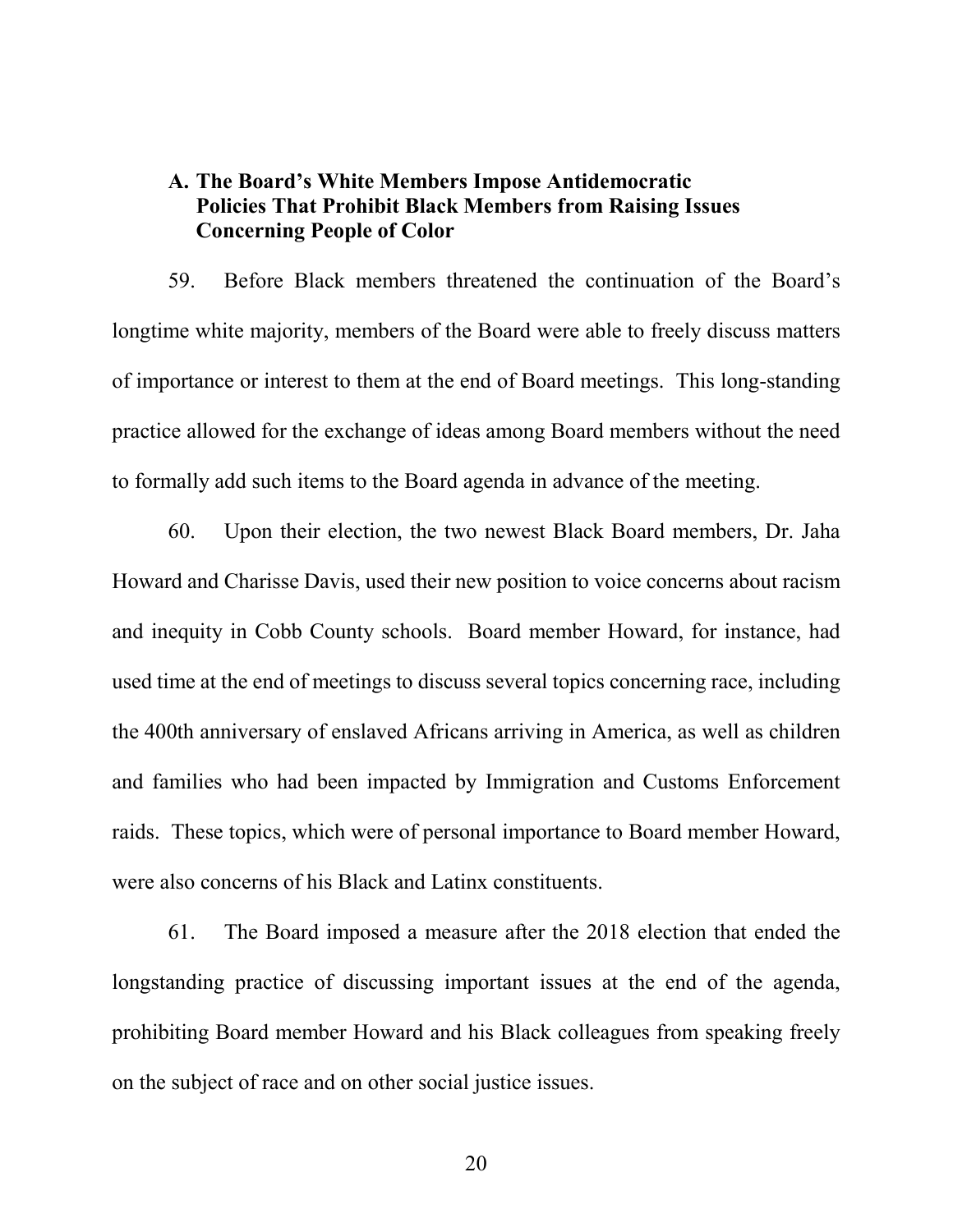### A. The Board's White Members Impose Antidemocratic Policies That Prohibit Black Members from Raising Issues Concerning People of Color

59. Before Black members threatened the continuation of the Board's longtime white majority, members of the Board were able to freely discuss matters of importance or interest to them at the end of Board meetings. This long-standing practice allowed for the exchange of ideas among Board members without the need to formally add such items to the Board agenda in advance of the meeting.

60. Upon their election, the two newest Black Board members, Dr. Jaha Howard and Charisse Davis, used their new position to voice concerns about racism and inequity in Cobb County schools. Board member Howard, for instance, had used time at the end of meetings to discuss several topics concerning race, including the 400th anniversary of enslaved Africans arriving in America, as well as children and families who had been impacted by Immigration and Customs Enforcement raids. These topics, which were of personal importance to Board member Howard, were also concerns of his Black and Latinx constituents.

61. The Board imposed a measure after the 2018 election that ended the longstanding practice of discussing important issues at the end of the agenda, prohibiting Board member Howard and his Black colleagues from speaking freely on the subject of race and on other social justice issues.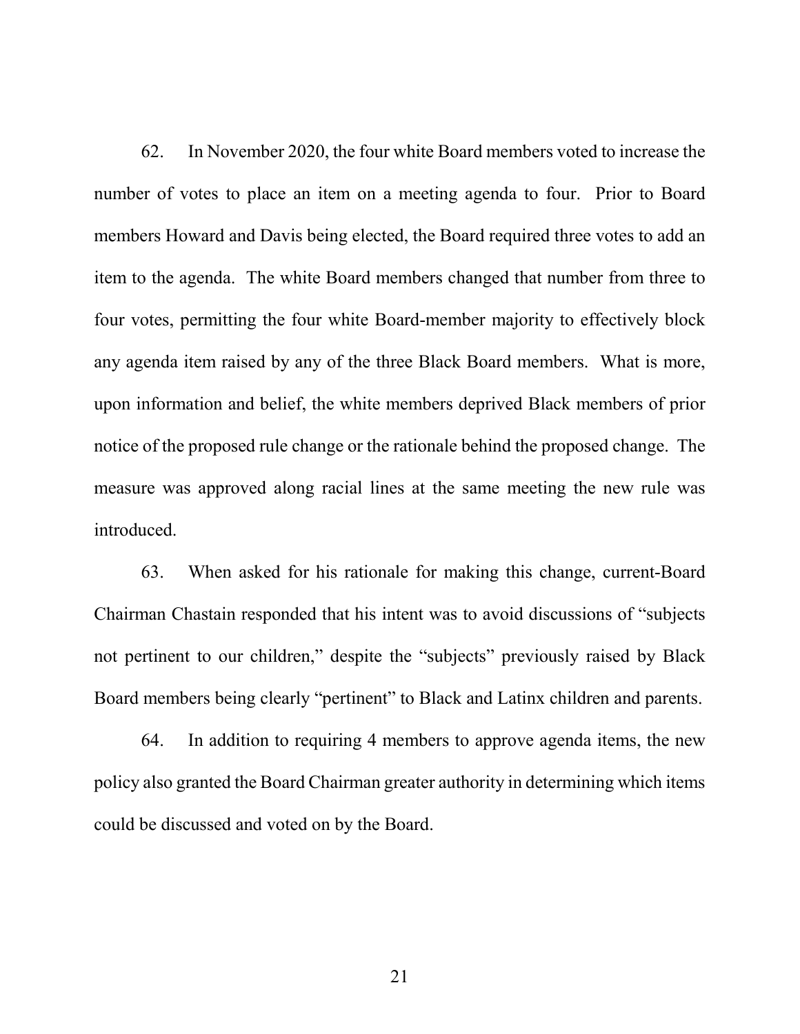62. In November 2020, the four white Board members voted to increase the number of votes to place an item on a meeting agenda to four. Prior to Board members Howard and Davis being elected, the Board required three votes to add an item to the agenda. The white Board members changed that number from three to four votes, permitting the four white Board-member majority to effectively block any agenda item raised by any of the three Black Board members. What is more, upon information and belief, the white members deprived Black members of prior notice of the proposed rule change or the rationale behind the proposed change. The measure was approved along racial lines at the same meeting the new rule was introduced.

63. When asked for his rationale for making this change, current-Board Chairman Chastain responded that his intent was to avoid discussions of "subjects not pertinent to our children," despite the "subjects" previously raised by Black Board members being clearly "pertinent" to Black and Latinx children and parents.

64. In addition to requiring 4 members to approve agenda items, the new policy also granted the Board Chairman greater authority in determining which items could be discussed and voted on by the Board.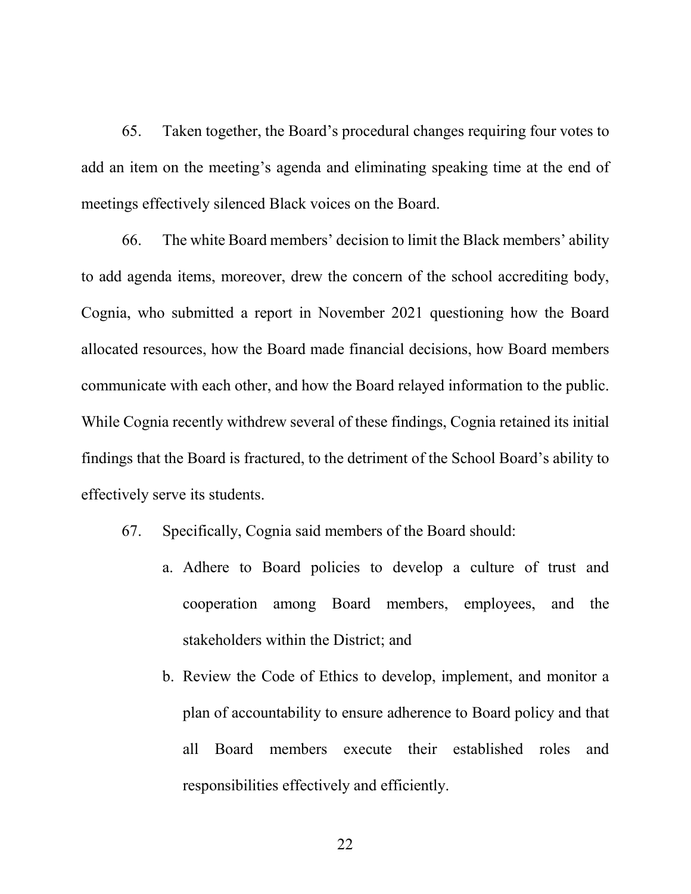65. Taken together, the Board's procedural changes requiring four votes to add an item on the meeting's agenda and eliminating speaking time at the end of meetings effectively silenced Black voices on the Board.

66. The white Board members' decision to limit the Black members' ability to add agenda items, moreover, drew the concern of the school accrediting body, Cognia, who submitted a report in November 2021 questioning how the Board allocated resources, how the Board made financial decisions, how Board members communicate with each other, and how the Board relayed information to the public. While Cognia recently withdrew several of these findings, Cognia retained its initial findings that the Board is fractured, to the detriment of the School Board's ability to effectively serve its students.

67. Specifically, Cognia said members of the Board should:

   a. Adhere to Board policies to develop a culture of trust and cooperation among Board members, employees, and the stakeholders within the District; and

   b. Review the Code of Ethics to develop, implement, and monitor a plan of accountability to ensure adherence to Board policy and that all Board members execute their established roles and responsibilities effectively and efficiently.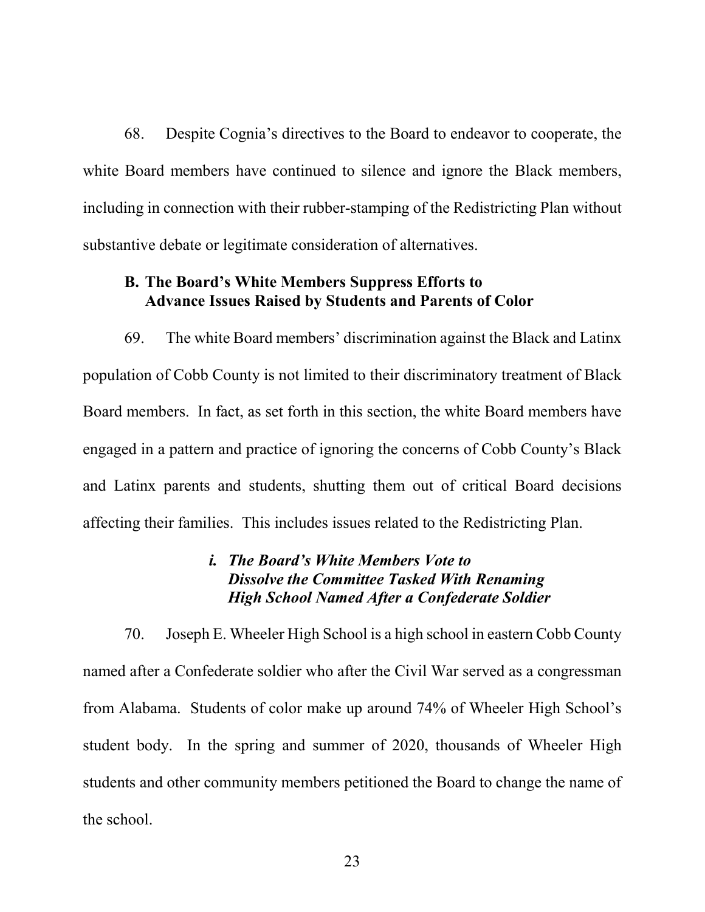68. Despite Cognia's directives to the Board to endeavor to cooperate, the white Board members have continued to silence and ignore the Black members, including in connection with their rubber-stamping of the Redistricting Plan without substantive debate or legitimate consideration of alternatives.

### B. The Board's White Members Suppress Efforts to Advance Issues Raised by Students and Parents of Color

69. The white Board members' discrimination against the Black and Latinx population of Cobb County is not limited to their discriminatory treatment of Black Board members. In fact, as set forth in this section, the white Board members have engaged in a pattern and practice of ignoring the concerns of Cobb County's Black and Latinx parents and students, shutting them out of critical Board decisions affecting their families. This includes issues related to the Redistricting Plan.

#### *i. The Board's White Members Vote to Dissolve the Committee Tasked With Renaming High School Named After a Confederate Soldier*

70. Joseph E. Wheeler High School is a high school in eastern Cobb County named after a Confederate soldier who after the Civil War served as a congressman from Alabama. Students of color make up around 74% of Wheeler High School's student body. In the spring and summer of 2020, thousands of Wheeler High students and other community members petitioned the Board to change the name of the school.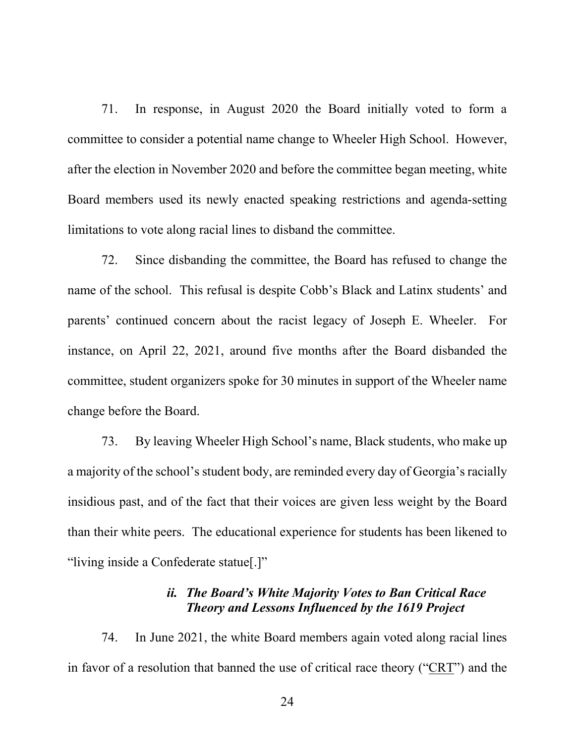71. In response, in August 2020 the Board initially voted to form a committee to consider a potential name change to Wheeler High School. However, after the election in November 2020 and before the committee began meeting, white Board members used its newly enacted speaking restrictions and agenda-setting limitations to vote along racial lines to disband the committee.

72. Since disbanding the committee, the Board has refused to change the name of the school. This refusal is despite Cobb's Black and Latinx students' and parents' continued concern about the racist legacy of Joseph E. Wheeler. For instance, on April 22, 2021, around five months after the Board disbanded the committee, student organizers spoke for 30 minutes in support of the Wheeler name change before the Board.

73. By leaving Wheeler High School's name, Black students, who make up a majority of the school's student body, are reminded every day of Georgia's racially insidious past, and of the fact that their voices are given less weight by the Board than their white peers. The educational experience for students has been likened to "living inside a Confederate statue[.]"

### *ii. The Board's White Majority Votes to Ban Critical Race Theory and Lessons Influenced by the 1619 Project*

74. In June 2021, the white Board members again voted along racial lines in favor of a resolution that banned the use of critical race theory ("CRT") and the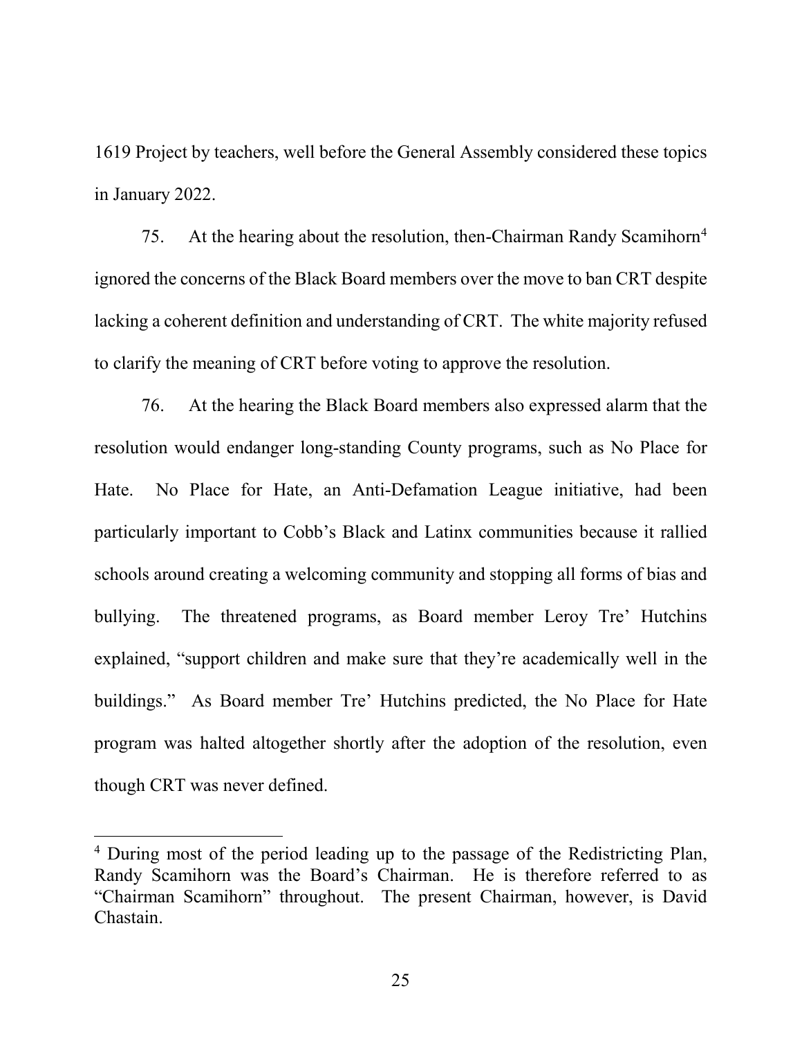1619 Project by teachers, well before the General Assembly considered these topics in January 2022.

75. At the hearing about the resolution, then-Chairman Randy Scamihorn[4] ignored the concerns of the Black Board members over the move to ban CRT despite lacking a coherent definition and understanding of CRT. The white majority refused to clarify the meaning of CRT before voting to approve the resolution.

76. At the hearing the Black Board members also expressed alarm that the resolution would endanger long-standing County programs, such as No Place for Hate. No Place for Hate, an Anti-Defamation League initiative, had been particularly important to Cobb's Black and Latinx communities because it rallied schools around creating a welcoming community and stopping all forms of bias and bullying. The threatened programs, as Board member Leroy Tre' Hutchins explained, "support children and make sure that they're academically well in the buildings." As Board member Tre' Hutchins predicted, the No Place for Hate program was halted altogether shortly after the adoption of the resolution, even though CRT was never defined.

---

[4] During most of the period leading up to the passage of the Redistricting Plan, Randy Scamihorn was the Board's Chairman. He is therefore referred to as "Chairman Scamihorn" throughout. The present Chairman, however, is David Chastain.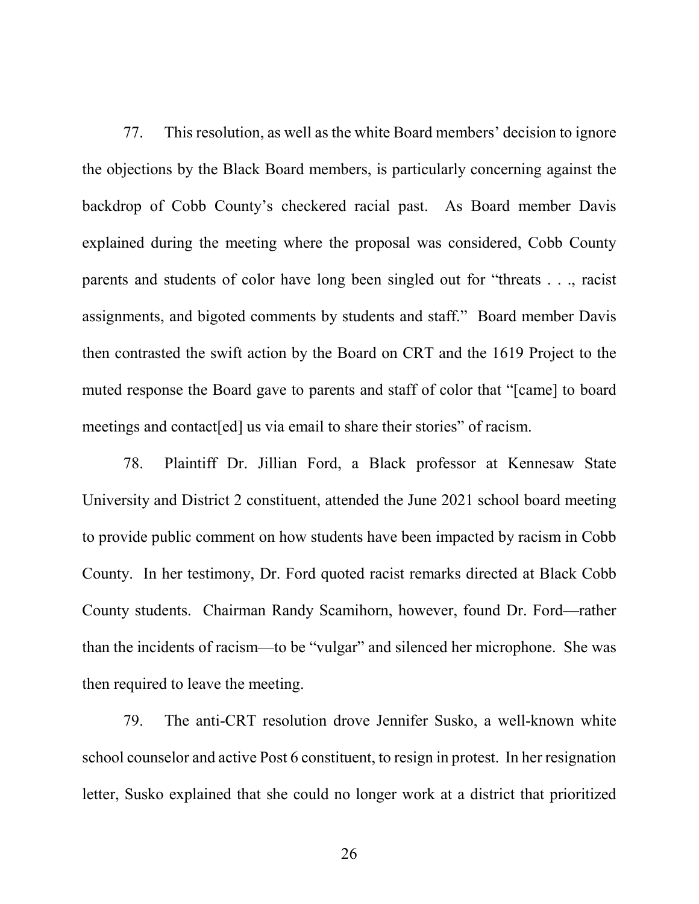77. This resolution, as well as the white Board members' decision to ignore the objections by the Black Board members, is particularly concerning against the backdrop of Cobb County's checkered racial past. As Board member Davis explained during the meeting where the proposal was considered, Cobb County parents and students of color have long been singled out for "threats . . ., racist assignments, and bigoted comments by students and staff." Board member Davis then contrasted the swift action by the Board on CRT and the 1619 Project to the muted response the Board gave to parents and staff of color that "[came] to board meetings and contact[ed] us via email to share their stories" of racism.

78. Plaintiff Dr. Jillian Ford, a Black professor at Kennesaw State University and District 2 constituent, attended the June 2021 school board meeting to provide public comment on how students have been impacted by racism in Cobb County. In her testimony, Dr. Ford quoted racist remarks directed at Black Cobb County students. Chairman Randy Scamihorn, however, found Dr. Ford—rather than the incidents of racism—to be "vulgar" and silenced her microphone. She was then required to leave the meeting.

79. The anti-CRT resolution drove Jennifer Susko, a well-known white school counselor and active Post 6 constituent, to resign in protest. In her resignation letter, Susko explained that she could no longer work at a district that prioritized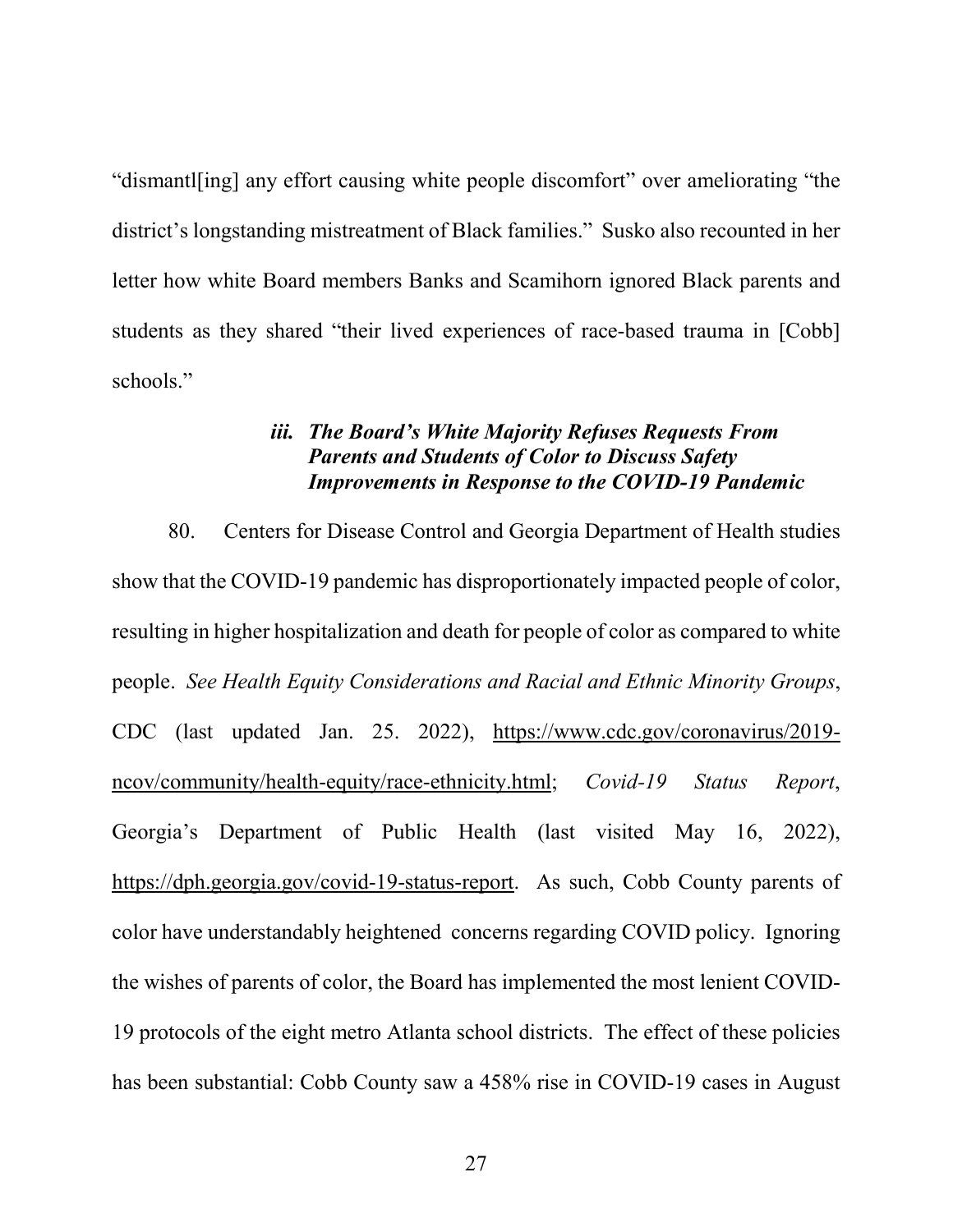"dismantl[ing] any effort causing white people discomfort" over ameliorating "the district's longstanding mistreatment of Black families." Susko also recounted in her letter how white Board members Banks and Scamihorn ignored Black parents and students as they shared "their lived experiences of race-based trauma in [Cobb] schools."

#### *iii. The Board's White Majority Refuses Requests From Parents and Students of Color to Discuss Safety Improvements in Response to the COVID-19 Pandemic*

80. Centers for Disease Control and Georgia Department of Health studies show that the COVID-19 pandemic has disproportionately impacted people of color, resulting in higher hospitalization and death for people of color as compared to white people. *See Health Equity Considerations and Racial and Ethnic Minority Groups*, CDC (last updated Jan. 25. 2022), https://www.cdc.gov/coronavirus/2019-ncov/community/health-equity/race-ethnicity.html; *Covid-19 Status Report*, Georgia's Department of Public Health (last visited May 16, 2022), https://dph.georgia.gov/covid-19-status-report. As such, Cobb County parents of color have understandably heightened concerns regarding COVID policy. Ignoring the wishes of parents of color, the Board has implemented the most lenient COVID-19 protocols of the eight metro Atlanta school districts. The effect of these policies has been substantial: Cobb County saw a 458% rise in COVID-19 cases in August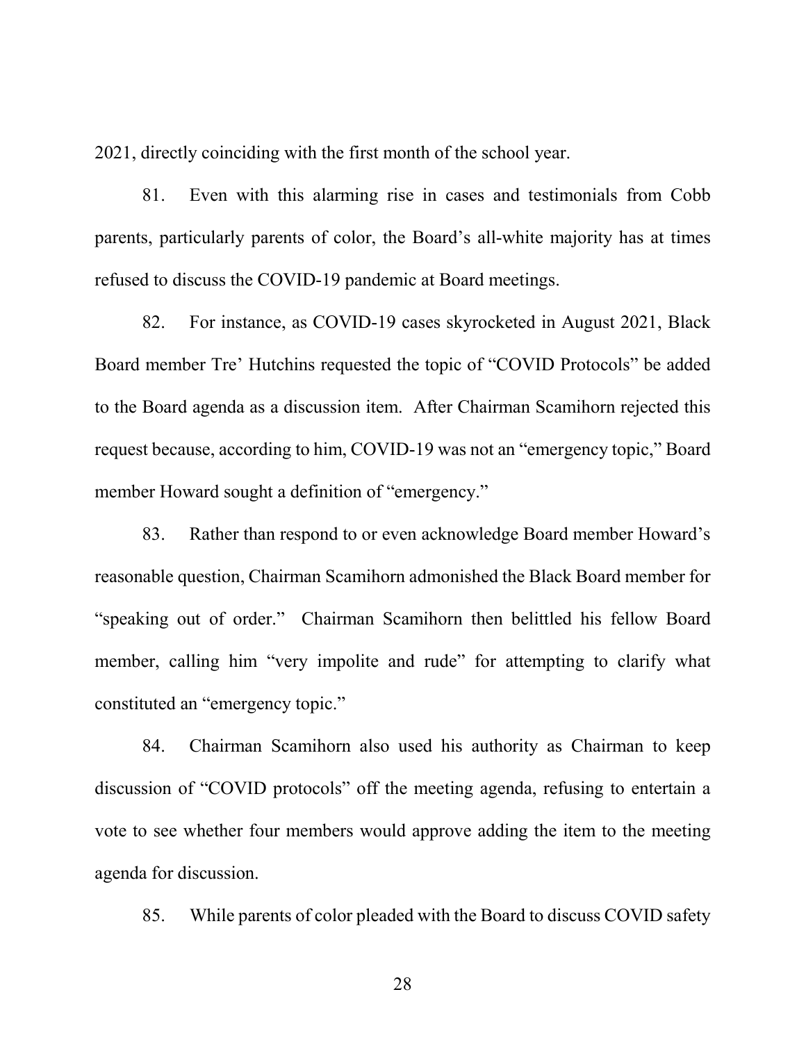2021, directly coinciding with the first month of the school year.

81. Even with this alarming rise in cases and testimonials from Cobb parents, particularly parents of color, the Board's all-white majority has at times refused to discuss the COVID-19 pandemic at Board meetings.

82. For instance, as COVID-19 cases skyrocketed in August 2021, Black Board member Tre' Hutchins requested the topic of "COVID Protocols" be added to the Board agenda as a discussion item. After Chairman Scamihorn rejected this request because, according to him, COVID-19 was not an "emergency topic," Board member Howard sought a definition of "emergency."

83. Rather than respond to or even acknowledge Board member Howard's reasonable question, Chairman Scamihorn admonished the Black Board member for "speaking out of order." Chairman Scamihorn then belittled his fellow Board member, calling him "very impolite and rude" for attempting to clarify what constituted an "emergency topic."

84. Chairman Scamihorn also used his authority as Chairman to keep discussion of "COVID protocols" off the meeting agenda, refusing to entertain a vote to see whether four members would approve adding the item to the meeting agenda for discussion.

85. While parents of color pleaded with the Board to discuss COVID safety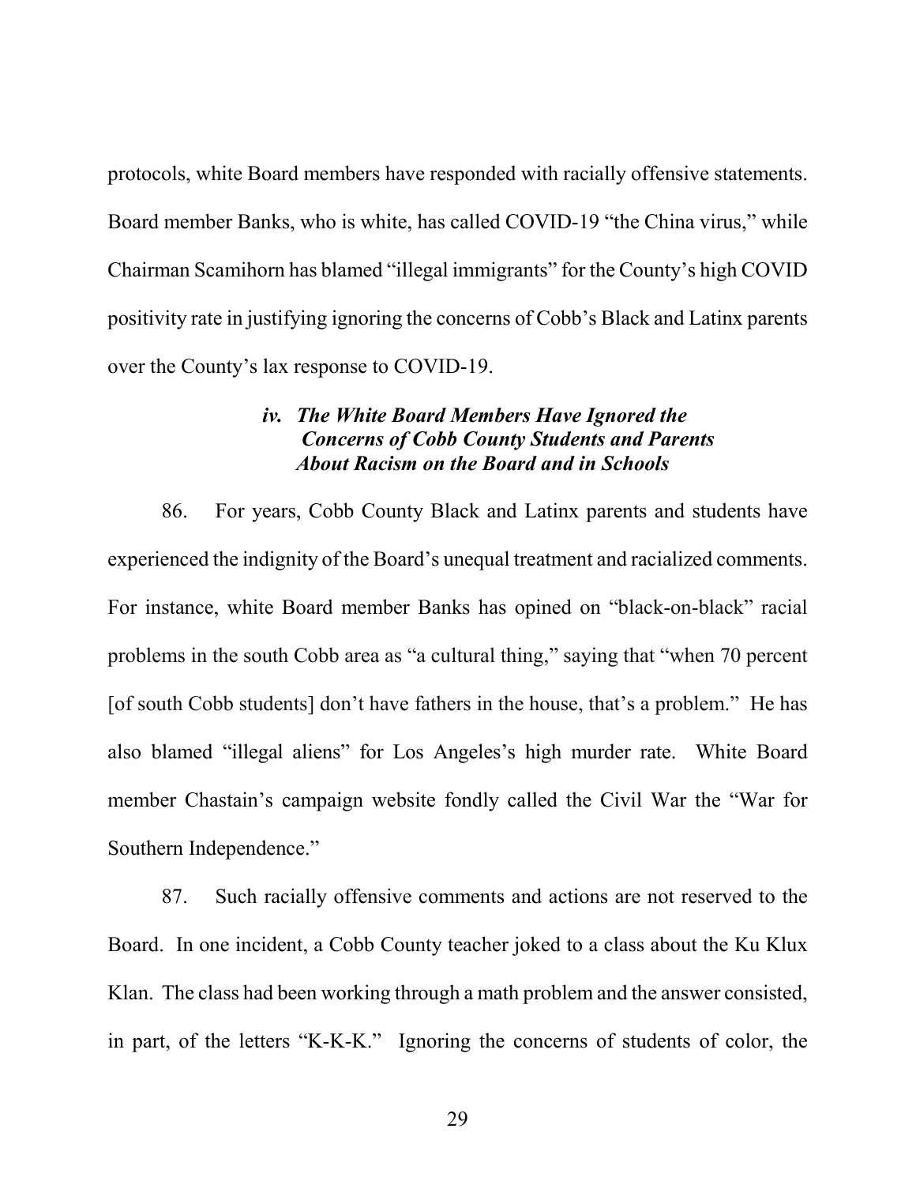protocols, white Board members have responded with racially offensive statements. Board member Banks, who is white, has called COVID-19 "the China virus," while Chairman Scamihorn has blamed "illegal immigrants" for the County's high COVID positivity rate in justifying ignoring the concerns of Cobb's Black and Latinx parents over the County's lax response to COVID-19.

### *iv. The White Board Members Have Ignored the Concerns of Cobb County Students and Parents About Racism on the Board and in Schools*

86. For years, Cobb County Black and Latinx parents and students have experienced the indignity of the Board's unequal treatment and racialized comments. For instance, white Board member Banks has opined on "black-on-black" racial problems in the south Cobb area as "a cultural thing," saying that "when 70 percent [of south Cobb students] don't have fathers in the house, that's a problem." He has also blamed "illegal aliens" for Los Angeles's high murder rate. White Board member Chastain's campaign website fondly called the Civil War the "War for Southern Independence."

87. Such racially offensive comments and actions are not reserved to the Board. In one incident, a Cobb County teacher joked to a class about the Ku Klux Klan. The class had been working through a math problem and the answer consisted, in part, of the letters "K-K-K." Ignoring the concerns of students of color, the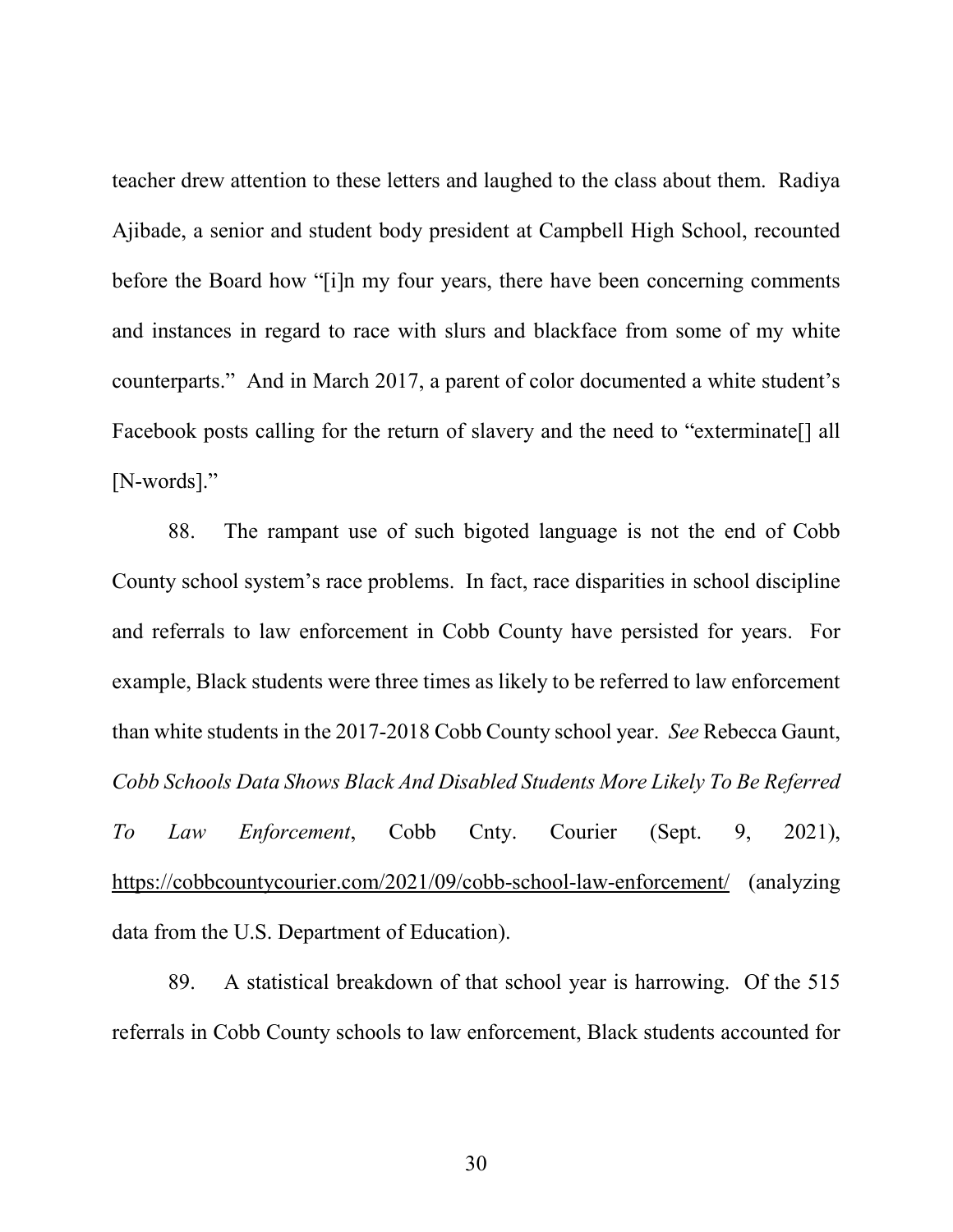teacher drew attention to these letters and laughed to the class about them. Radiya Ajibade, a senior and student body president at Campbell High School, recounted before the Board how "[i]n my four years, there have been concerning comments and instances in regard to race with slurs and blackface from some of my white counterparts." And in March 2017, a parent of color documented a white student's Facebook posts calling for the return of slavery and the need to "exterminate[] all [N-words]."

88. The rampant use of such bigoted language is not the end of Cobb County school system's race problems. In fact, race disparities in school discipline and referrals to law enforcement in Cobb County have persisted for years. For example, Black students were three times as likely to be referred to law enforcement than white students in the 2017-2018 Cobb County school year. *See* Rebecca Gaunt, *Cobb Schools Data Shows Black And Disabled Students More Likely To Be Referred To Law Enforcement*, Cobb Cnty. Courier (Sept. 9, 2021), https://cobbcountycourier.com/2021/09/cobb-school-law-enforcement/ (analyzing data from the U.S. Department of Education).

89. A statistical breakdown of that school year is harrowing. Of the 515 referrals in Cobb County schools to law enforcement, Black students accounted for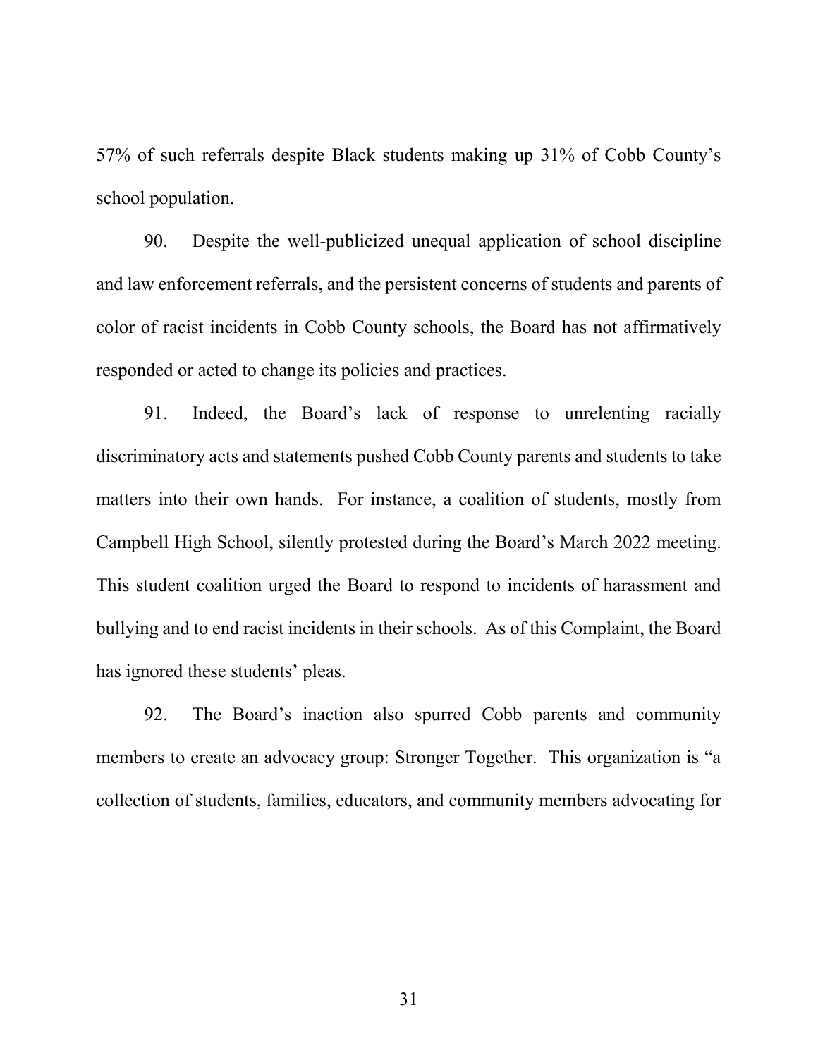57% of such referrals despite Black students making up 31% of Cobb County's school population.

90. Despite the well-publicized unequal application of school discipline and law enforcement referrals, and the persistent concerns of students and parents of color of racist incidents in Cobb County schools, the Board has not affirmatively responded or acted to change its policies and practices.

91. Indeed, the Board's lack of response to unrelenting racially discriminatory acts and statements pushed Cobb County parents and students to take matters into their own hands. For instance, a coalition of students, mostly from Campbell High School, silently protested during the Board's March 2022 meeting. This student coalition urged the Board to respond to incidents of harassment and bullying and to end racist incidents in their schools. As of this Complaint, the Board has ignored these students' pleas.

92. The Board's inaction also spurred Cobb parents and community members to create an advocacy group: Stronger Together. This organization is "a collection of students, families, educators, and community members advocating for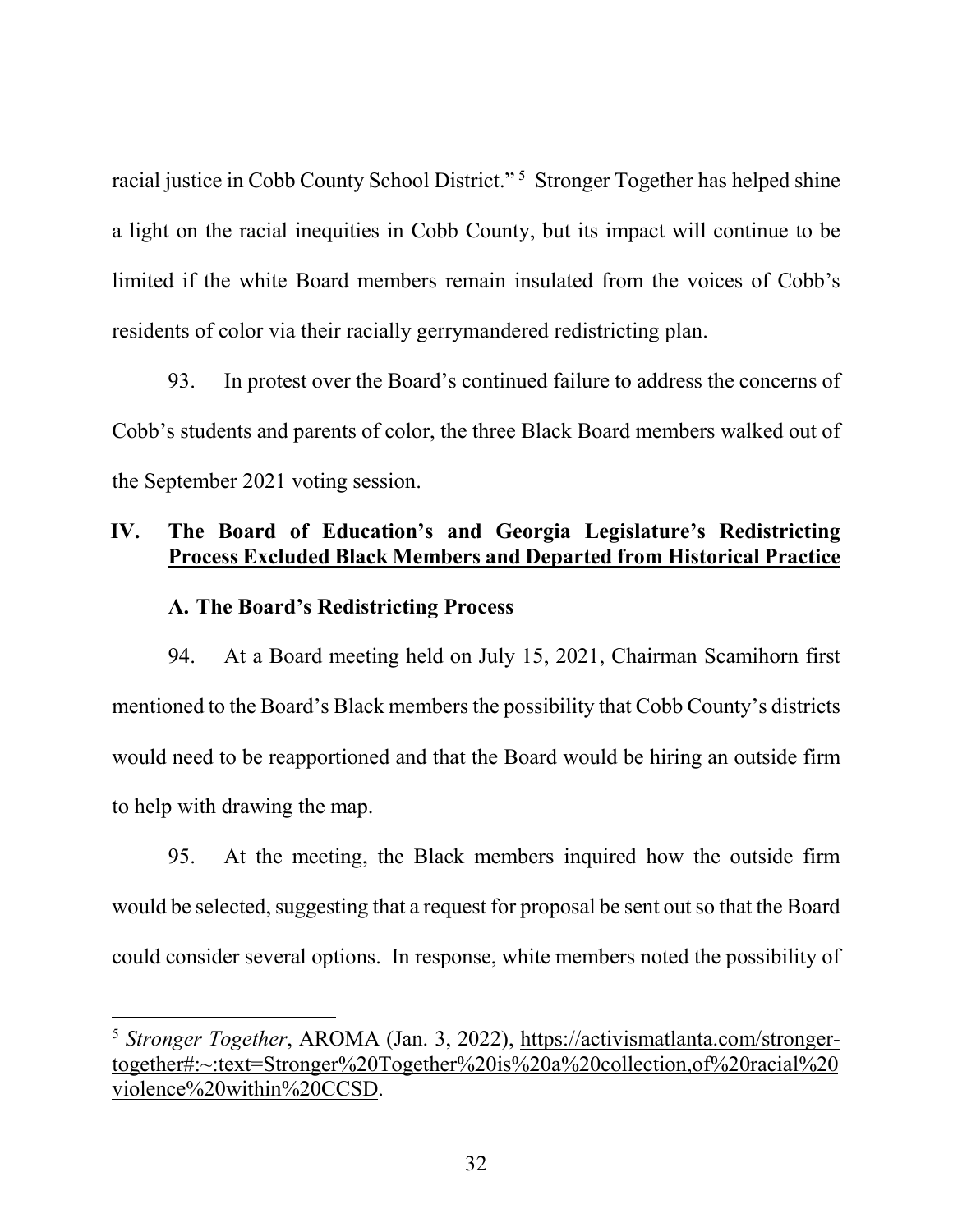racial justice in Cobb County School District."[5] Stronger Together has helped shine a light on the racial inequities in Cobb County, but its impact will continue to be limited if the white Board members remain insulated from the voices of Cobb's residents of color via their racially gerrymandered redistricting plan.

93. In protest over the Board's continued failure to address the concerns of Cobb's students and parents of color, the three Black Board members walked out of the September 2021 voting session.

## IV. The Board of Education's and Georgia Legislature's Redistricting Process Excluded Black Members and Departed from Historical Practice

### A. The Board's Redistricting Process

94. At a Board meeting held on July 15, 2021, Chairman Scamihorn first mentioned to the Board's Black members the possibility that Cobb County's districts would need to be reapportioned and that the Board would be hiring an outside firm to help with drawing the map.

95. At the meeting, the Black members inquired how the outside firm would be selected, suggesting that a request for proposal be sent out so that the Board could consider several options. In response, white members noted the possibility of

---

[5] *Stronger Together*, AROMA (Jan. 3, 2022), https://activismatlanta.com/stronger-together#:~:text=Stronger%20Together%20is%20a%20collection,of%20racial%20violence%20within%20CCSD.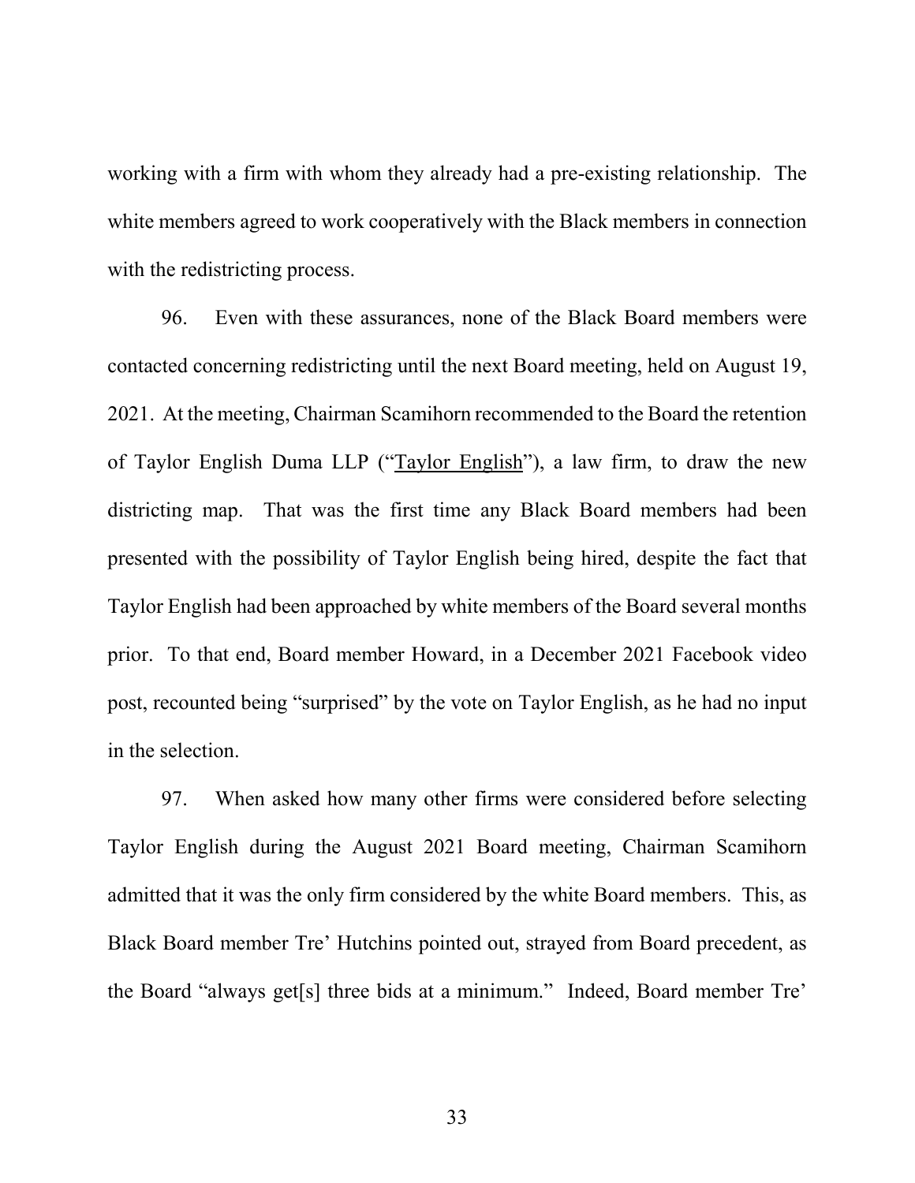working with a firm with whom they already had a pre-existing relationship. The white members agreed to work cooperatively with the Black members in connection with the redistricting process.

96. Even with these assurances, none of the Black Board members were contacted concerning redistricting until the next Board meeting, held on August 19, 2021. At the meeting, Chairman Scamihorn recommended to the Board the retention of Taylor English Duma LLP ("Taylor English"), a law firm, to draw the new districting map. That was the first time any Black Board members had been presented with the possibility of Taylor English being hired, despite the fact that Taylor English had been approached by white members of the Board several months prior. To that end, Board member Howard, in a December 2021 Facebook video post, recounted being "surprised" by the vote on Taylor English, as he had no input in the selection.

97. When asked how many other firms were considered before selecting Taylor English during the August 2021 Board meeting, Chairman Scamihorn admitted that it was the only firm considered by the white Board members. This, as Black Board member Tre' Hutchins pointed out, strayed from Board precedent, as the Board "always get[s] three bids at a minimum." Indeed, Board member Tre'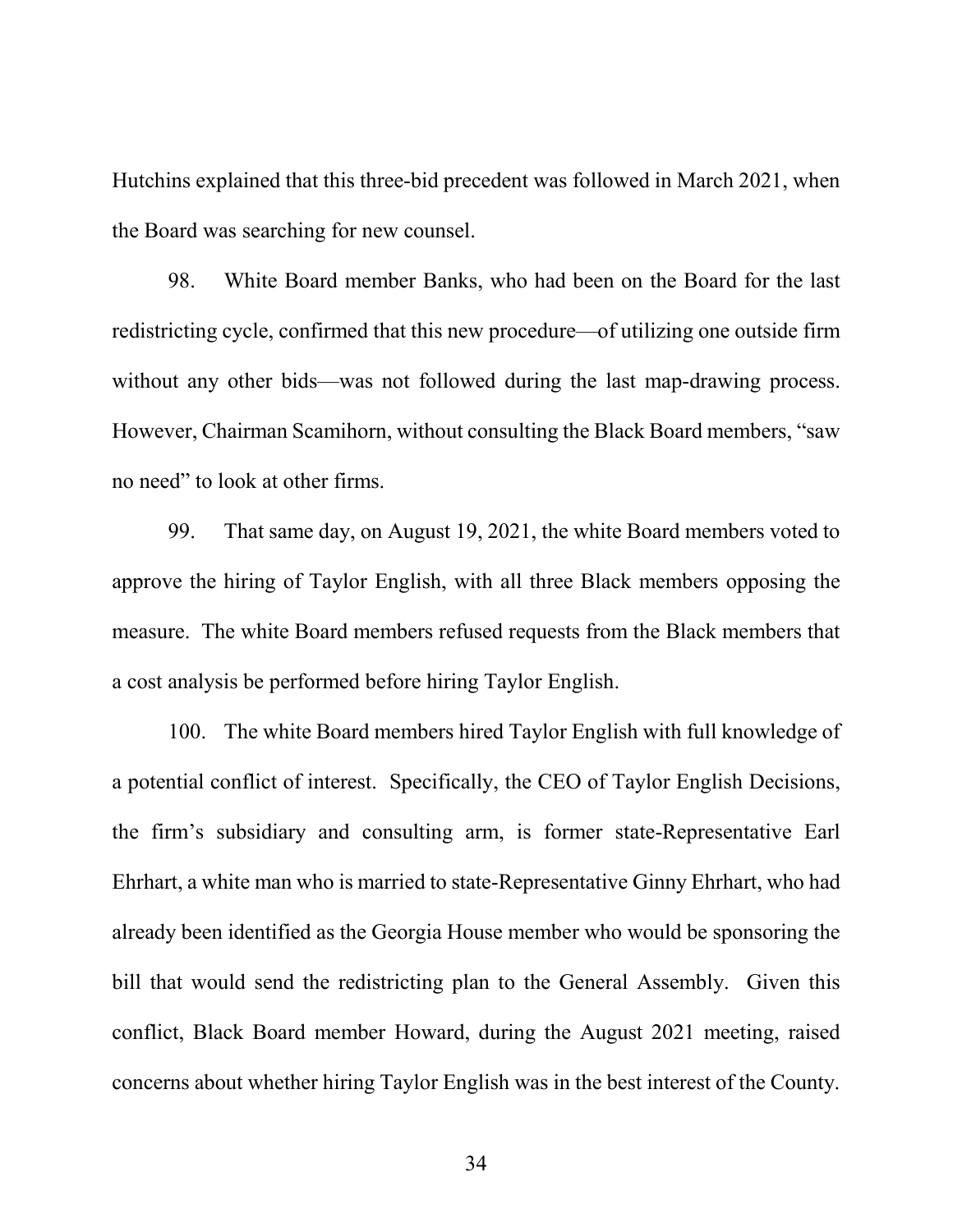Hutchins explained that this three-bid precedent was followed in March 2021, when the Board was searching for new counsel.

98. White Board member Banks, who had been on the Board for the last redistricting cycle, confirmed that this new procedure—of utilizing one outside firm without any other bids—was not followed during the last map-drawing process. However, Chairman Scamihorn, without consulting the Black Board members, "saw no need" to look at other firms.

99. That same day, on August 19, 2021, the white Board members voted to approve the hiring of Taylor English, with all three Black members opposing the measure. The white Board members refused requests from the Black members that a cost analysis be performed before hiring Taylor English.

100. The white Board members hired Taylor English with full knowledge of a potential conflict of interest. Specifically, the CEO of Taylor English Decisions, the firm's subsidiary and consulting arm, is former state-Representative Earl Ehrhart, a white man who is married to state-Representative Ginny Ehrhart, who had already been identified as the Georgia House member who would be sponsoring the bill that would send the redistricting plan to the General Assembly. Given this conflict, Black Board member Howard, during the August 2021 meeting, raised concerns about whether hiring Taylor English was in the best interest of the County.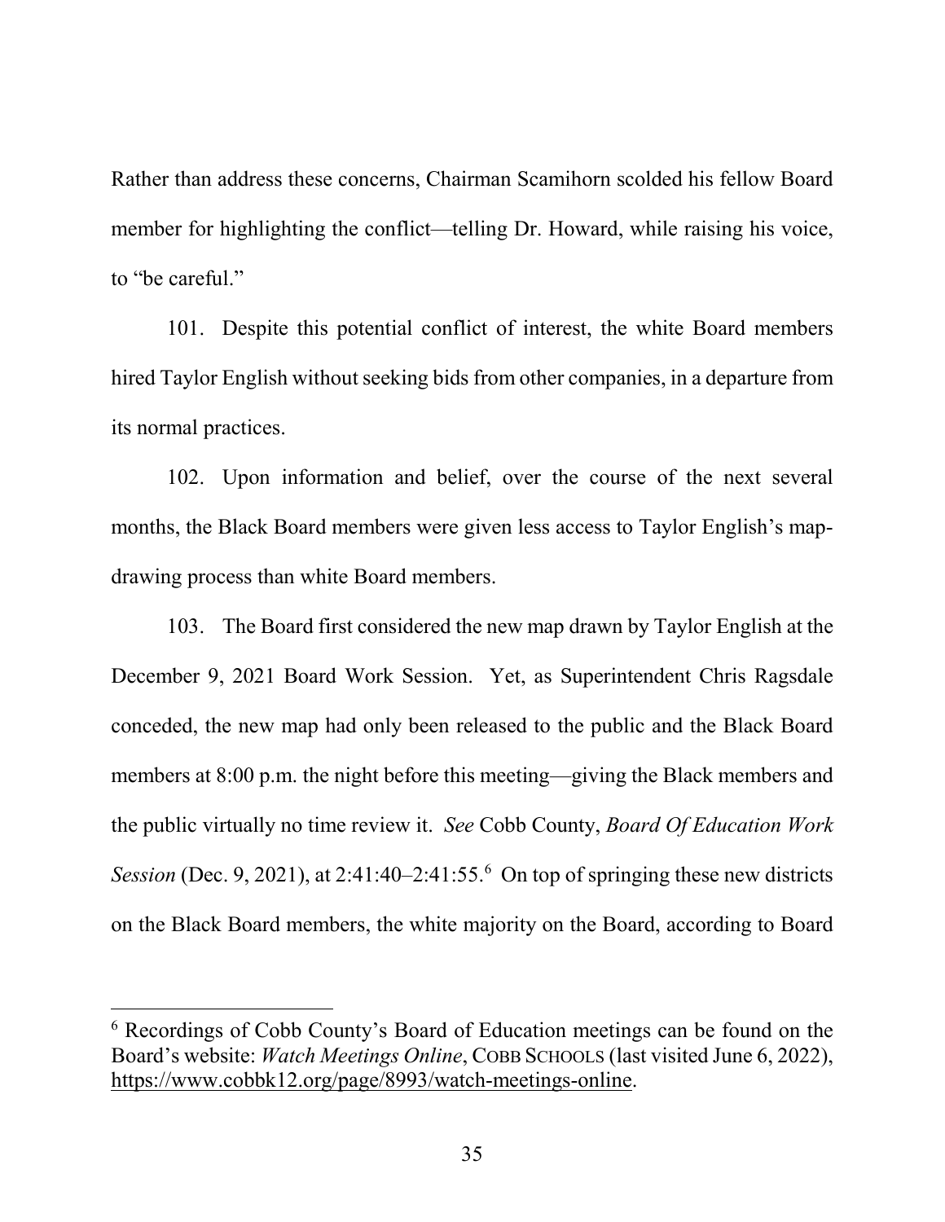Rather than address these concerns, Chairman Scamihorn scolded his fellow Board member for highlighting the conflict—telling Dr. Howard, while raising his voice, to "be careful."

101. Despite this potential conflict of interest, the white Board members hired Taylor English without seeking bids from other companies, in a departure from its normal practices.

102. Upon information and belief, over the course of the next several months, the Black Board members were given less access to Taylor English's map-drawing process than white Board members.

103. The Board first considered the new map drawn by Taylor English at the December 9, 2021 Board Work Session. Yet, as Superintendent Chris Ragsdale conceded, the new map had only been released to the public and the Black Board members at 8:00 p.m. the night before this meeting—giving the Black members and the public virtually no time review it. *See* Cobb County, *Board Of Education Work Session* (Dec. 9, 2021), at 2:41:40–2:41:55.[6] On top of springing these new districts on the Black Board members, the white majority on the Board, according to Board

---

[6] Recordings of Cobb County's Board of Education meetings can be found on the Board's website: *Watch Meetings Online*, COBB SCHOOLS (last visited June 6, 2022), https://www.cobbk12.org/page/8993/watch-meetings-online.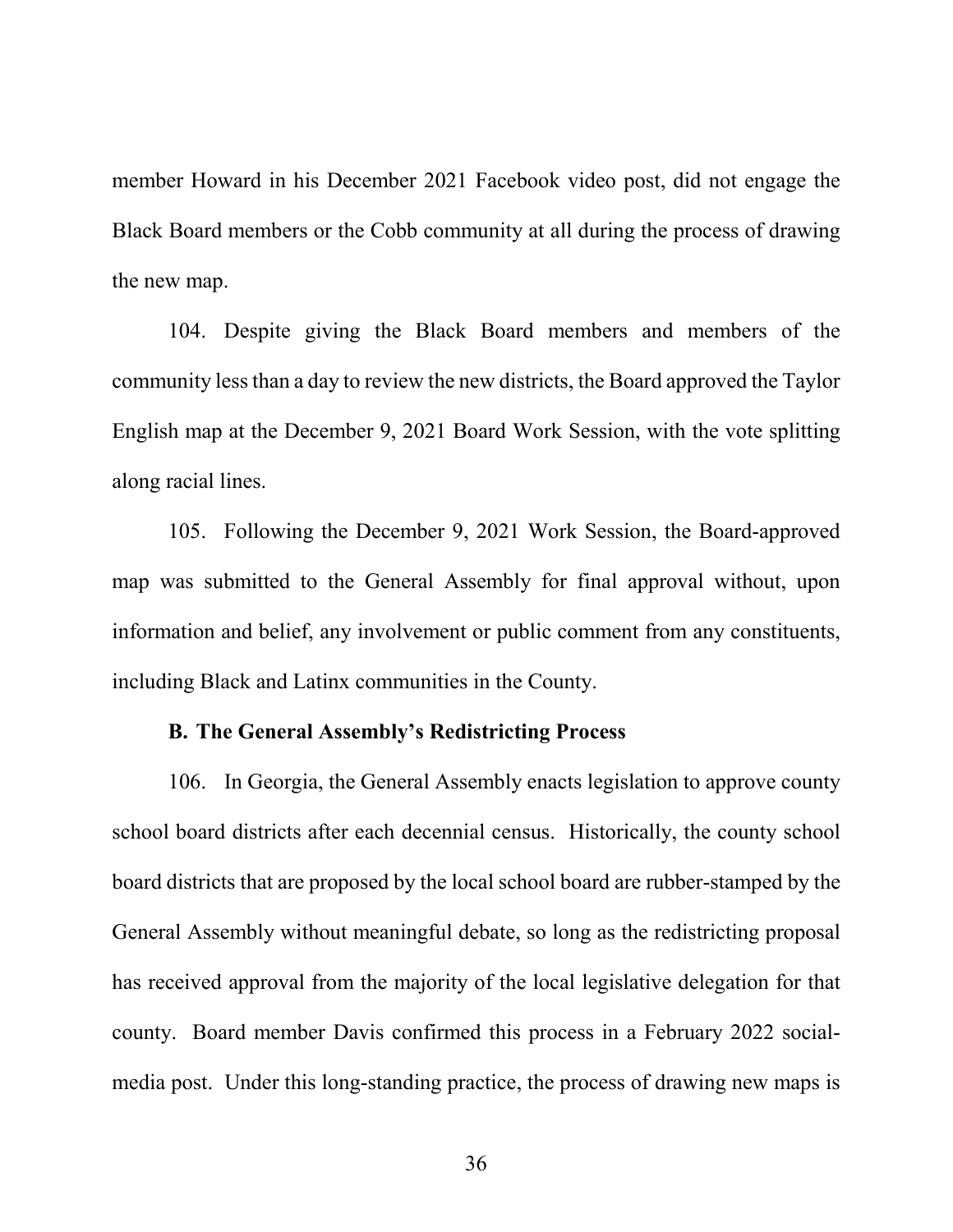member Howard in his December 2021 Facebook video post, did not engage the Black Board members or the Cobb community at all during the process of drawing the new map.

104. Despite giving the Black Board members and members of the community less than a day to review the new districts, the Board approved the Taylor English map at the December 9, 2021 Board Work Session, with the vote splitting along racial lines.

105. Following the December 9, 2021 Work Session, the Board-approved map was submitted to the General Assembly for final approval without, upon information and belief, any involvement or public comment from any constituents, including Black and Latinx communities in the County.

**B. The General Assembly's Redistricting Process**

106. In Georgia, the General Assembly enacts legislation to approve county school board districts after each decennial census. Historically, the county school board districts that are proposed by the local school board are rubber-stamped by the General Assembly without meaningful debate, so long as the redistricting proposal has received approval from the majority of the local legislative delegation for that county. Board member Davis confirmed this process in a February 2022 social-media post. Under this long-standing practice, the process of drawing new maps is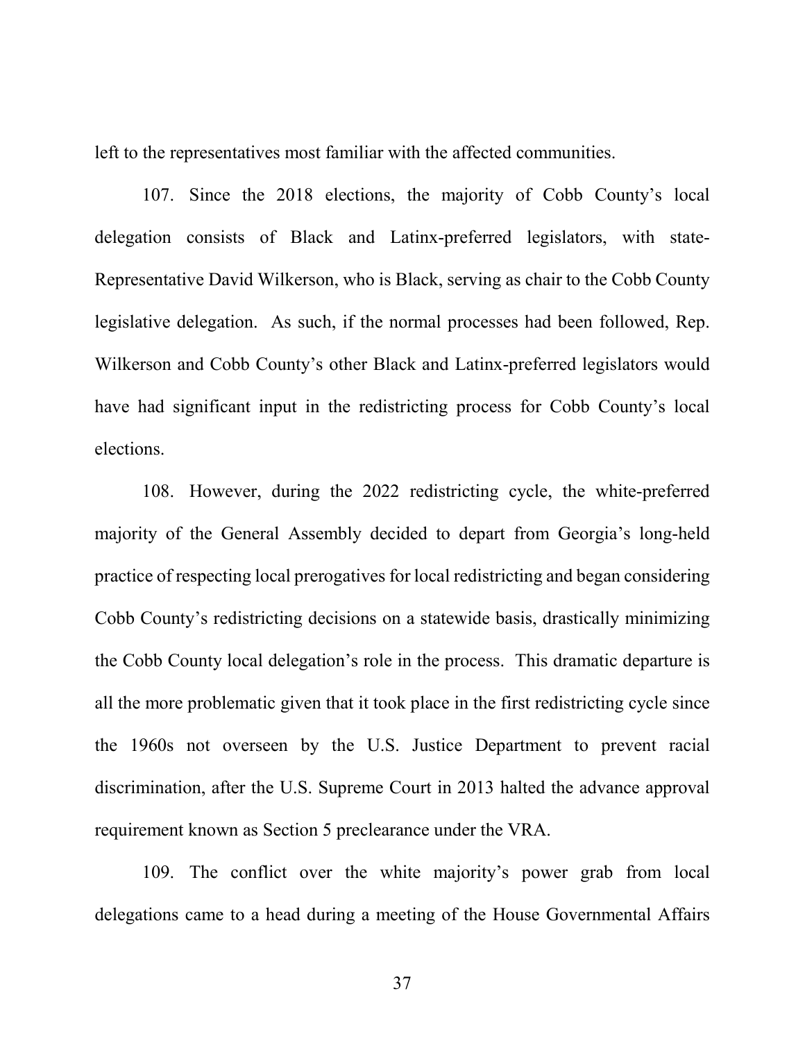left to the representatives most familiar with the affected communities.

107. Since the 2018 elections, the majority of Cobb County's local delegation consists of Black and Latinx-preferred legislators, with state-Representative David Wilkerson, who is Black, serving as chair to the Cobb County legislative delegation. As such, if the normal processes had been followed, Rep. Wilkerson and Cobb County's other Black and Latinx-preferred legislators would have had significant input in the redistricting process for Cobb County's local elections.

108. However, during the 2022 redistricting cycle, the white-preferred majority of the General Assembly decided to depart from Georgia's long-held practice of respecting local prerogatives for local redistricting and began considering Cobb County's redistricting decisions on a statewide basis, drastically minimizing the Cobb County local delegation's role in the process. This dramatic departure is all the more problematic given that it took place in the first redistricting cycle since the 1960s not overseen by the U.S. Justice Department to prevent racial discrimination, after the U.S. Supreme Court in 2013 halted the advance approval requirement known as Section 5 preclearance under the VRA.

109. The conflict over the white majority's power grab from local delegations came to a head during a meeting of the House Governmental Affairs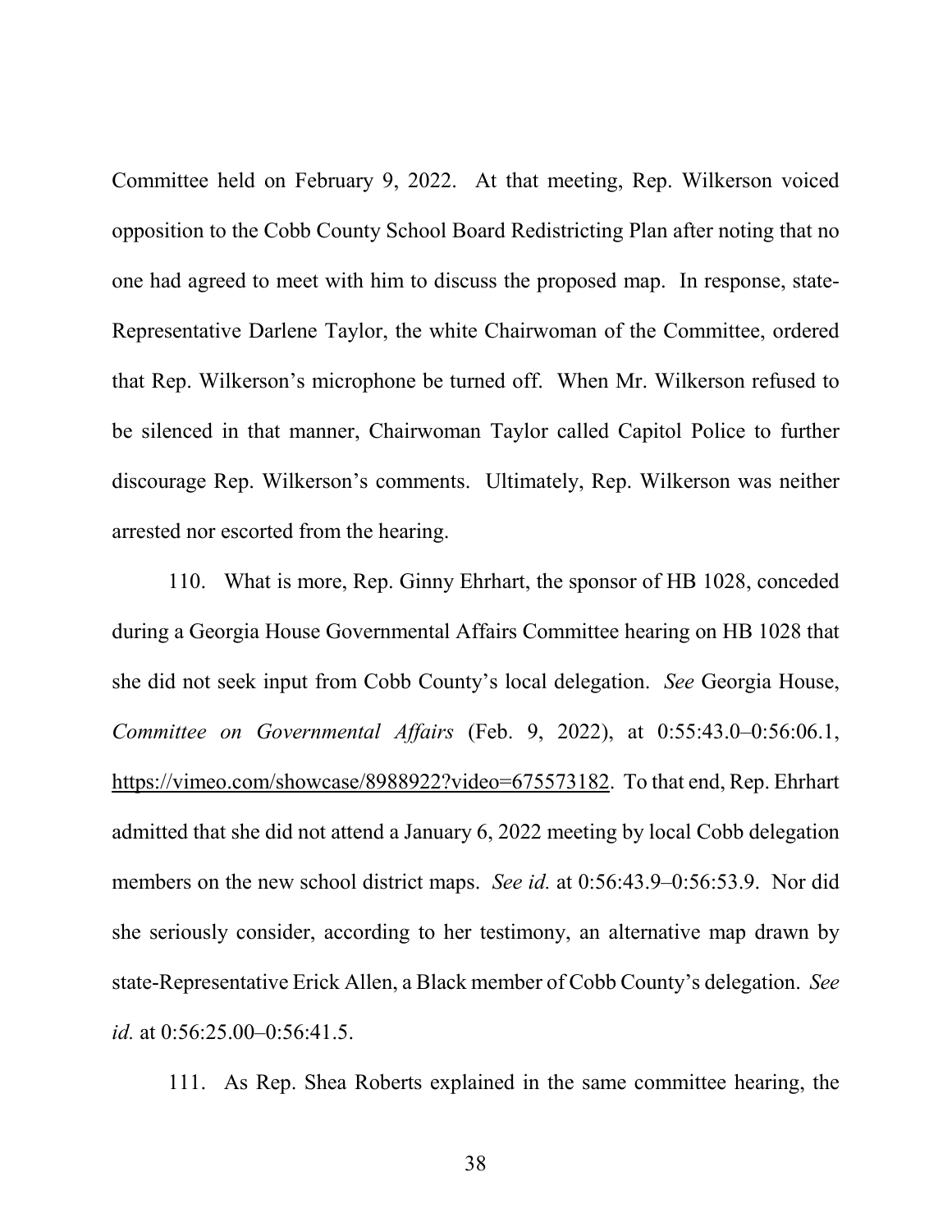Committee held on February 9, 2022. At that meeting, Rep. Wilkerson voiced opposition to the Cobb County School Board Redistricting Plan after noting that no one had agreed to meet with him to discuss the proposed map. In response, state-Representative Darlene Taylor, the white Chairwoman of the Committee, ordered that Rep. Wilkerson's microphone be turned off. When Mr. Wilkerson refused to be silenced in that manner, Chairwoman Taylor called Capitol Police to further discourage Rep. Wilkerson's comments. Ultimately, Rep. Wilkerson was neither arrested nor escorted from the hearing.

110. What is more, Rep. Ginny Ehrhart, the sponsor of HB 1028, conceded during a Georgia House Governmental Affairs Committee hearing on HB 1028 that she did not seek input from Cobb County's local delegation. *See* Georgia House, *Committee on Governmental Affairs* (Feb. 9, 2022), at 0:55:43.0–0:56:06.1, https://vimeo.com/showcase/8988922?video=675573182. To that end, Rep. Ehrhart admitted that she did not attend a January 6, 2022 meeting by local Cobb delegation members on the new school district maps. *See id.* at 0:56:43.9–0:56:53.9. Nor did she seriously consider, according to her testimony, an alternative map drawn by state-Representative Erick Allen, a Black member of Cobb County's delegation. *See id.* at 0:56:25.00–0:56:41.5.

111. As Rep. Shea Roberts explained in the same committee hearing, the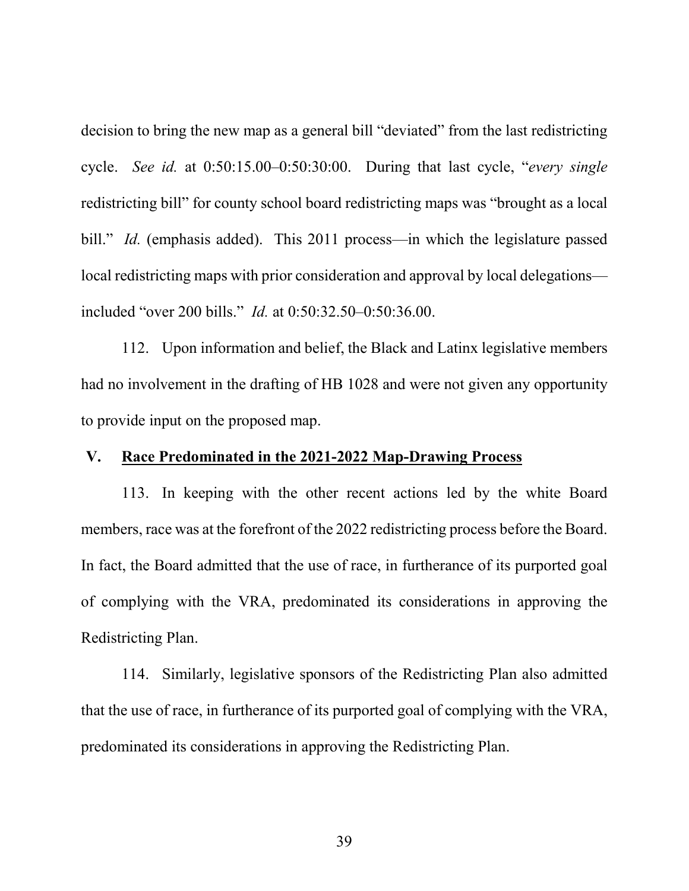decision to bring the new map as a general bill "deviated" from the last redistricting cycle. *See id.* at 0:50:15.00–0:50:30:00. During that last cycle, "*every single* redistricting bill" for county school board redistricting maps was "brought as a local bill." *Id.* (emphasis added). This 2011 process—in which the legislature passed local redistricting maps with prior consideration and approval by local delegations—included "over 200 bills." *Id.* at 0:50:32.50–0:50:36.00.

112. Upon information and belief, the Black and Latinx legislative members had no involvement in the drafting of HB 1028 and were not given any opportunity to provide input on the proposed map.

## V. Race Predominated in the 2021-2022 Map-Drawing Process

113. In keeping with the other recent actions led by the white Board members, race was at the forefront of the 2022 redistricting process before the Board. In fact, the Board admitted that the use of race, in furtherance of its purported goal of complying with the VRA, predominated its considerations in approving the Redistricting Plan.

114. Similarly, legislative sponsors of the Redistricting Plan also admitted that the use of race, in furtherance of its purported goal of complying with the VRA, predominated its considerations in approving the Redistricting Plan.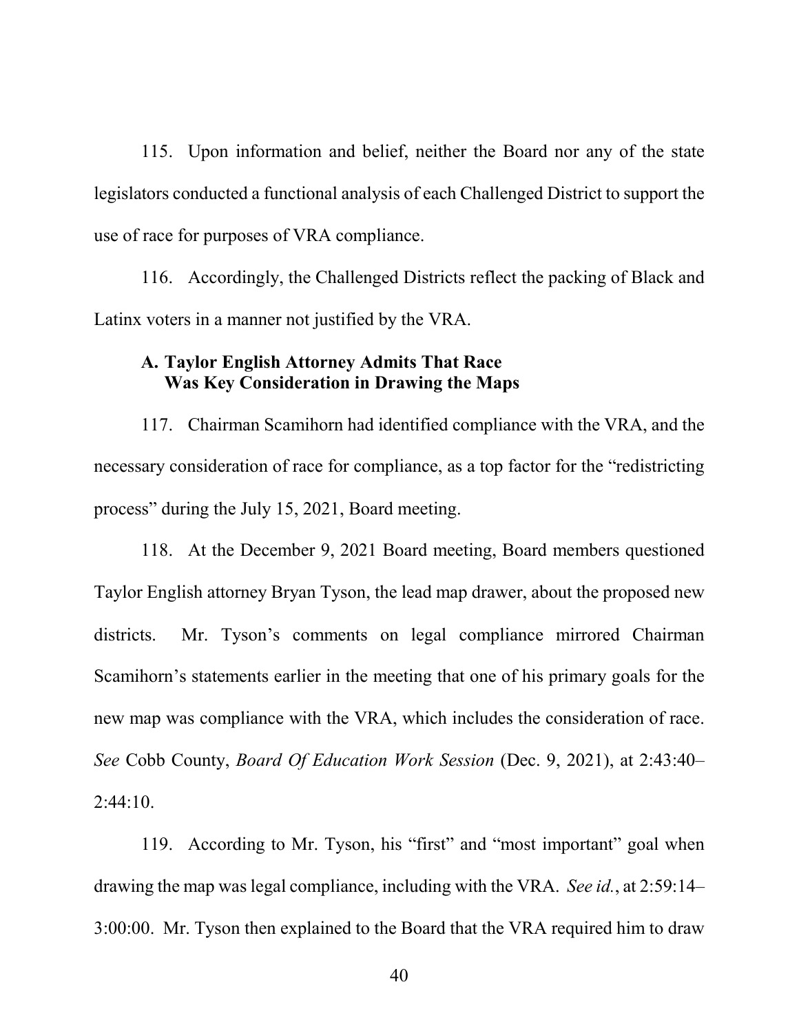115. Upon information and belief, neither the Board nor any of the state legislators conducted a functional analysis of each Challenged District to support the use of race for purposes of VRA compliance.

116. Accordingly, the Challenged Districts reflect the packing of Black and Latinx voters in a manner not justified by the VRA.

### A. Taylor English Attorney Admits That Race Was Key Consideration in Drawing the Maps

117. Chairman Scamihorn had identified compliance with the VRA, and the necessary consideration of race for compliance, as a top factor for the "redistricting process" during the July 15, 2021, Board meeting.

118. At the December 9, 2021 Board meeting, Board members questioned Taylor English attorney Bryan Tyson, the lead map drawer, about the proposed new districts. Mr. Tyson's comments on legal compliance mirrored Chairman Scamihorn's statements earlier in the meeting that one of his primary goals for the new map was compliance with the VRA, which includes the consideration of race. *See* Cobb County, *Board Of Education Work Session* (Dec. 9, 2021), at 2:43:40–2:44:10.

119. According to Mr. Tyson, his "first" and "most important" goal when drawing the map was legal compliance, including with the VRA. *See id.*, at 2:59:14–3:00:00. Mr. Tyson then explained to the Board that the VRA required him to draw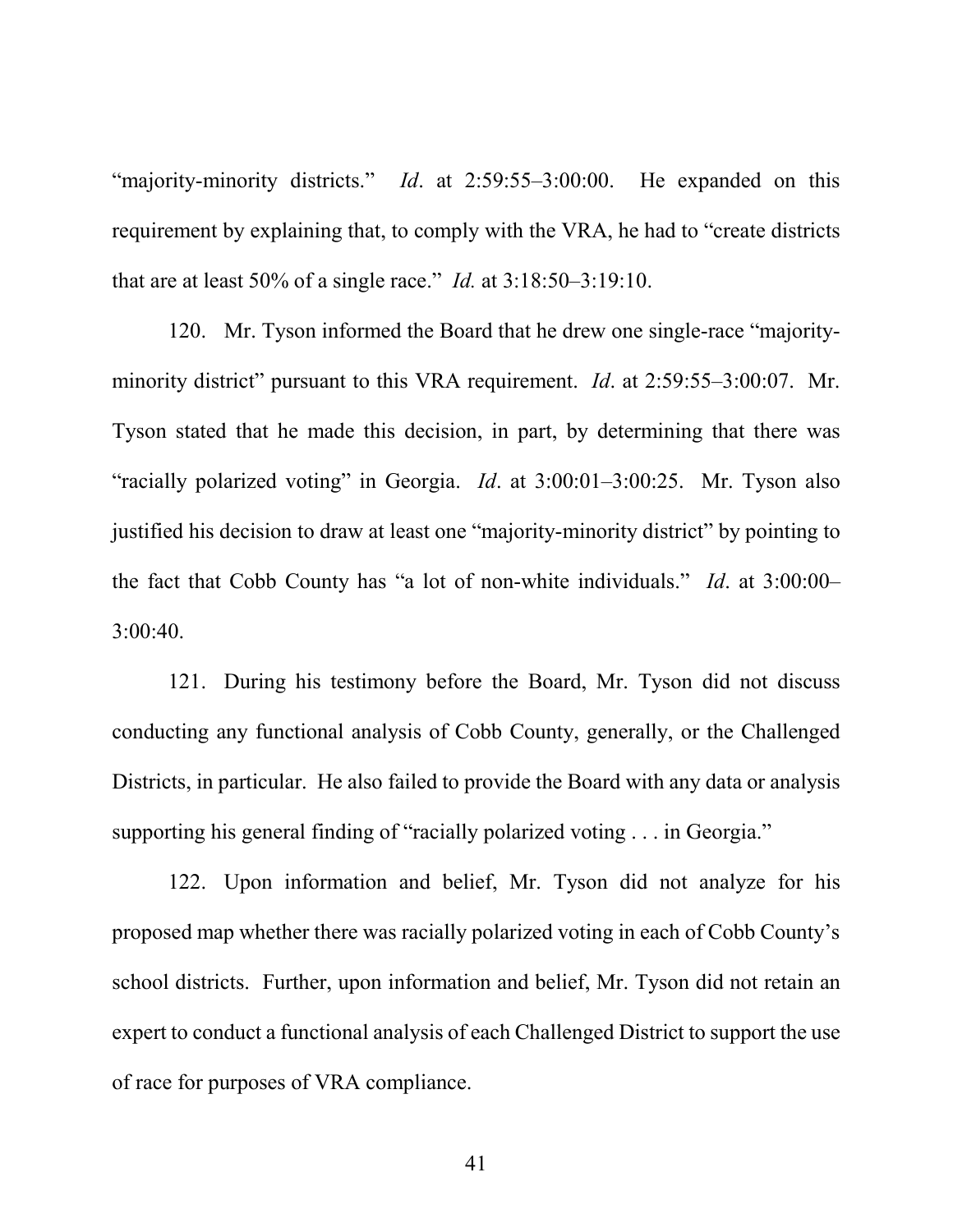"majority-minority districts." *Id*. at 2:59:55–3:00:00. He expanded on this requirement by explaining that, to comply with the VRA, he had to "create districts that are at least 50% of a single race." *Id.* at 3:18:50–3:19:10.

120. Mr. Tyson informed the Board that he drew one single-race "majority-minority district" pursuant to this VRA requirement. *Id*. at 2:59:55–3:00:07. Mr. Tyson stated that he made this decision, in part, by determining that there was "racially polarized voting" in Georgia. *Id*. at 3:00:01–3:00:25. Mr. Tyson also justified his decision to draw at least one "majority-minority district" by pointing to the fact that Cobb County has "a lot of non-white individuals." *Id*. at 3:00:00–3:00:40.

121. During his testimony before the Board, Mr. Tyson did not discuss conducting any functional analysis of Cobb County, generally, or the Challenged Districts, in particular. He also failed to provide the Board with any data or analysis supporting his general finding of "racially polarized voting . . . in Georgia."

122. Upon information and belief, Mr. Tyson did not analyze for his proposed map whether there was racially polarized voting in each of Cobb County's school districts. Further, upon information and belief, Mr. Tyson did not retain an expert to conduct a functional analysis of each Challenged District to support the use of race for purposes of VRA compliance.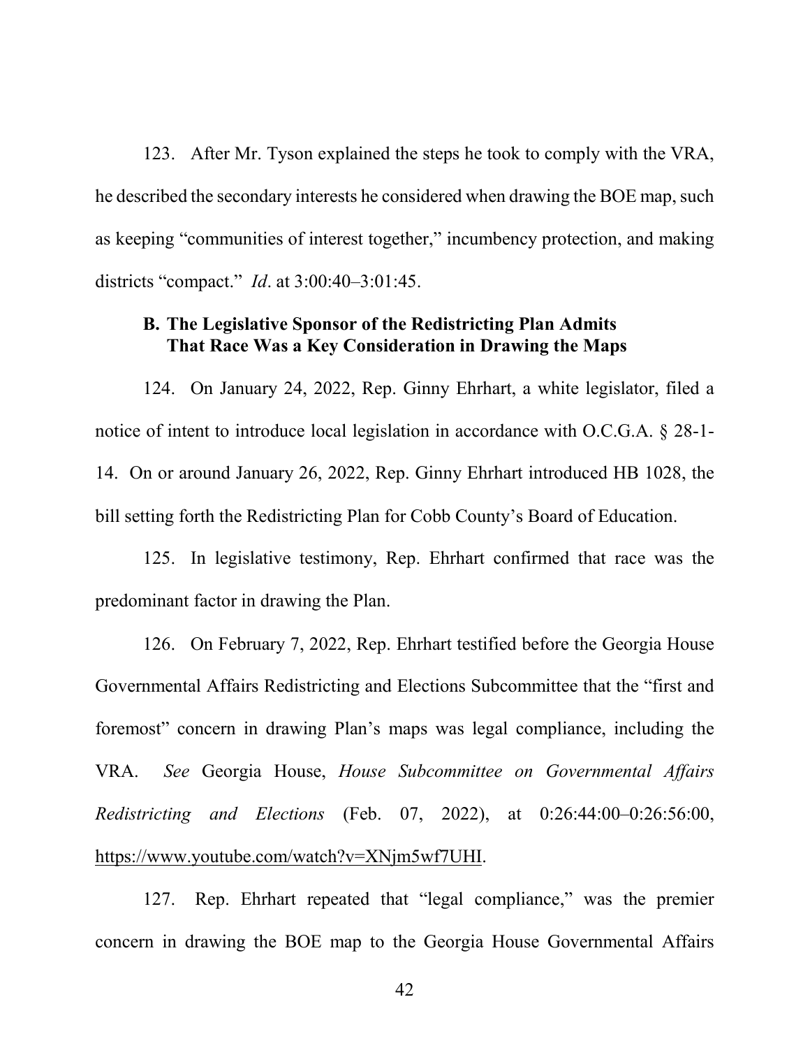123. After Mr. Tyson explained the steps he took to comply with the VRA, he described the secondary interests he considered when drawing the BOE map, such as keeping "communities of interest together," incumbency protection, and making districts "compact." *Id*. at 3:00:40–3:01:45.

### B. The Legislative Sponsor of the Redistricting Plan Admits That Race Was a Key Consideration in Drawing the Maps

124. On January 24, 2022, Rep. Ginny Ehrhart, a white legislator, filed a notice of intent to introduce local legislation in accordance with O.C.G.A. § 28-1-14. On or around January 26, 2022, Rep. Ginny Ehrhart introduced HB 1028, the bill setting forth the Redistricting Plan for Cobb County's Board of Education.

125. In legislative testimony, Rep. Ehrhart confirmed that race was the predominant factor in drawing the Plan.

126. On February 7, 2022, Rep. Ehrhart testified before the Georgia House Governmental Affairs Redistricting and Elections Subcommittee that the "first and foremost" concern in drawing Plan's maps was legal compliance, including the VRA. *See* Georgia House, *House Subcommittee on Governmental Affairs Redistricting and Elections* (Feb. 07, 2022), at 0:26:44:00–0:26:56:00, https://www.youtube.com/watch?v=XNjm5wf7UHI.

127. Rep. Ehrhart repeated that "legal compliance," was the premier concern in drawing the BOE map to the Georgia House Governmental Affairs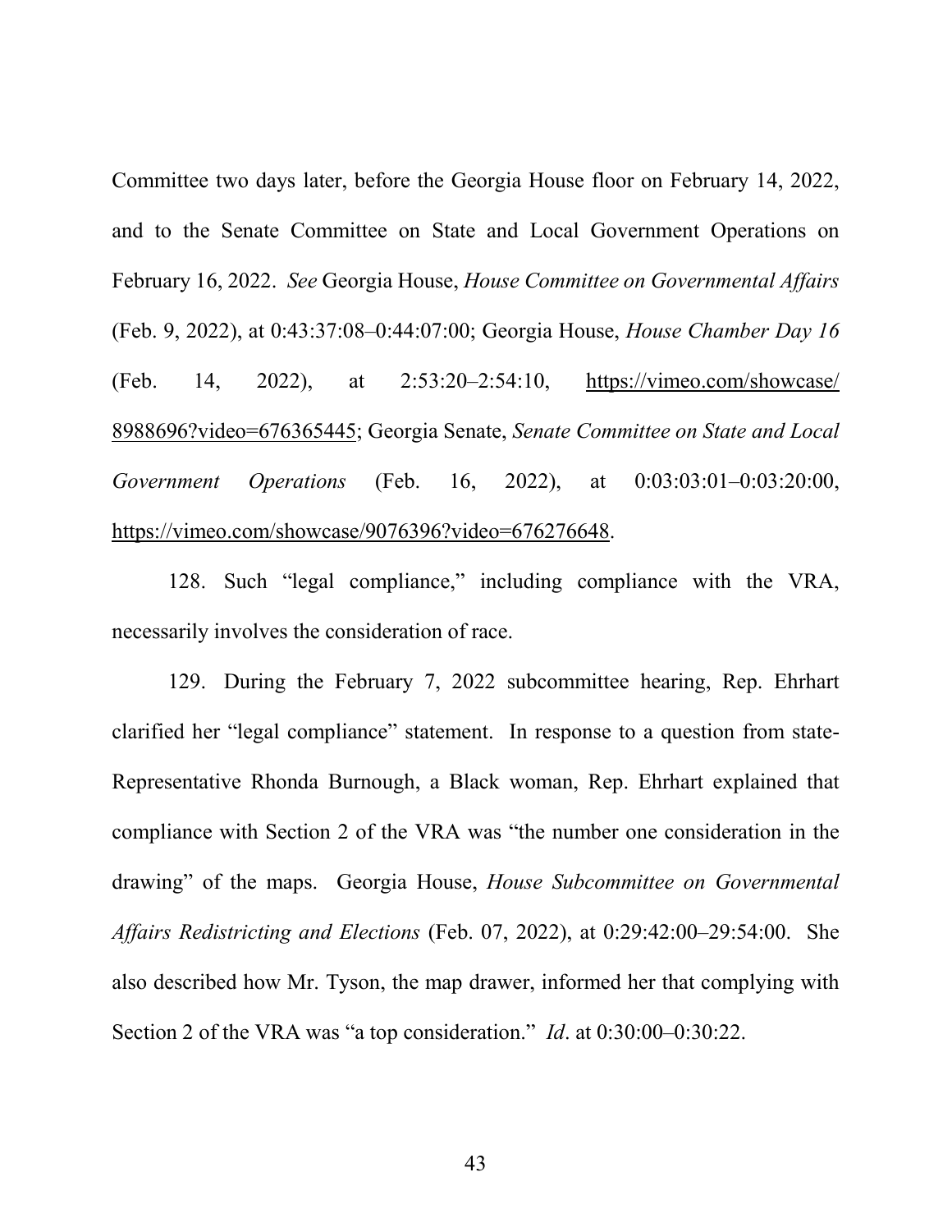Committee two days later, before the Georgia House floor on February 14, 2022, and to the Senate Committee on State and Local Government Operations on February 16, 2022. *See* Georgia House, *House Committee on Governmental Affairs* (Feb. 9, 2022), at 0:43:37:08–0:44:07:00; Georgia House, *House Chamber Day 16* (Feb. 14, 2022), at 2:53:20–2:54:10, https://vimeo.com/showcase/8988696?video=676365445; Georgia Senate, *Senate Committee on State and Local Government Operations* (Feb. 16, 2022), at 0:03:03:01–0:03:20:00, https://vimeo.com/showcase/9076396?video=676276648.

128. Such "legal compliance," including compliance with the VRA, necessarily involves the consideration of race.

129. During the February 7, 2022 subcommittee hearing, Rep. Ehrhart clarified her "legal compliance" statement. In response to a question from state-Representative Rhonda Burnough, a Black woman, Rep. Ehrhart explained that compliance with Section 2 of the VRA was "the number one consideration in the drawing" of the maps. Georgia House, *House Subcommittee on Governmental Affairs Redistricting and Elections* (Feb. 07, 2022), at 0:29:42:00–29:54:00. She also described how Mr. Tyson, the map drawer, informed her that complying with Section 2 of the VRA was "a top consideration." *Id*. at 0:30:00–0:30:22.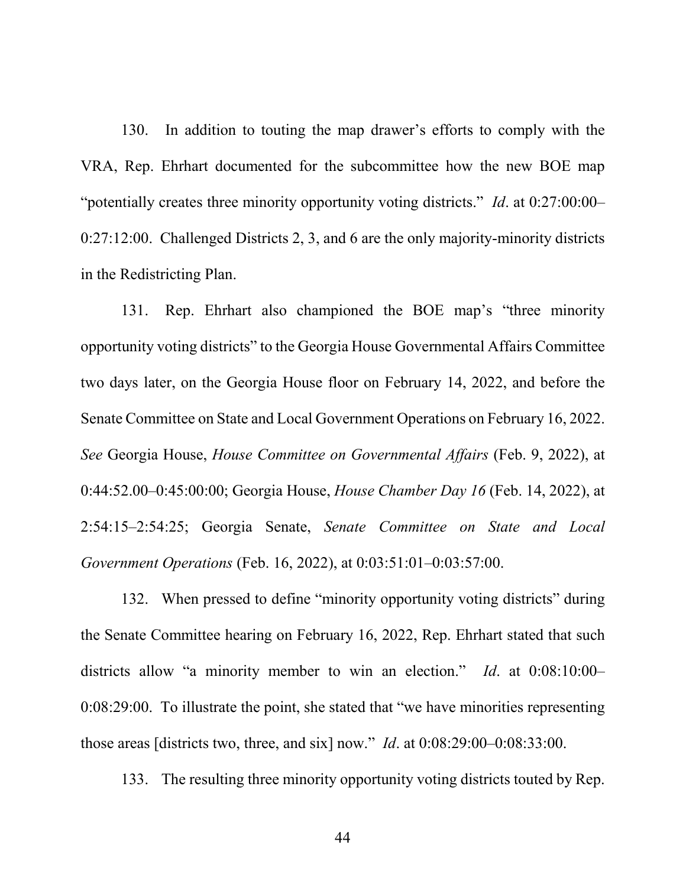130. In addition to touting the map drawer's efforts to comply with the VRA, Rep. Ehrhart documented for the subcommittee how the new BOE map "potentially creates three minority opportunity voting districts." *Id*. at 0:27:00:00–0:27:12:00. Challenged Districts 2, 3, and 6 are the only majority-minority districts in the Redistricting Plan.

131. Rep. Ehrhart also championed the BOE map's "three minority opportunity voting districts" to the Georgia House Governmental Affairs Committee two days later, on the Georgia House floor on February 14, 2022, and before the Senate Committee on State and Local Government Operations on February 16, 2022. *See* Georgia House, *House Committee on Governmental Affairs* (Feb. 9, 2022), at 0:44:52.00–0:45:00:00; Georgia House, *House Chamber Day 16* (Feb. 14, 2022), at 2:54:15–2:54:25; Georgia Senate, *Senate Committee on State and Local Government Operations* (Feb. 16, 2022), at 0:03:51:01–0:03:57:00.

132. When pressed to define "minority opportunity voting districts" during the Senate Committee hearing on February 16, 2022, Rep. Ehrhart stated that such districts allow "a minority member to win an election." *Id*. at 0:08:10:00–0:08:29:00. To illustrate the point, she stated that "we have minorities representing those areas [districts two, three, and six] now." *Id*. at 0:08:29:00–0:08:33:00.

133. The resulting three minority opportunity voting districts touted by Rep.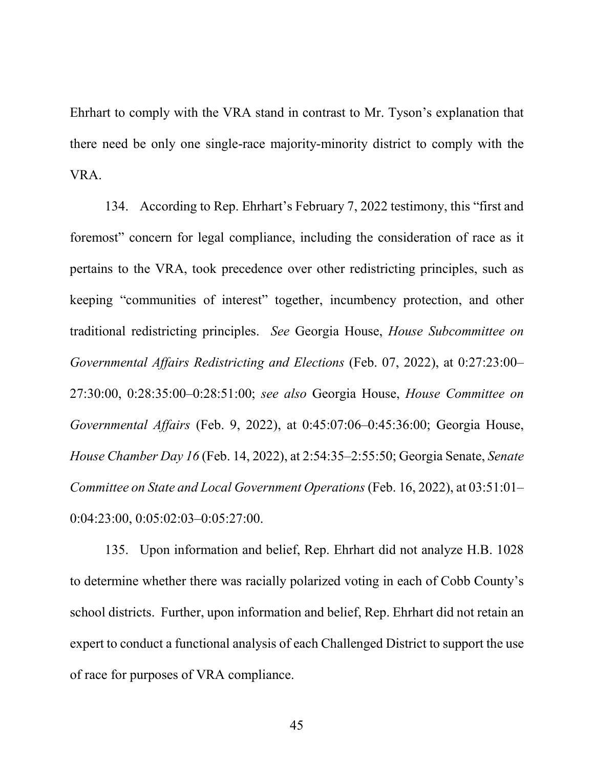Ehrhart to comply with the VRA stand in contrast to Mr. Tyson's explanation that there need be only one single-race majority-minority district to comply with the VRA.

134. According to Rep. Ehrhart's February 7, 2022 testimony, this "first and foremost" concern for legal compliance, including the consideration of race as it pertains to the VRA, took precedence over other redistricting principles, such as keeping "communities of interest" together, incumbency protection, and other traditional redistricting principles. *See* Georgia House, *House Subcommittee on Governmental Affairs Redistricting and Elections* (Feb. 07, 2022), at 0:27:23:00–27:30:00, 0:28:35:00–0:28:51:00; *see also* Georgia House, *House Committee on Governmental Affairs* (Feb. 9, 2022), at 0:45:07:06–0:45:36:00; Georgia House, *House Chamber Day 16* (Feb. 14, 2022), at 2:54:35–2:55:50; Georgia Senate, *Senate Committee on State and Local Government Operations* (Feb. 16, 2022), at 03:51:01–0:04:23:00, 0:05:02:03–0:05:27:00.

135. Upon information and belief, Rep. Ehrhart did not analyze H.B. 1028 to determine whether there was racially polarized voting in each of Cobb County's school districts. Further, upon information and belief, Rep. Ehrhart did not retain an expert to conduct a functional analysis of each Challenged District to support the use of race for purposes of VRA compliance.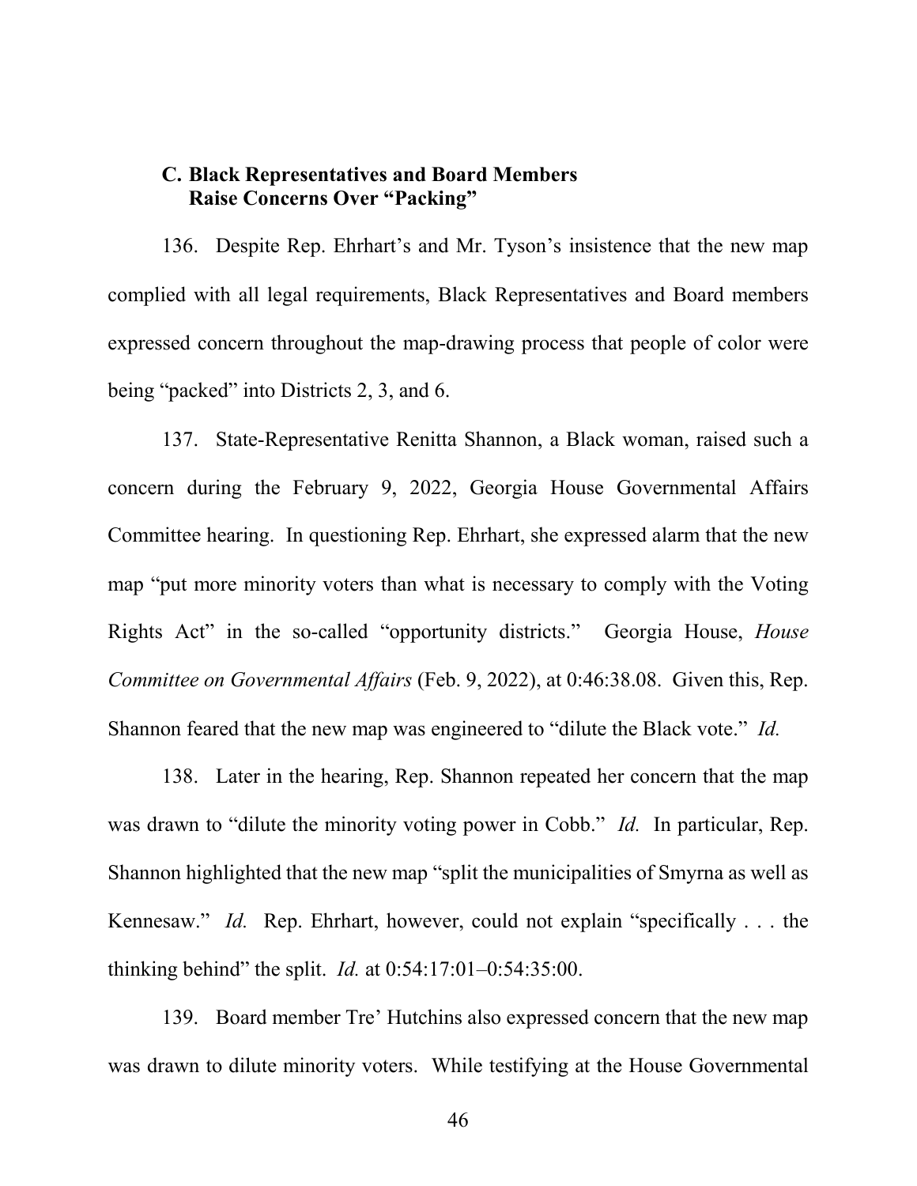### C. Black Representatives and Board Members Raise Concerns Over "Packing"

136. Despite Rep. Ehrhart's and Mr. Tyson's insistence that the new map complied with all legal requirements, Black Representatives and Board members expressed concern throughout the map-drawing process that people of color were being "packed" into Districts 2, 3, and 6.

137. State-Representative Renitta Shannon, a Black woman, raised such a concern during the February 9, 2022, Georgia House Governmental Affairs Committee hearing. In questioning Rep. Ehrhart, she expressed alarm that the new map "put more minority voters than what is necessary to comply with the Voting Rights Act" in the so-called "opportunity districts." Georgia House, *House Committee on Governmental Affairs* (Feb. 9, 2022), at 0:46:38.08. Given this, Rep. Shannon feared that the new map was engineered to "dilute the Black vote." *Id.*

138. Later in the hearing, Rep. Shannon repeated her concern that the map was drawn to "dilute the minority voting power in Cobb." *Id.* In particular, Rep. Shannon highlighted that the new map "split the municipalities of Smyrna as well as Kennesaw." *Id.* Rep. Ehrhart, however, could not explain "specifically . . . the thinking behind" the split. *Id.* at 0:54:17:01–0:54:35:00.

139. Board member Tre' Hutchins also expressed concern that the new map was drawn to dilute minority voters. While testifying at the House Governmental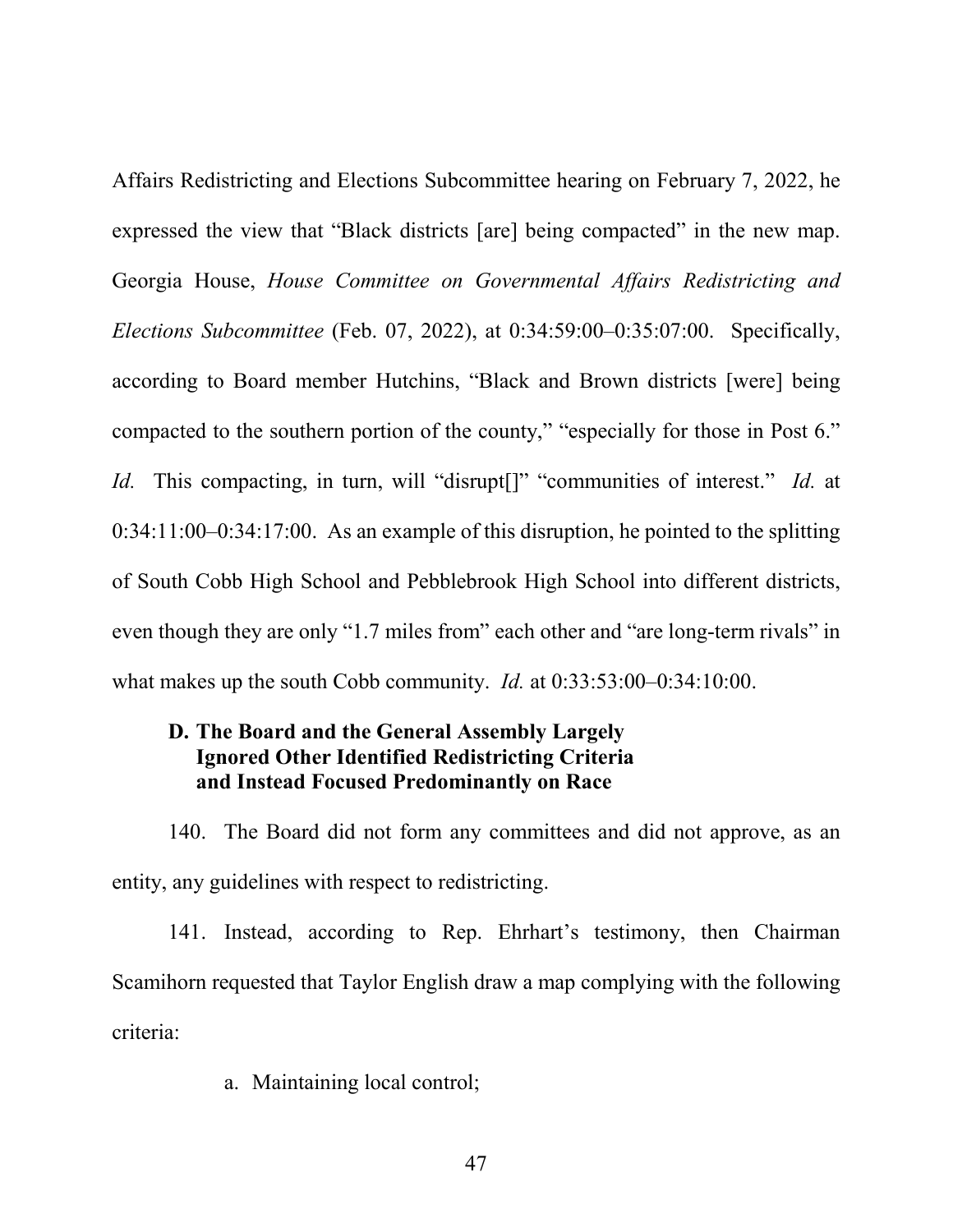Affairs Redistricting and Elections Subcommittee hearing on February 7, 2022, he expressed the view that "Black districts [are] being compacted" in the new map. Georgia House, *House Committee on Governmental Affairs Redistricting and Elections Subcommittee* (Feb. 07, 2022), at 0:34:59:00–0:35:07:00. Specifically, according to Board member Hutchins, "Black and Brown districts [were] being compacted to the southern portion of the county," "especially for those in Post 6." *Id.* This compacting, in turn, will "disrupt[]" "communities of interest." *Id.* at 0:34:11:00–0:34:17:00. As an example of this disruption, he pointed to the splitting of South Cobb High School and Pebblebrook High School into different districts, even though they are only "1.7 miles from" each other and "are long-term rivals" in what makes up the south Cobb community. *Id.* at 0:33:53:00–0:34:10:00.

### D. The Board and the General Assembly Largely Ignored Other Identified Redistricting Criteria and Instead Focused Predominantly on Race

140. The Board did not form any committees and did not approve, as an entity, any guidelines with respect to redistricting.

141. Instead, according to Rep. Ehrhart's testimony, then Chairman Scamihorn requested that Taylor English draw a map complying with the following criteria:

a. Maintaining local control;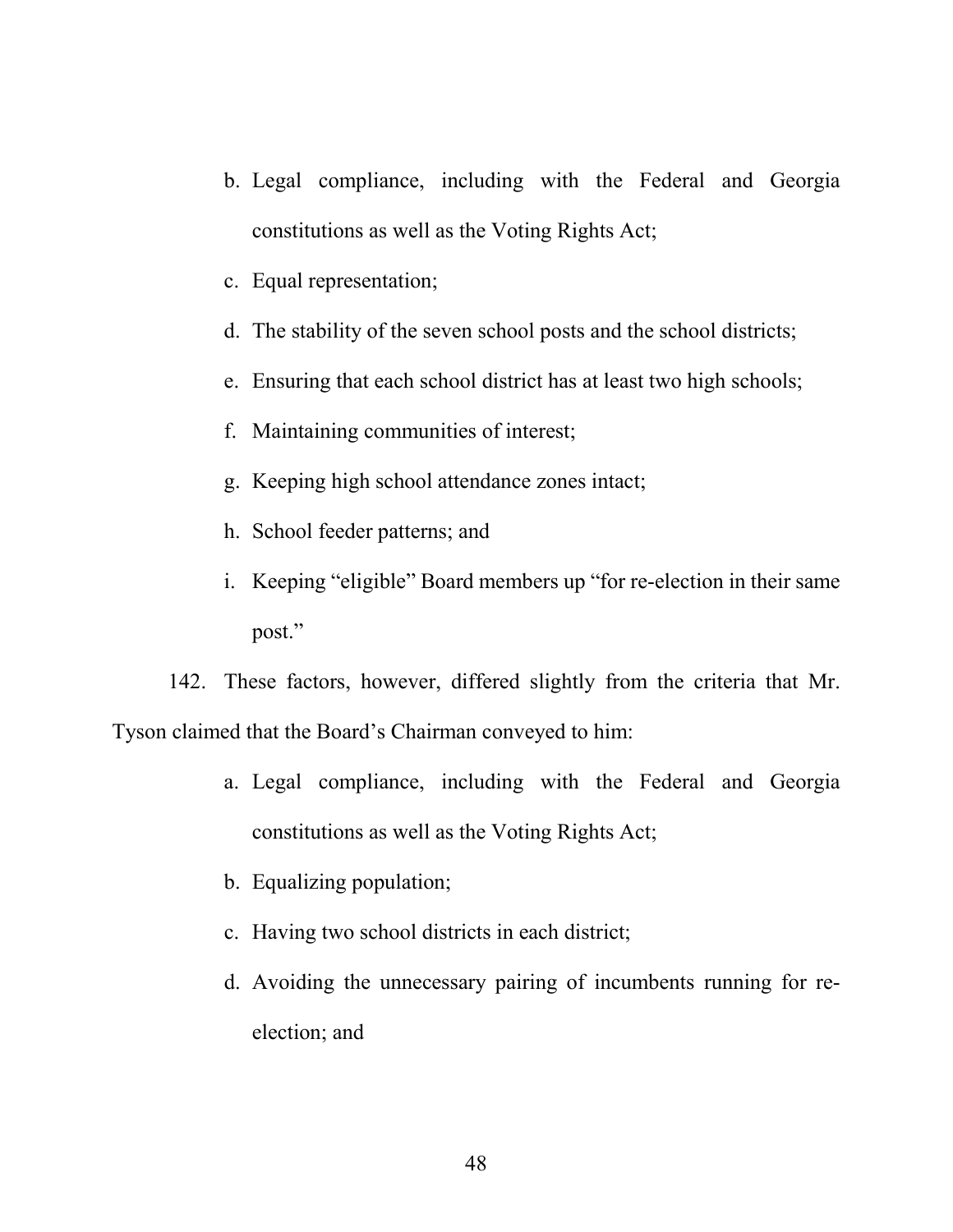b. Legal compliance, including with the Federal and Georgia constitutions as well as the Voting Rights Act;

c. Equal representation;

d. The stability of the seven school posts and the school districts;

e. Ensuring that each school district has at least two high schools;

f. Maintaining communities of interest;

g. Keeping high school attendance zones intact;

h. School feeder patterns; and

i. Keeping "eligible" Board members up "for re-election in their same post."

142. These factors, however, differed slightly from the criteria that Mr. Tyson claimed that the Board's Chairman conveyed to him:

a. Legal compliance, including with the Federal and Georgia constitutions as well as the Voting Rights Act;

b. Equalizing population;

c. Having two school districts in each district;

d. Avoiding the unnecessary pairing of incumbents running for re-election; and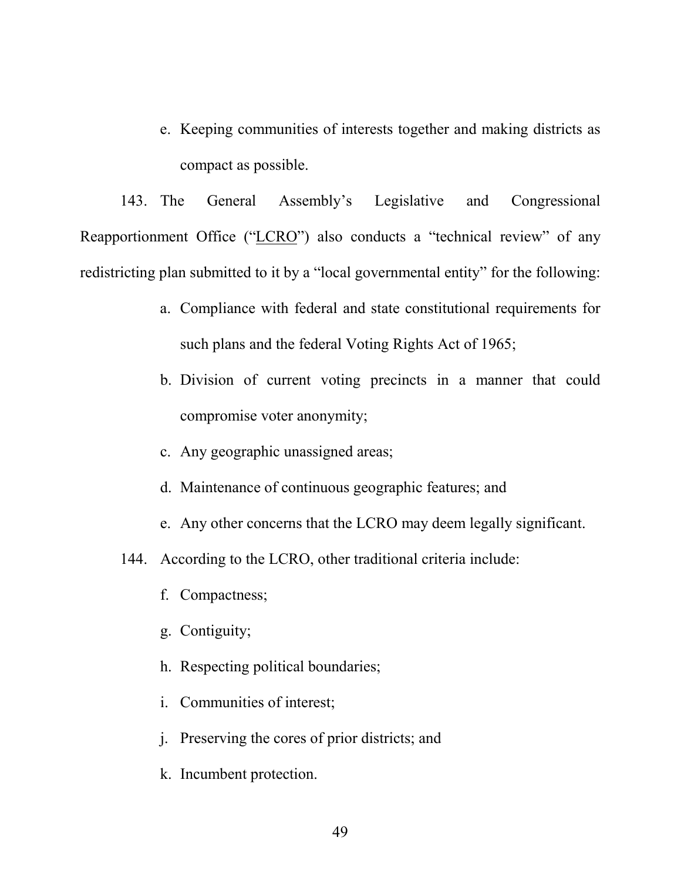e. Keeping communities of interests together and making districts as compact as possible.

143. The General Assembly's Legislative and Congressional Reapportionment Office ("LCRO") also conducts a "technical review" of any redistricting plan submitted to it by a "local governmental entity" for the following:

a. Compliance with federal and state constitutional requirements for such plans and the federal Voting Rights Act of 1965;

b. Division of current voting precincts in a manner that could compromise voter anonymity;

c. Any geographic unassigned areas;

d. Maintenance of continuous geographic features; and

e. Any other concerns that the LCRO may deem legally significant.

144. According to the LCRO, other traditional criteria include:

f. Compactness;

g. Contiguity;

h. Respecting political boundaries;

i. Communities of interest;

j. Preserving the cores of prior districts; and

k. Incumbent protection.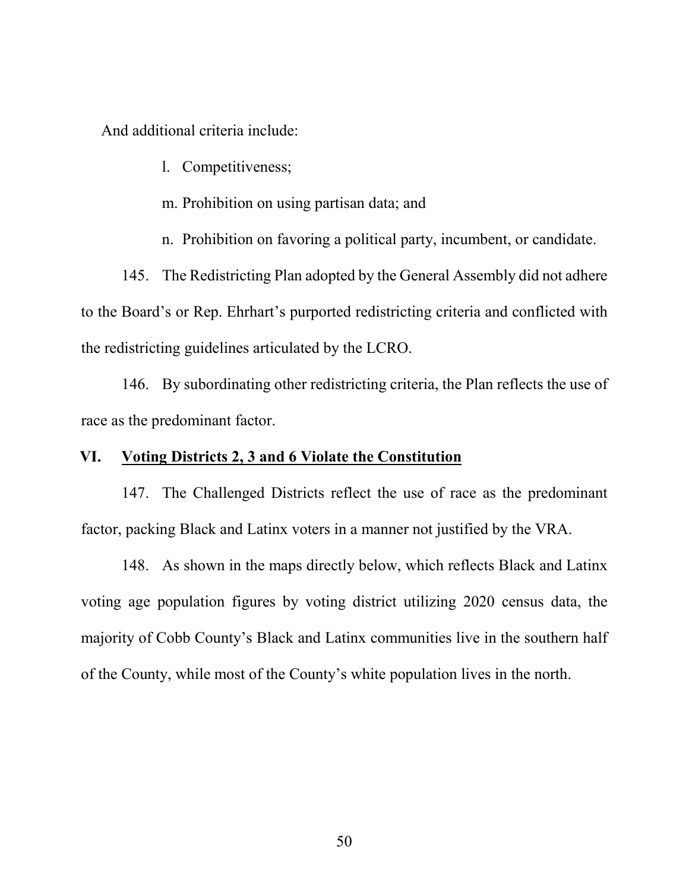And additional criteria include:

l. Competitiveness;

m. Prohibition on using partisan data; and

n. Prohibition on favoring a political party, incumbent, or candidate.

145. The Redistricting Plan adopted by the General Assembly did not adhere to the Board's or Rep. Ehrhart's purported redistricting criteria and conflicted with the redistricting guidelines articulated by the LCRO.

146. By subordinating other redistricting criteria, the Plan reflects the use of race as the predominant factor.

## VI. <u>Voting Districts 2, 3 and 6 Violate the Constitution</u>

147. The Challenged Districts reflect the use of race as the predominant factor, packing Black and Latinx voters in a manner not justified by the VRA.

148. As shown in the maps directly below, which reflects Black and Latinx voting age population figures by voting district utilizing 2020 census data, the majority of Cobb County's Black and Latinx communities live in the southern half of the County, while most of the County's white population lives in the north.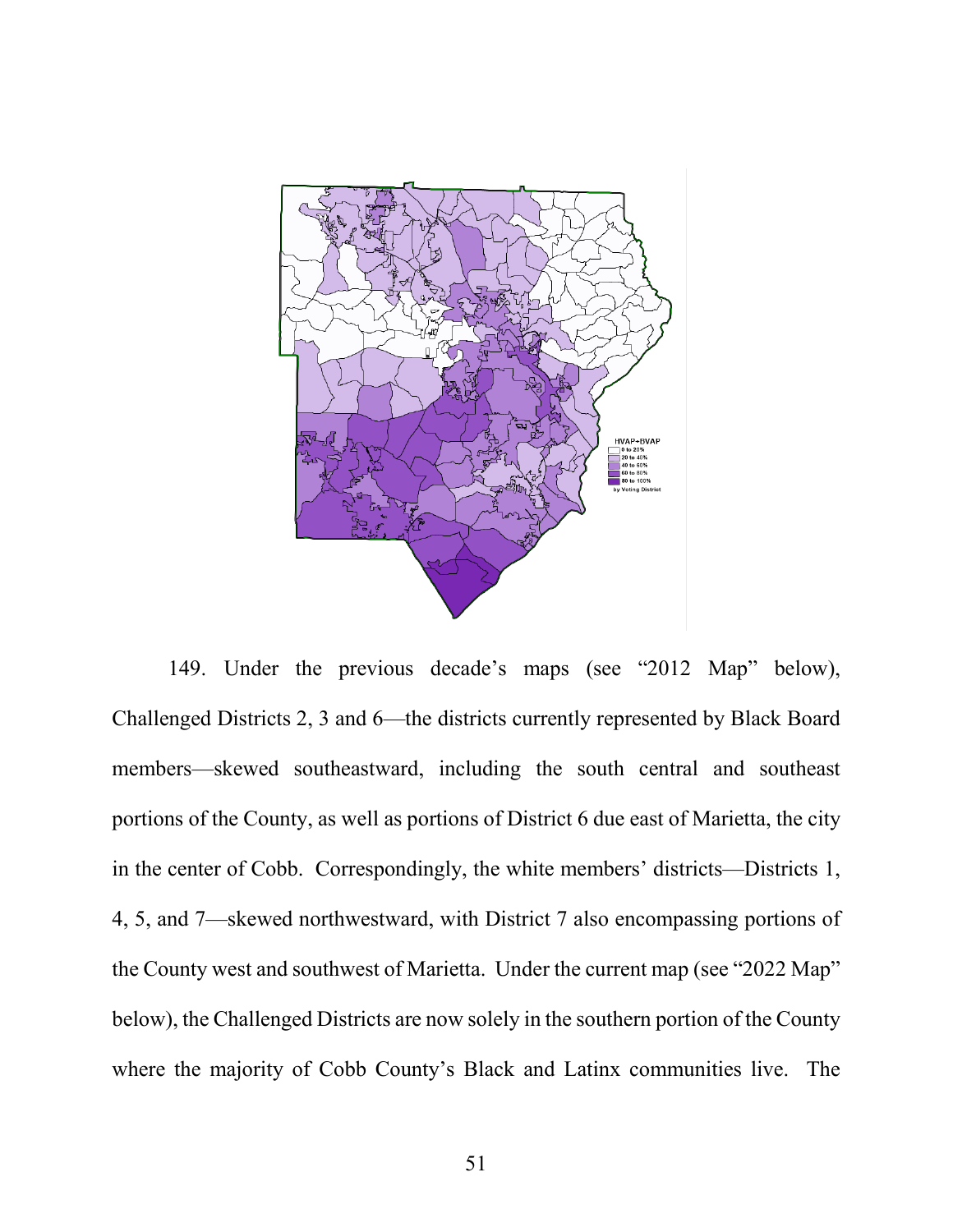149. Under the previous decade's maps (see "2012 Map" below), Challenged Districts 2, 3 and 6—the districts currently represented by Black Board members—skewed southeastward, including the south central and southeast portions of the County, as well as portions of District 6 due east of Marietta, the city in the center of Cobb. Correspondingly, the white members' districts—Districts 1, 4, 5, and 7—skewed northwestward, with District 7 also encompassing portions of the County west and southwest of Marietta. Under the current map (see "2022 Map" below), the Challenged Districts are now solely in the southern portion of the County where the majority of Cobb County's Black and Latinx communities live. The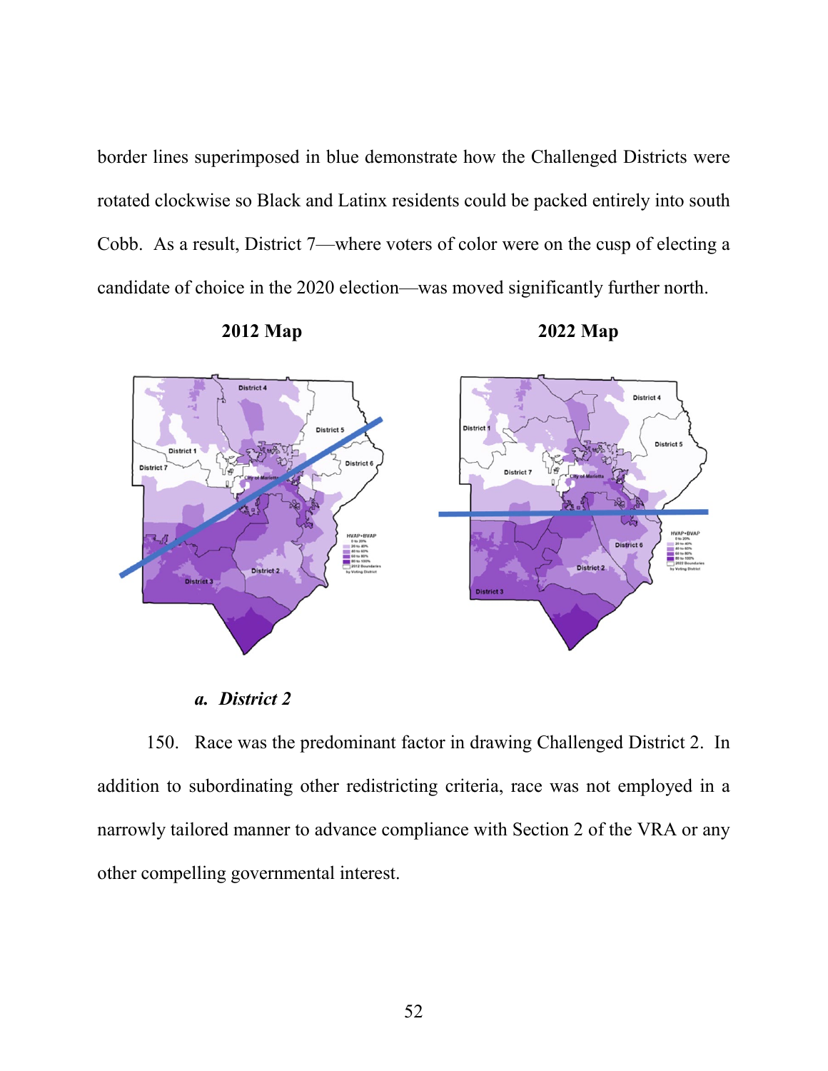border lines superimposed in blue demonstrate how the Challenged Districts were rotated clockwise so Black and Latinx residents could be packed entirely into south Cobb. As a result, District 7—where voters of color were on the cusp of electing a candidate of choice in the 2020 election—was moved significantly further north.

**2012 Map** **2022 Map**

#### *a. District 2*

150. Race was the predominant factor in drawing Challenged District 2. In addition to subordinating other redistricting criteria, race was not employed in a narrowly tailored manner to advance compliance with Section 2 of the VRA or any other compelling governmental interest.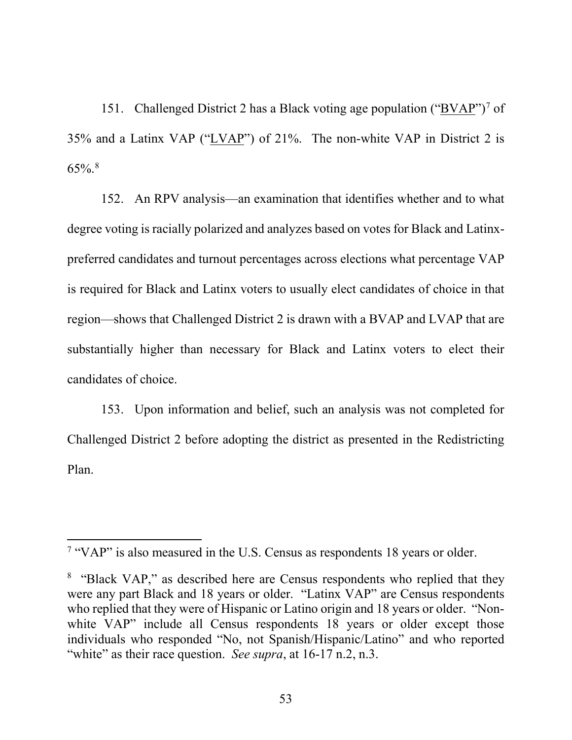151. Challenged District 2 has a Black voting age population ("BVAP")[7] of 35% and a Latinx VAP ("LVAP") of 21%. The non-white VAP in District 2 is 65%.[8]

152. An RPV analysis—an examination that identifies whether and to what degree voting is racially polarized and analyzes based on votes for Black and Latinx-preferred candidates and turnout percentages across elections what percentage VAP is required for Black and Latinx voters to usually elect candidates of choice in that region—shows that Challenged District 2 is drawn with a BVAP and LVAP that are substantially higher than necessary for Black and Latinx voters to elect their candidates of choice.

153. Upon information and belief, such an analysis was not completed for Challenged District 2 before adopting the district as presented in the Redistricting Plan.

---

[7] "VAP" is also measured in the U.S. Census as respondents 18 years or older.

[8] "Black VAP," as described here are Census respondents who replied that they were any part Black and 18 years or older. "Latinx VAP" are Census respondents who replied that they were of Hispanic or Latino origin and 18 years or older. "Non-white VAP" include all Census respondents 18 years or older except those individuals who responded "No, not Spanish/Hispanic/Latino" and who reported "white" as their race question. *See supra*, at 16-17 n.2, n.3.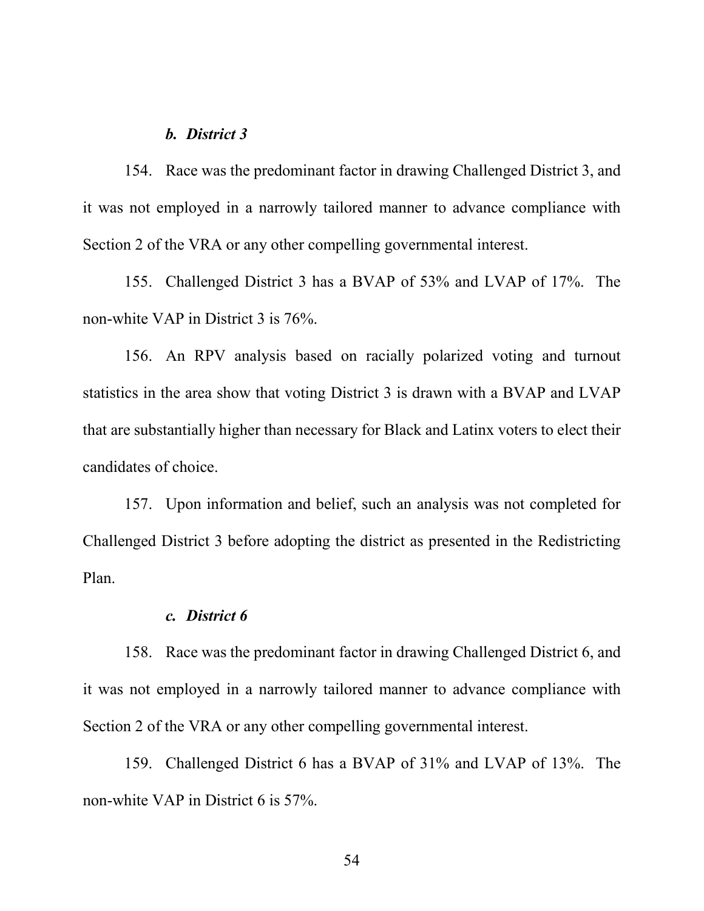***b. District 3***

154. Race was the predominant factor in drawing Challenged District 3, and it was not employed in a narrowly tailored manner to advance compliance with Section 2 of the VRA or any other compelling governmental interest.

155. Challenged District 3 has a BVAP of 53% and LVAP of 17%. The non-white VAP in District 3 is 76%.

156. An RPV analysis based on racially polarized voting and turnout statistics in the area show that voting District 3 is drawn with a BVAP and LVAP that are substantially higher than necessary for Black and Latinx voters to elect their candidates of choice.

157. Upon information and belief, such an analysis was not completed for Challenged District 3 before adopting the district as presented in the Redistricting Plan.

***c. District 6***

158. Race was the predominant factor in drawing Challenged District 6, and it was not employed in a narrowly tailored manner to advance compliance with Section 2 of the VRA or any other compelling governmental interest.

159. Challenged District 6 has a BVAP of 31% and LVAP of 13%. The non-white VAP in District 6 is 57%.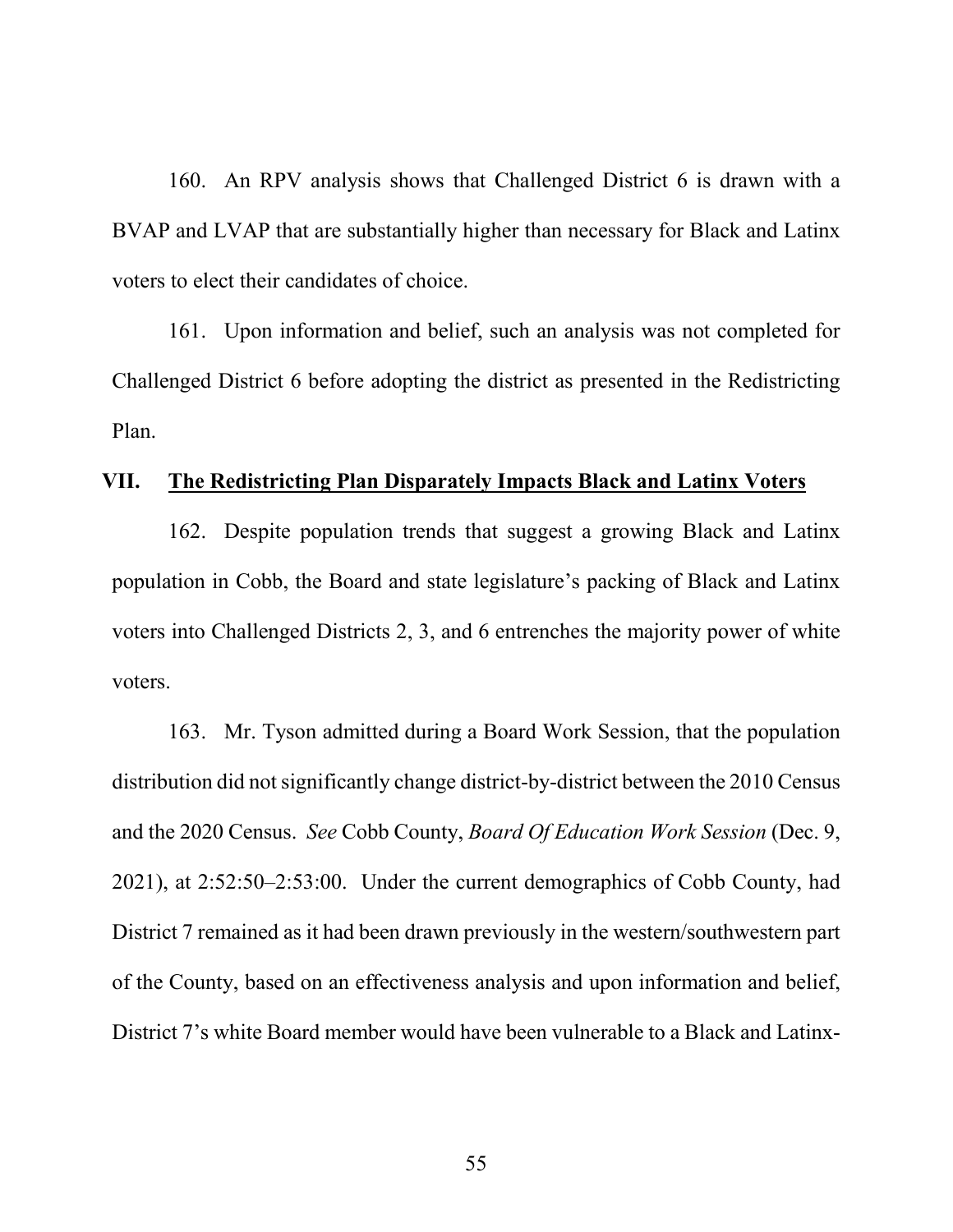160. An RPV analysis shows that Challenged District 6 is drawn with a BVAP and LVAP that are substantially higher than necessary for Black and Latinx voters to elect their candidates of choice.

161. Upon information and belief, such an analysis was not completed for Challenged District 6 before adopting the district as presented in the Redistricting Plan.

## VII. The Redistricting Plan Disparately Impacts Black and Latinx Voters

162. Despite population trends that suggest a growing Black and Latinx population in Cobb, the Board and state legislature's packing of Black and Latinx voters into Challenged Districts 2, 3, and 6 entrenches the majority power of white voters.

163. Mr. Tyson admitted during a Board Work Session, that the population distribution did not significantly change district-by-district between the 2010 Census and the 2020 Census. *See* Cobb County, *Board Of Education Work Session* (Dec. 9, 2021), at 2:52:50–2:53:00. Under the current demographics of Cobb County, had District 7 remained as it had been drawn previously in the western/southwestern part of the County, based on an effectiveness analysis and upon information and belief, District 7's white Board member would have been vulnerable to a Black and Latinx-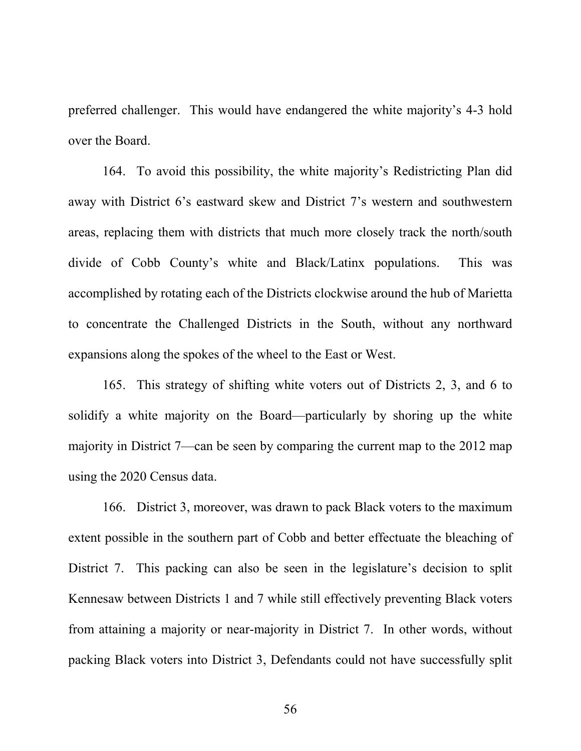preferred challenger. This would have endangered the white majority's 4-3 hold over the Board.

164. To avoid this possibility, the white majority's Redistricting Plan did away with District 6's eastward skew and District 7's western and southwestern areas, replacing them with districts that much more closely track the north/south divide of Cobb County's white and Black/Latinx populations. This was accomplished by rotating each of the Districts clockwise around the hub of Marietta to concentrate the Challenged Districts in the South, without any northward expansions along the spokes of the wheel to the East or West.

165. This strategy of shifting white voters out of Districts 2, 3, and 6 to solidify a white majority on the Board—particularly by shoring up the white majority in District 7—can be seen by comparing the current map to the 2012 map using the 2020 Census data.

166. District 3, moreover, was drawn to pack Black voters to the maximum extent possible in the southern part of Cobb and better effectuate the bleaching of District 7. This packing can also be seen in the legislature's decision to split Kennesaw between Districts 1 and 7 while still effectively preventing Black voters from attaining a majority or near-majority in District 7. In other words, without packing Black voters into District 3, Defendants could not have successfully split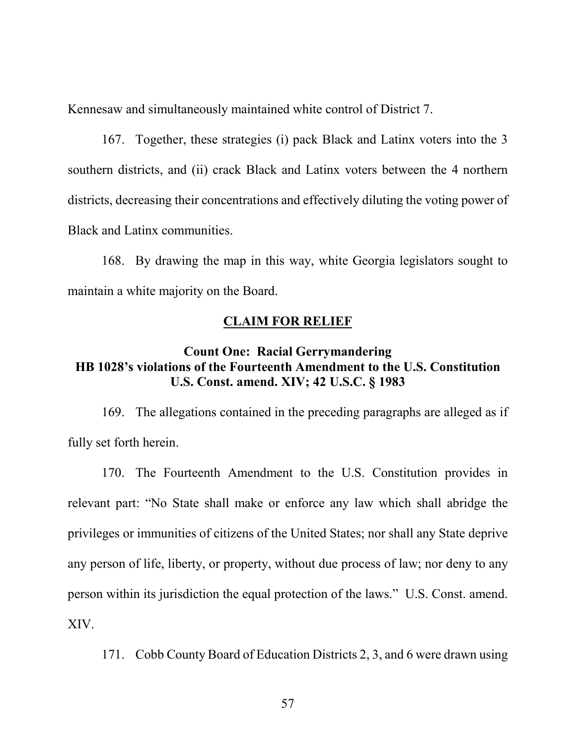Kennesaw and simultaneously maintained white control of District 7.

167. Together, these strategies (i) pack Black and Latinx voters into the 3 southern districts, and (ii) crack Black and Latinx voters between the 4 northern districts, decreasing their concentrations and effectively diluting the voting power of Black and Latinx communities.

168. By drawing the map in this way, white Georgia legislators sought to maintain a white majority on the Board.

## CLAIM FOR RELIEF

### Count One: Racial Gerrymandering
### HB 1028's violations of the Fourteenth Amendment to the U.S. Constitution
### U.S. Const. amend. XIV; 42 U.S.C. § 1983

169. The allegations contained in the preceding paragraphs are alleged as if fully set forth herein.

170. The Fourteenth Amendment to the U.S. Constitution provides in relevant part: "No State shall make or enforce any law which shall abridge the privileges or immunities of citizens of the United States; nor shall any State deprive any person of life, liberty, or property, without due process of law; nor deny to any person within its jurisdiction the equal protection of the laws." U.S. Const. amend. XIV.

171. Cobb County Board of Education Districts 2, 3, and 6 were drawn using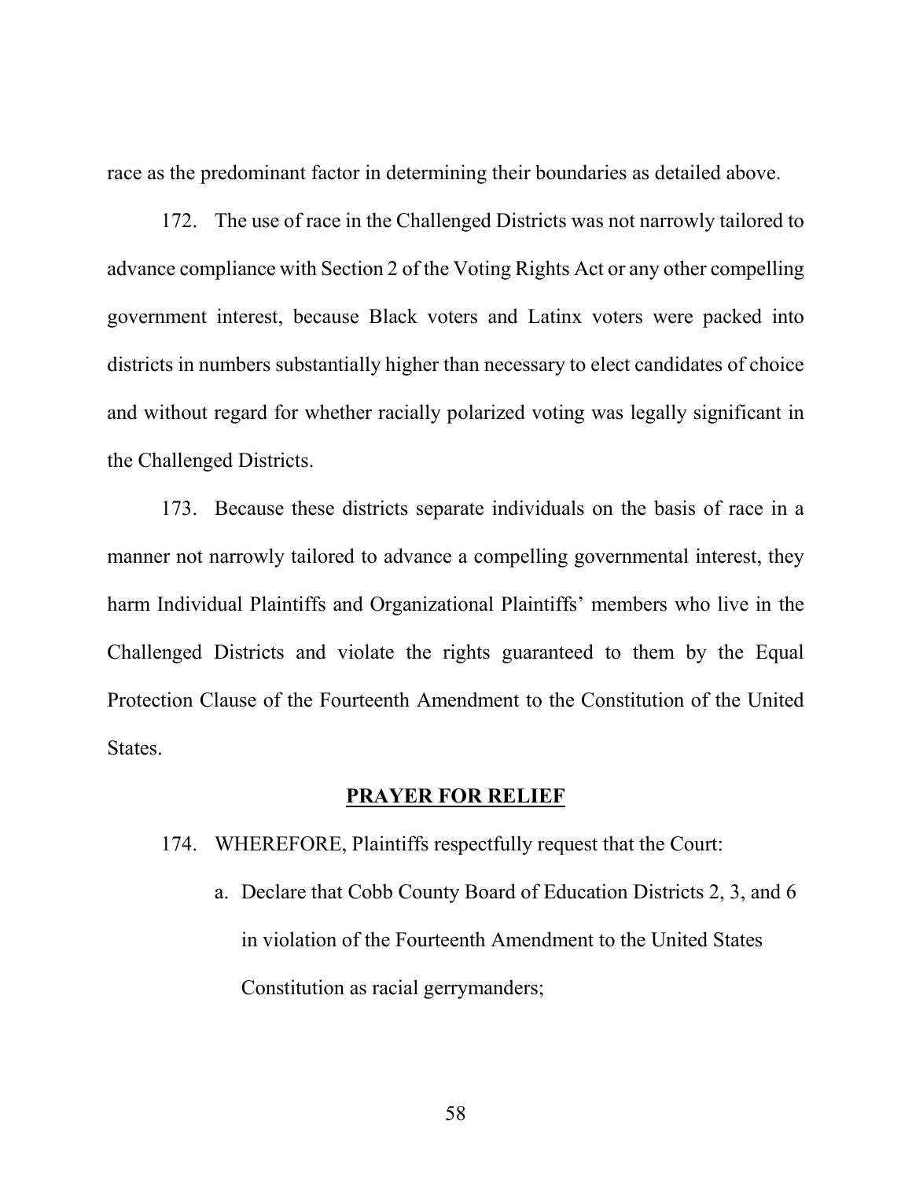race as the predominant factor in determining their boundaries as detailed above.

172. The use of race in the Challenged Districts was not narrowly tailored to advance compliance with Section 2 of the Voting Rights Act or any other compelling government interest, because Black voters and Latinx voters were packed into districts in numbers substantially higher than necessary to elect candidates of choice and without regard for whether racially polarized voting was legally significant in the Challenged Districts.

173. Because these districts separate individuals on the basis of race in a manner not narrowly tailored to advance a compelling governmental interest, they harm Individual Plaintiffs and Organizational Plaintiffs' members who live in the Challenged Districts and violate the rights guaranteed to them by the Equal Protection Clause of the Fourteenth Amendment to the Constitution of the United States.

## PRAYER FOR RELIEF

174. WHEREFORE, Plaintiffs respectfully request that the Court:

a. Declare that Cobb County Board of Education Districts 2, 3, and 6 in violation of the Fourteenth Amendment to the United States Constitution as racial gerrymanders;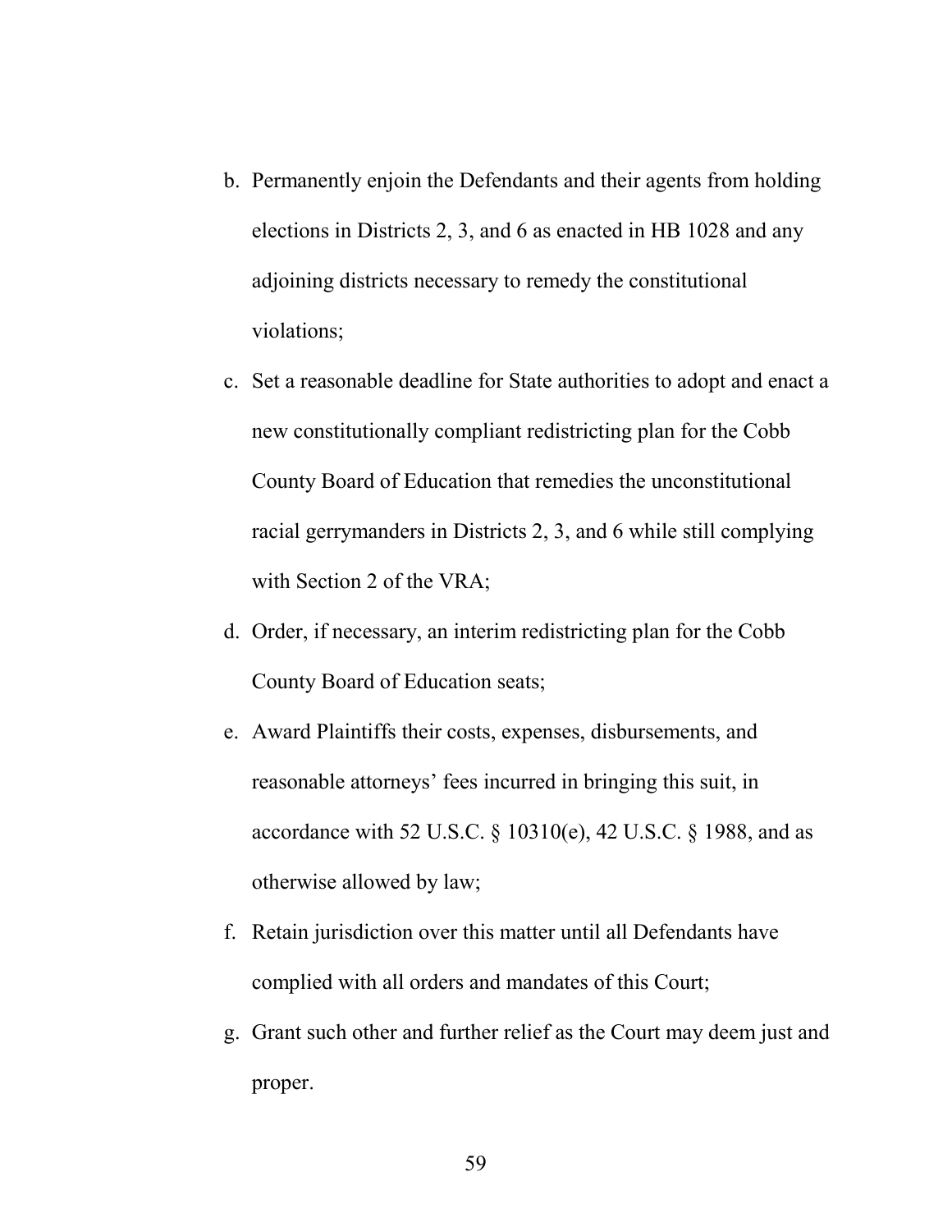b. Permanently enjoin the Defendants and their agents from holding elections in Districts 2, 3, and 6 as enacted in HB 1028 and any adjoining districts necessary to remedy the constitutional violations;

c. Set a reasonable deadline for State authorities to adopt and enact a new constitutionally compliant redistricting plan for the Cobb County Board of Education that remedies the unconstitutional racial gerrymanders in Districts 2, 3, and 6 while still complying with Section 2 of the VRA;

d. Order, if necessary, an interim redistricting plan for the Cobb County Board of Education seats;

e. Award Plaintiffs their costs, expenses, disbursements, and reasonable attorneys' fees incurred in bringing this suit, in accordance with 52 U.S.C. § 10310(e), 42 U.S.C. § 1988, and as otherwise allowed by law;

f. Retain jurisdiction over this matter until all Defendants have complied with all orders and mandates of this Court;

g. Grant such other and further relief as the Court may deem just and proper.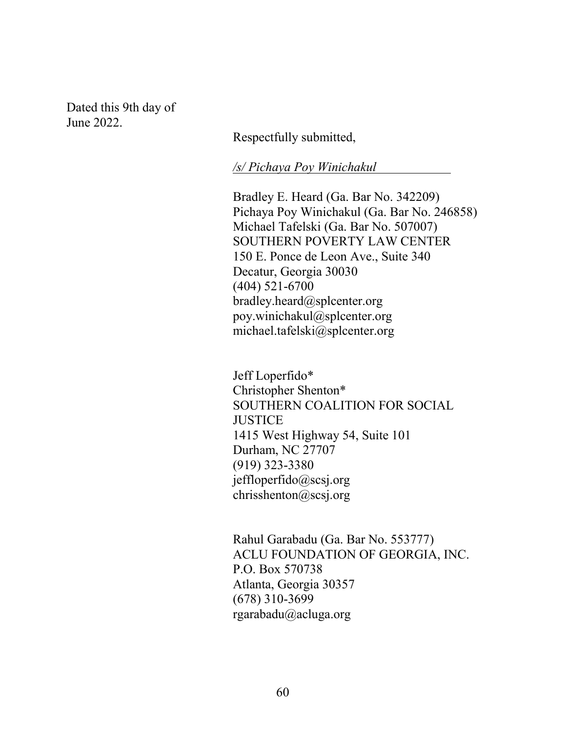Dated this 9th day of
June 2022.

Respectfully submitted,

*/s/ Pichaya Poy Winichakul*

Bradley E. Heard (Ga. Bar No. 342209)
Pichaya Poy Winichakul (Ga. Bar No. 246858)
Michael Tafelski (Ga. Bar No. 507007)
SOUTHERN POVERTY LAW CENTER
150 E. Ponce de Leon Ave., Suite 340
Decatur, Georgia 30030
(404) 521-6700
bradley.heard@splcenter.org
poy.winichakul@splcenter.org
michael.tafelski@splcenter.org

Jeff Loperfido*
Christopher Shenton*
SOUTHERN COALITION FOR SOCIAL JUSTICE
1415 West Highway 54, Suite 101
Durham, NC 27707
(919) 323-3380
jeffloperfido@scsj.org
chrisshenton@scsj.org

Rahul Garabadu (Ga. Bar No. 553777)
ACLU FOUNDATION OF GEORGIA, INC.
P.O. Box 570738
Atlanta, Georgia 30357
(678) 310-3699
rgarabadu@acluga.org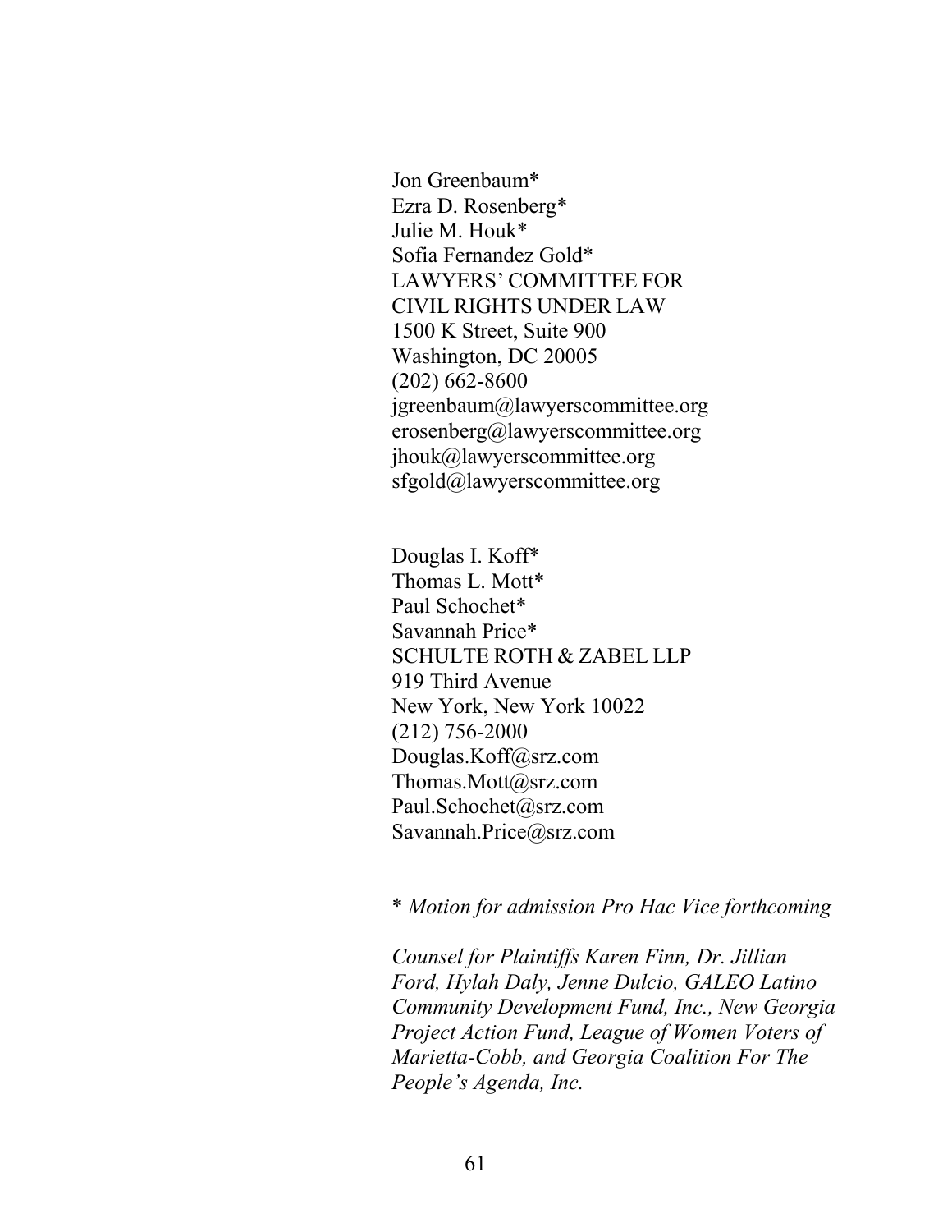Jon Greenbaum*
Ezra D. Rosenberg*
Julie M. Houk*
Sofia Fernandez Gold*
LAWYERS' COMMITTEE FOR
CIVIL RIGHTS UNDER LAW
1500 K Street, Suite 900
Washington, DC 20005
(202) 662-8600
jgreenbaum@lawyerscommittee.org
erosenberg@lawyerscommittee.org
jhouk@lawyerscommittee.org
sfgold@lawyerscommittee.org

Douglas I. Koff*
Thomas L. Mott*
Paul Schochet*
Savannah Price*
SCHULTE ROTH & ZABEL LLP
919 Third Avenue
New York, New York 10022
(212) 756-2000
Douglas.Koff@srz.com
Thomas.Mott@srz.com
Paul.Schochet@srz.com
Savannah.Price@srz.com

\* *Motion for admission Pro Hac Vice forthcoming*

*Counsel for Plaintiffs Karen Finn, Dr. Jillian Ford, Hylah Daly, Jenne Dulcio, GALEO Latino Community Development Fund, Inc., New Georgia Project Action Fund, League of Women Voters of Marietta-Cobb, and Georgia Coalition For The People's Agenda, Inc.*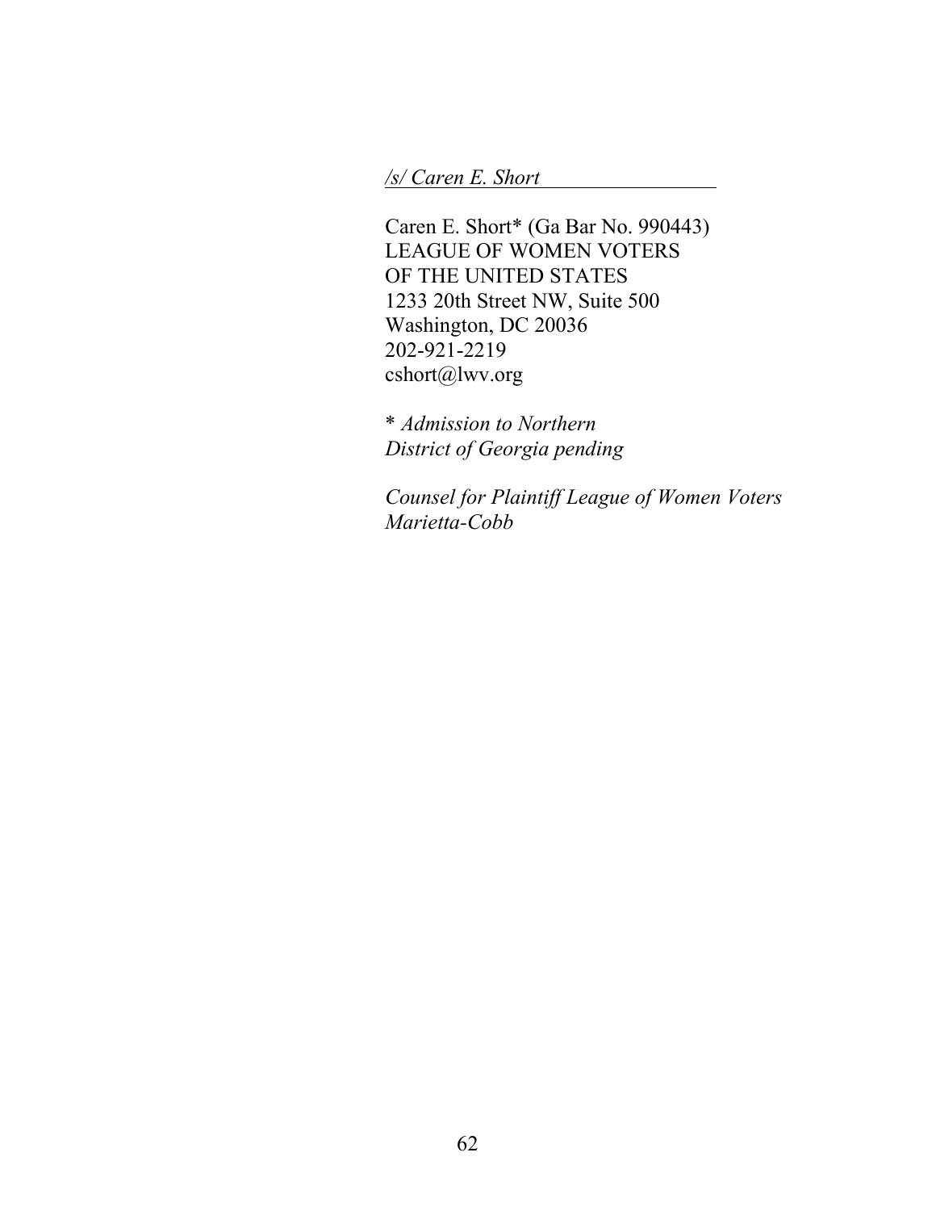*/s/ Caren E. Short*

Caren E. Short* (Ga Bar No. 990443)
LEAGUE OF WOMEN VOTERS
OF THE UNITED STATES
1233 20th Street NW, Suite 500
Washington, DC 20036
202-921-2219
cshort@lwv.org

\* *Admission to Northern District of Georgia pending*

*Counsel for Plaintiff League of Women Voters Marietta-Cobb*